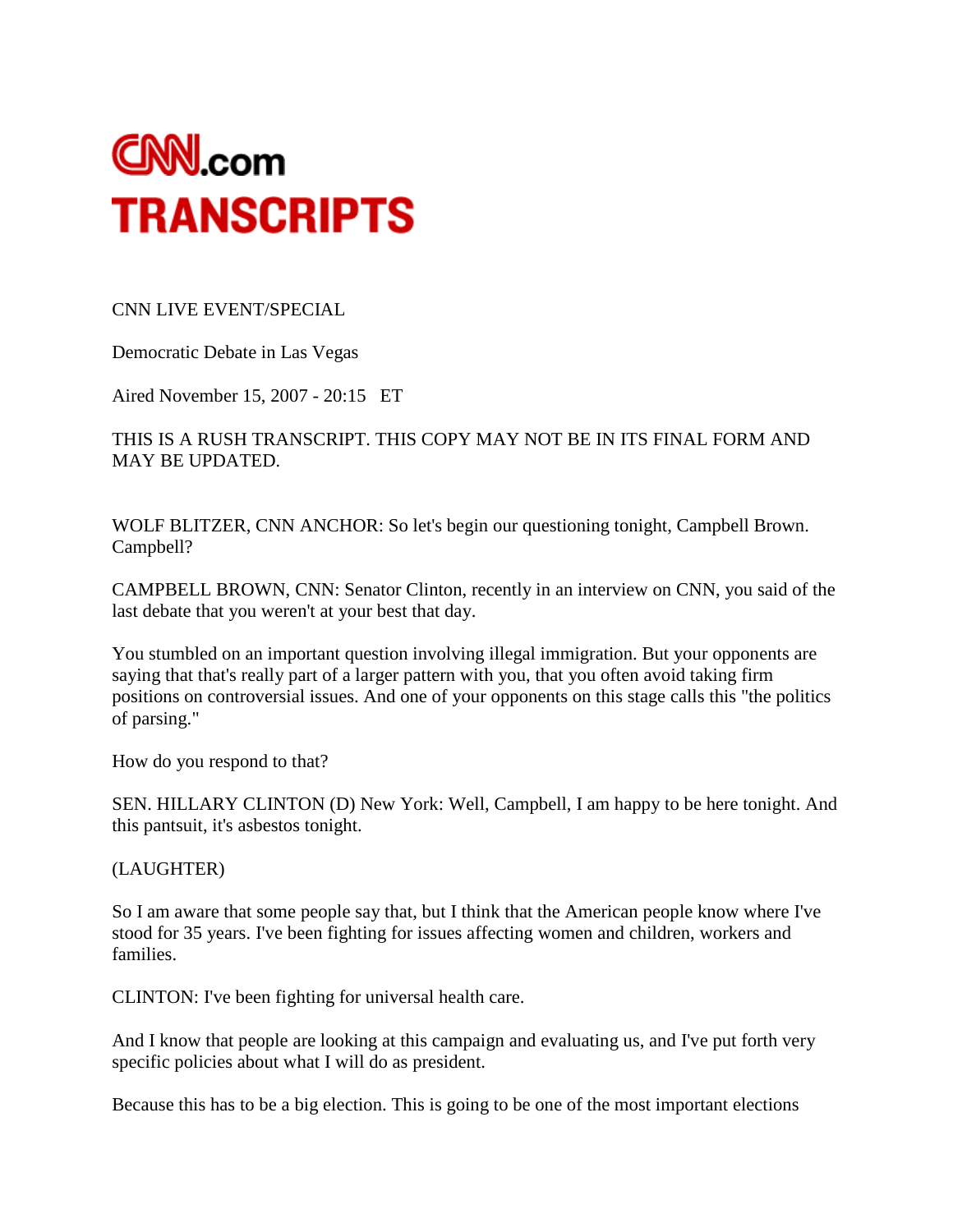# CNN.com TRANSCRIPTS

CNN LIVE EVENT/SPECIAL

Democratic Debate in Las Vegas

Aired November 15, 2007 - 20:15   ET

THIS IS A RUSH TRANSCRIPT. THIS COPY MAY NOT BE IN ITS FINAL FORM AND MAY BE UPDATED.

WOLF BLITZER, CNN ANCHOR: So let's begin our questioning tonight, Campbell Brown. Campbell?

CAMPBELL BROWN, CNN: Senator Clinton, recently in an interview on CNN, you said of the last debate that you weren't at your best that day.

You stumbled on an important question involving illegal immigration. But your opponents are saying that that's really part of a larger pattern with you, that you often avoid taking firm positions on controversial issues. And one of your opponents on this stage calls this "the politics of parsing."

How do you respond to that?

SEN. HILLARY CLINTON (D) New York: Well, Campbell, I am happy to be here tonight. And this pantsuit, it's asbestos tonight.

(LAUGHTER)

So I am aware that some people say that, but I think that the American people know where I've stood for 35 years. I've been fighting for issues affecting women and children, workers and families.

CLINTON: I've been fighting for universal health care.

And I know that people are looking at this campaign and evaluating us, and I've put forth very specific policies about what I will do as president.

Because this has to be a big election. This is going to be one of the most important elections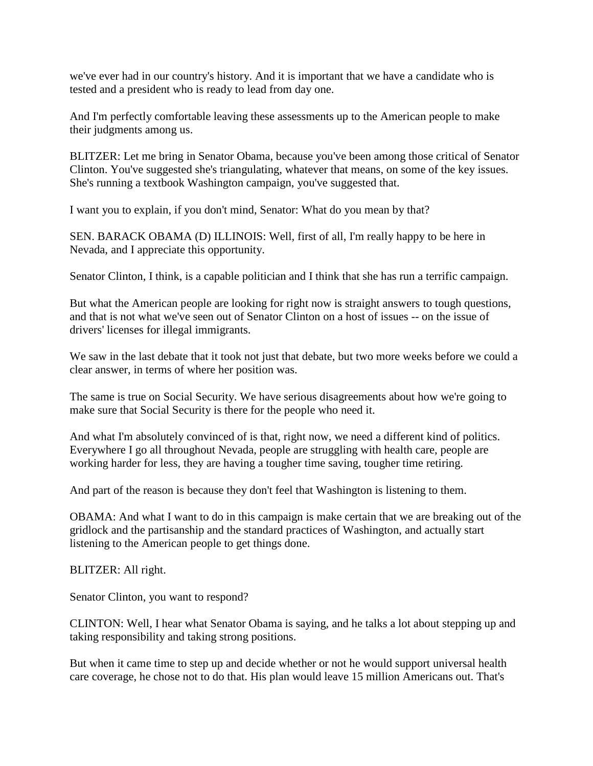we've ever had in our country's history. And it is important that we have a candidate who is tested and a president who is ready to lead from day one.

And I'm perfectly comfortable leaving these assessments up to the American people to make their judgments among us.

BLITZER: Let me bring in Senator Obama, because you've been among those critical of Senator Clinton. You've suggested she's triangulating, whatever that means, on some of the key issues. She's running a textbook Washington campaign, you've suggested that.

I want you to explain, if you don't mind, Senator: What do you mean by that?

SEN. BARACK OBAMA (D) ILLINOIS: Well, first of all, I'm really happy to be here in Nevada, and I appreciate this opportunity.

Senator Clinton, I think, is a capable politician and I think that she has run a terrific campaign.

But what the American people are looking for right now is straight answers to tough questions, and that is not what we've seen out of Senator Clinton on a host of issues -- on the issue of drivers' licenses for illegal immigrants.

We saw in the last debate that it took not just that debate, but two more weeks before we could a clear answer, in terms of where her position was.

The same is true on Social Security. We have serious disagreements about how we're going to make sure that Social Security is there for the people who need it.

And what I'm absolutely convinced of is that, right now, we need a different kind of politics. Everywhere I go all throughout Nevada, people are struggling with health care, people are working harder for less, they are having a tougher time saving, tougher time retiring.

And part of the reason is because they don't feel that Washington is listening to them.

OBAMA: And what I want to do in this campaign is make certain that we are breaking out of the gridlock and the partisanship and the standard practices of Washington, and actually start listening to the American people to get things done.

BLITZER: All right.

Senator Clinton, you want to respond?

CLINTON: Well, I hear what Senator Obama is saying, and he talks a lot about stepping up and taking responsibility and taking strong positions.

But when it came time to step up and decide whether or not he would support universal health care coverage, he chose not to do that. His plan would leave 15 million Americans out. That's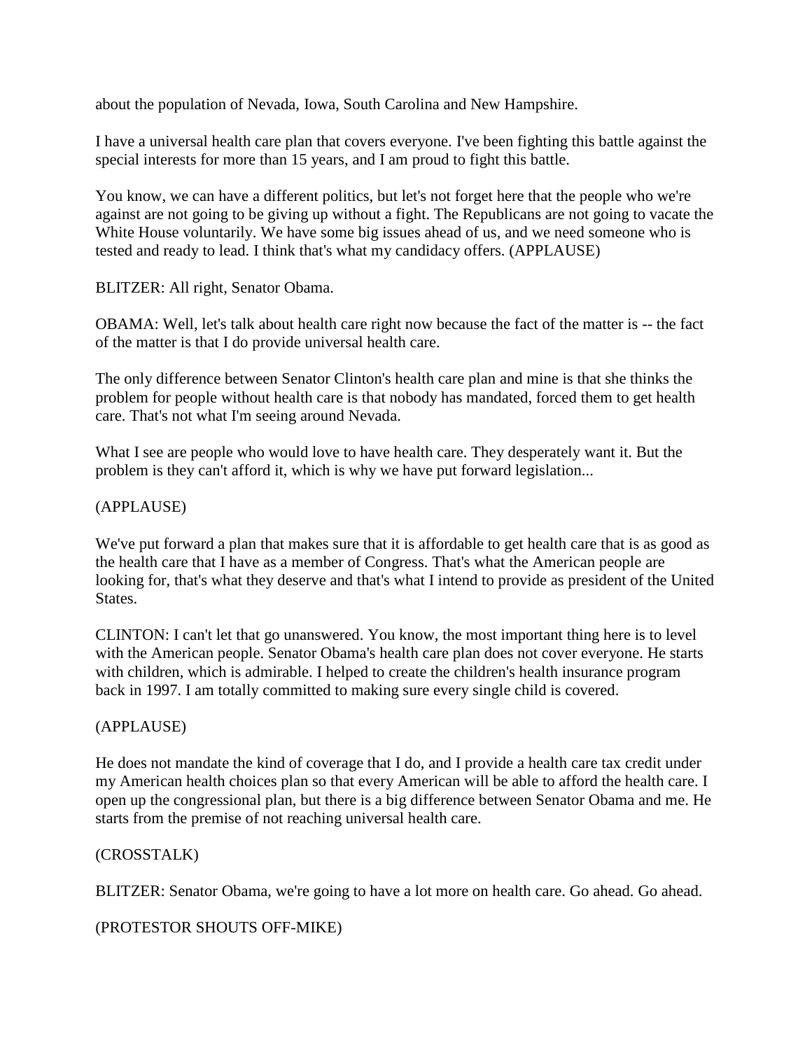about the population of Nevada, Iowa, South Carolina and New Hampshire.

I have a universal health care plan that covers everyone. I've been fighting this battle against the special interests for more than 15 years, and I am proud to fight this battle.

You know, we can have a different politics, but let's not forget here that the people who we're against are not going to be giving up without a fight. The Republicans are not going to vacate the White House voluntarily. We have some big issues ahead of us, and we need someone who is tested and ready to lead. I think that's what my candidacy offers. (APPLAUSE)

BLITZER: All right, Senator Obama.

OBAMA: Well, let's talk about health care right now because the fact of the matter is -- the fact of the matter is that I do provide universal health care.

The only difference between Senator Clinton's health care plan and mine is that she thinks the problem for people without health care is that nobody has mandated, forced them to get health care. That's not what I'm seeing around Nevada.

What I see are people who would love to have health care. They desperately want it. But the problem is they can't afford it, which is why we have put forward legislation...

(APPLAUSE)

We've put forward a plan that makes sure that it is affordable to get health care that is as good as the health care that I have as a member of Congress. That's what the American people are looking for, that's what they deserve and that's what I intend to provide as president of the United States.

CLINTON: I can't let that go unanswered. You know, the most important thing here is to level with the American people. Senator Obama's health care plan does not cover everyone. He starts with children, which is admirable. I helped to create the children's health insurance program back in 1997. I am totally committed to making sure every single child is covered.

(APPLAUSE)

He does not mandate the kind of coverage that I do, and I provide a health care tax credit under my American health choices plan so that every American will be able to afford the health care. I open up the congressional plan, but there is a big difference between Senator Obama and me. He starts from the premise of not reaching universal health care.

(CROSSTALK)

BLITZER: Senator Obama, we're going to have a lot more on health care. Go ahead. Go ahead.

(PROTESTOR SHOUTS OFF-MIKE)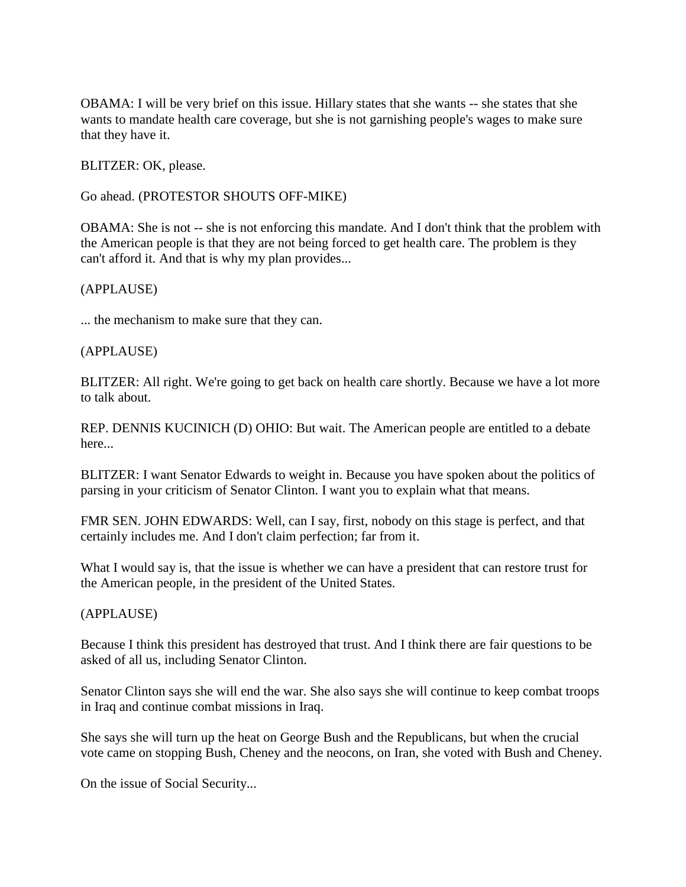OBAMA: I will be very brief on this issue. Hillary states that she wants -- she states that she wants to mandate health care coverage, but she is not garnishing people's wages to make sure that they have it.

BLITZER: OK, please.

Go ahead. (PROTESTOR SHOUTS OFF-MIKE)

OBAMA: She is not -- she is not enforcing this mandate. And I don't think that the problem with the American people is that they are not being forced to get health care. The problem is they can't afford it. And that is why my plan provides...

(APPLAUSE)

... the mechanism to make sure that they can.

(APPLAUSE)

BLITZER: All right. We're going to get back on health care shortly. Because we have a lot more to talk about.

REP. DENNIS KUCINICH (D) OHIO: But wait. The American people are entitled to a debate here...

BLITZER: I want Senator Edwards to weight in. Because you have spoken about the politics of parsing in your criticism of Senator Clinton. I want you to explain what that means.

FMR SEN. JOHN EDWARDS: Well, can I say, first, nobody on this stage is perfect, and that certainly includes me. And I don't claim perfection; far from it.

What I would say is, that the issue is whether we can have a president that can restore trust for the American people, in the president of the United States.

(APPLAUSE)

Because I think this president has destroyed that trust. And I think there are fair questions to be asked of all us, including Senator Clinton.

Senator Clinton says she will end the war. She also says she will continue to keep combat troops in Iraq and continue combat missions in Iraq.

She says she will turn up the heat on George Bush and the Republicans, but when the crucial vote came on stopping Bush, Cheney and the neocons, on Iran, she voted with Bush and Cheney.

On the issue of Social Security...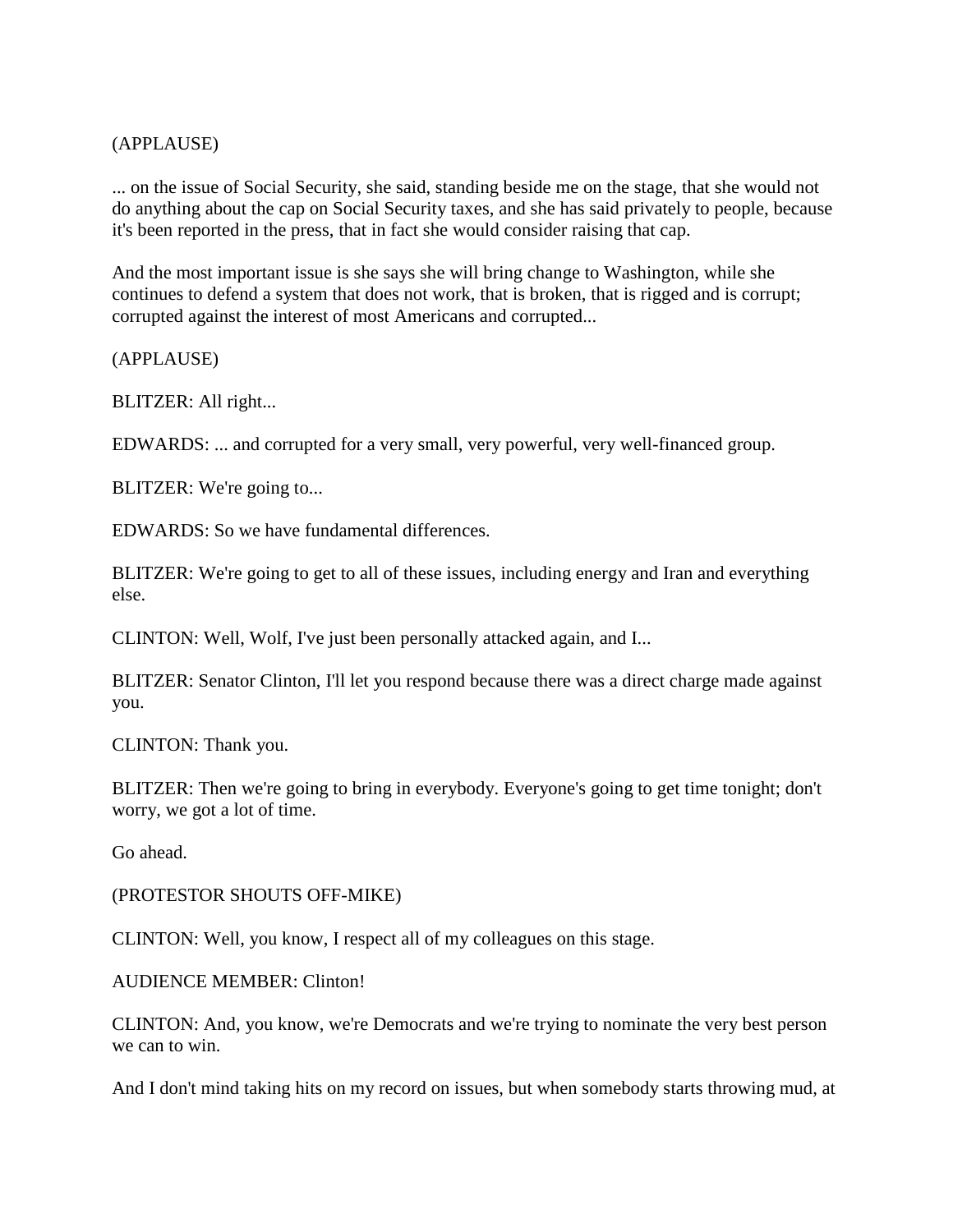(APPLAUSE)

... on the issue of Social Security, she said, standing beside me on the stage, that she would not do anything about the cap on Social Security taxes, and she has said privately to people, because it's been reported in the press, that in fact she would consider raising that cap.

And the most important issue is she says she will bring change to Washington, while she continues to defend a system that does not work, that is broken, that is rigged and is corrupt; corrupted against the interest of most Americans and corrupted...

(APPLAUSE)

BLITZER: All right...

EDWARDS: ... and corrupted for a very small, very powerful, very well-financed group.

BLITZER: We're going to...

EDWARDS: So we have fundamental differences.

BLITZER: We're going to get to all of these issues, including energy and Iran and everything else.

CLINTON: Well, Wolf, I've just been personally attacked again, and I...

BLITZER: Senator Clinton, I'll let you respond because there was a direct charge made against you.

CLINTON: Thank you.

BLITZER: Then we're going to bring in everybody. Everyone's going to get time tonight; don't worry, we got a lot of time.

Go ahead.

(PROTESTOR SHOUTS OFF-MIKE)

CLINTON: Well, you know, I respect all of my colleagues on this stage.

AUDIENCE MEMBER: Clinton!

CLINTON: And, you know, we're Democrats and we're trying to nominate the very best person we can to win.

And I don't mind taking hits on my record on issues, but when somebody starts throwing mud, at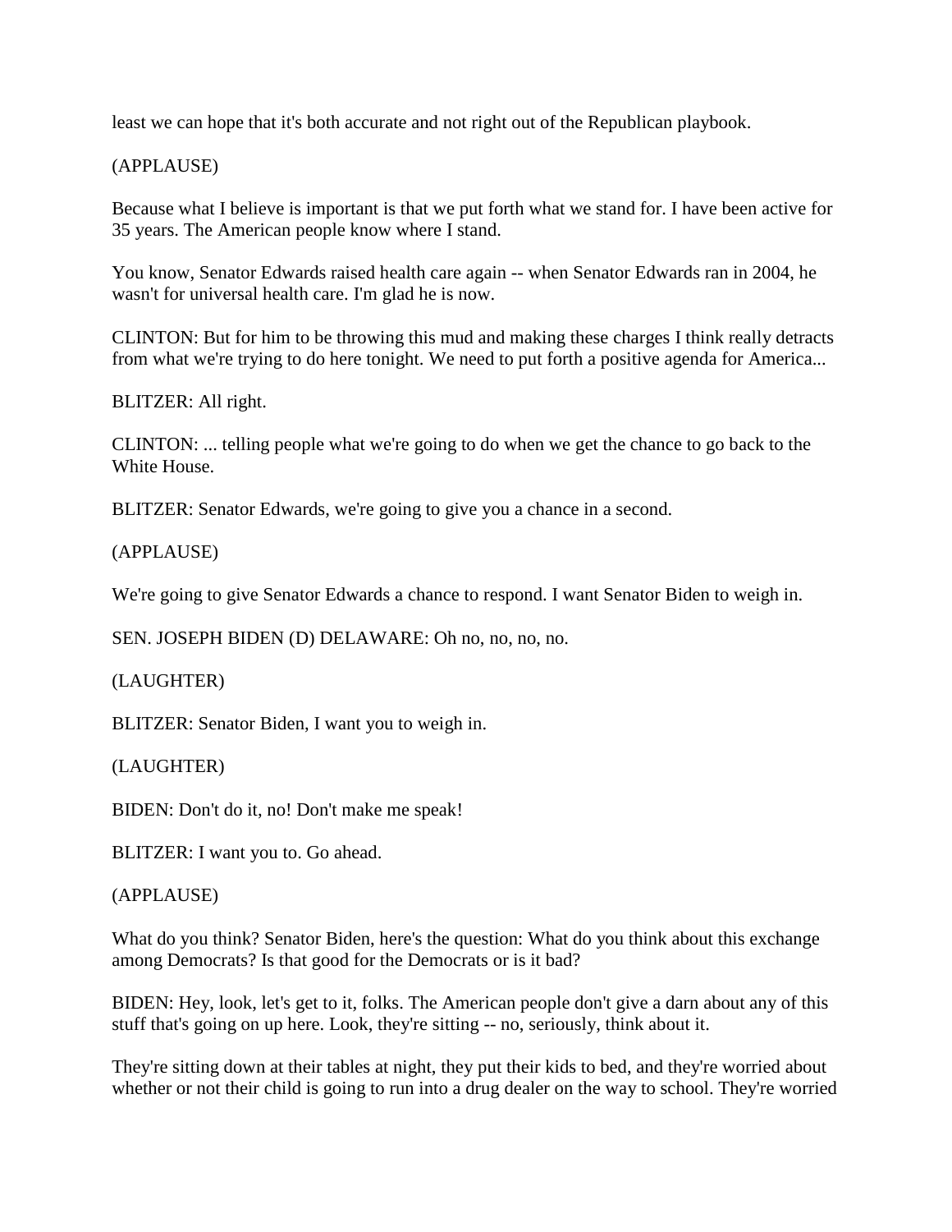least we can hope that it's both accurate and not right out of the Republican playbook.

(APPLAUSE)

Because what I believe is important is that we put forth what we stand for. I have been active for 35 years. The American people know where I stand.

You know, Senator Edwards raised health care again -- when Senator Edwards ran in 2004, he wasn't for universal health care. I'm glad he is now.

CLINTON: But for him to be throwing this mud and making these charges I think really detracts from what we're trying to do here tonight. We need to put forth a positive agenda for America...

BLITZER: All right.

CLINTON: ... telling people what we're going to do when we get the chance to go back to the White House.

BLITZER: Senator Edwards, we're going to give you a chance in a second.

(APPLAUSE)

We're going to give Senator Edwards a chance to respond. I want Senator Biden to weigh in.

SEN. JOSEPH BIDEN (D) DELAWARE: Oh no, no, no, no.

(LAUGHTER)

BLITZER: Senator Biden, I want you to weigh in.

(LAUGHTER)

BIDEN: Don't do it, no! Don't make me speak!

BLITZER: I want you to. Go ahead.

(APPLAUSE)

What do you think? Senator Biden, here's the question: What do you think about this exchange among Democrats? Is that good for the Democrats or is it bad?

BIDEN: Hey, look, let's get to it, folks. The American people don't give a darn about any of this stuff that's going on up here. Look, they're sitting -- no, seriously, think about it.

They're sitting down at their tables at night, they put their kids to bed, and they're worried about whether or not their child is going to run into a drug dealer on the way to school. They're worried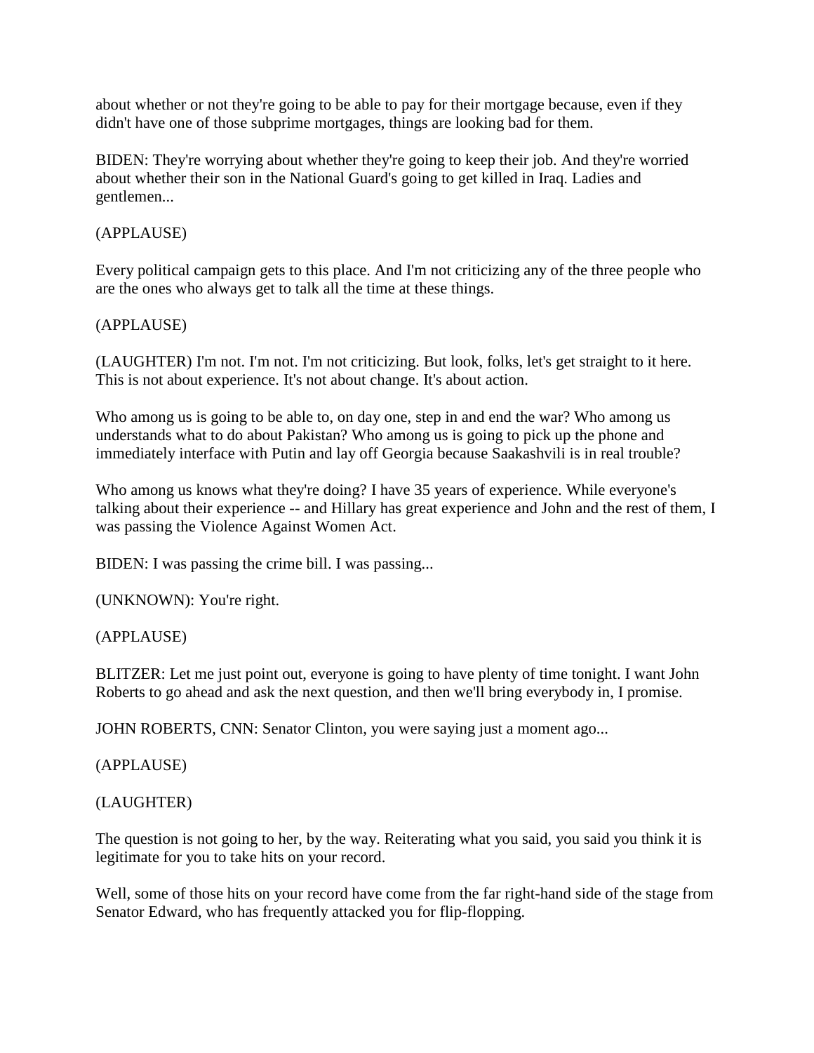about whether or not they're going to be able to pay for their mortgage because, even if they didn't have one of those subprime mortgages, things are looking bad for them.

BIDEN: They're worrying about whether they're going to keep their job. And they're worried about whether their son in the National Guard's going to get killed in Iraq. Ladies and gentlemen...

(APPLAUSE)

Every political campaign gets to this place. And I'm not criticizing any of the three people who are the ones who always get to talk all the time at these things.

(APPLAUSE)

(LAUGHTER) I'm not. I'm not. I'm not criticizing. But look, folks, let's get straight to it here. This is not about experience. It's not about change. It's about action.

Who among us is going to be able to, on day one, step in and end the war? Who among us understands what to do about Pakistan? Who among us is going to pick up the phone and immediately interface with Putin and lay off Georgia because Saakashvili is in real trouble?

Who among us knows what they're doing? I have 35 years of experience. While everyone's talking about their experience -- and Hillary has great experience and John and the rest of them, I was passing the Violence Against Women Act.

BIDEN: I was passing the crime bill. I was passing...

(UNKNOWN): You're right.

(APPLAUSE)

BLITZER: Let me just point out, everyone is going to have plenty of time tonight. I want John Roberts to go ahead and ask the next question, and then we'll bring everybody in, I promise.

JOHN ROBERTS, CNN: Senator Clinton, you were saying just a moment ago...

(APPLAUSE)

(LAUGHTER)

The question is not going to her, by the way. Reiterating what you said, you said you think it is legitimate for you to take hits on your record.

Well, some of those hits on your record have come from the far right-hand side of the stage from Senator Edward, who has frequently attacked you for flip-flopping.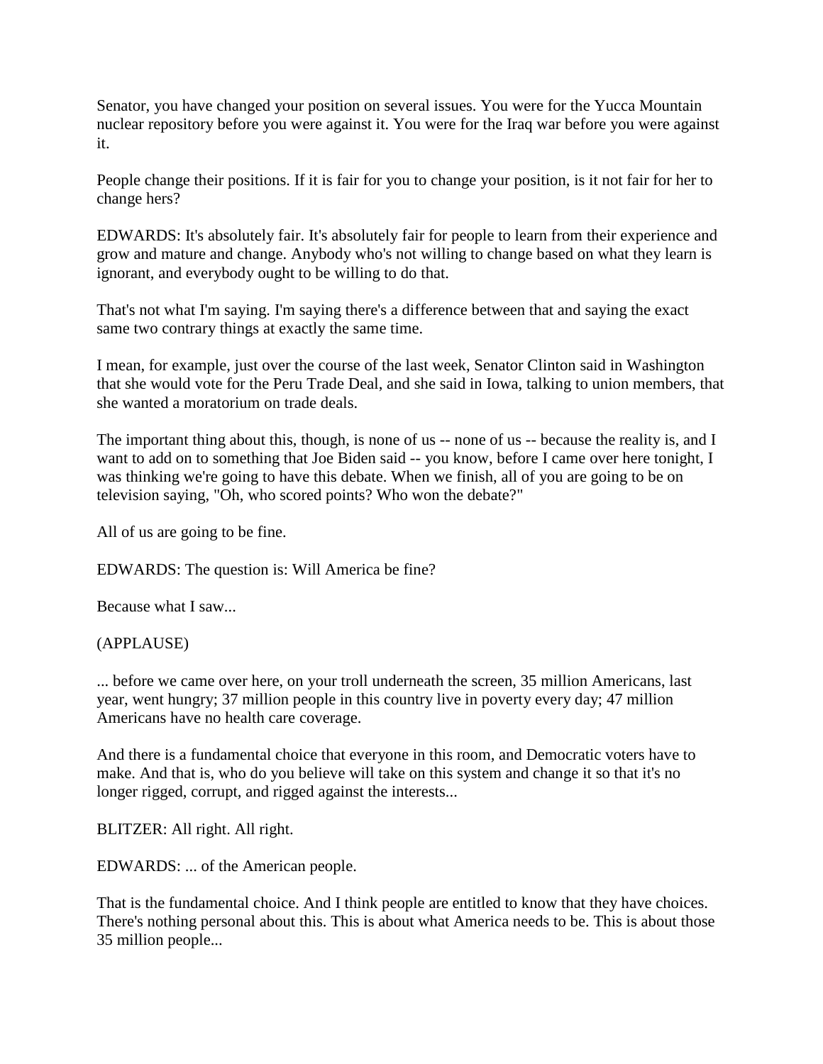Senator, you have changed your position on several issues. You were for the Yucca Mountain nuclear repository before you were against it. You were for the Iraq war before you were against it.

People change their positions. If it is fair for you to change your position, is it not fair for her to change hers?

EDWARDS: It's absolutely fair. It's absolutely fair for people to learn from their experience and grow and mature and change. Anybody who's not willing to change based on what they learn is ignorant, and everybody ought to be willing to do that.

That's not what I'm saying. I'm saying there's a difference between that and saying the exact same two contrary things at exactly the same time.

I mean, for example, just over the course of the last week, Senator Clinton said in Washington that she would vote for the Peru Trade Deal, and she said in Iowa, talking to union members, that she wanted a moratorium on trade deals.

The important thing about this, though, is none of us -- none of us -- because the reality is, and I want to add on to something that Joe Biden said -- you know, before I came over here tonight, I was thinking we're going to have this debate. When we finish, all of you are going to be on television saying, "Oh, who scored points? Who won the debate?"

All of us are going to be fine.

EDWARDS: The question is: Will America be fine?

Because what I saw...

(APPLAUSE)

... before we came over here, on your troll underneath the screen, 35 million Americans, last year, went hungry; 37 million people in this country live in poverty every day; 47 million Americans have no health care coverage.

And there is a fundamental choice that everyone in this room, and Democratic voters have to make. And that is, who do you believe will take on this system and change it so that it's no longer rigged, corrupt, and rigged against the interests...

BLITZER: All right. All right.

EDWARDS: ... of the American people.

That is the fundamental choice. And I think people are entitled to know that they have choices. There's nothing personal about this. This is about what America needs to be. This is about those 35 million people...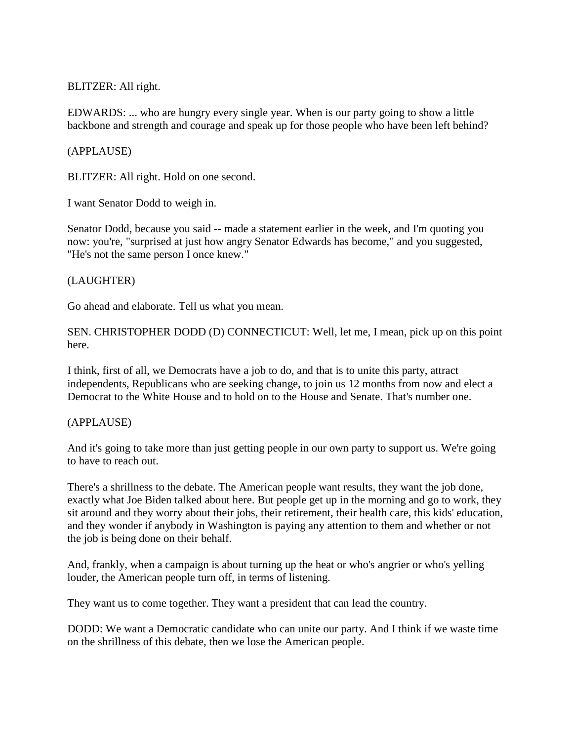BLITZER: All right.

EDWARDS: ... who are hungry every single year. When is our party going to show a little backbone and strength and courage and speak up for those people who have been left behind?

(APPLAUSE)

BLITZER: All right. Hold on one second.

I want Senator Dodd to weigh in.

Senator Dodd, because you said -- made a statement earlier in the week, and I'm quoting you now: you're, "surprised at just how angry Senator Edwards has become," and you suggested, "He's not the same person I once knew."

(LAUGHTER)

Go ahead and elaborate. Tell us what you mean.

SEN. CHRISTOPHER DODD (D) CONNECTICUT: Well, let me, I mean, pick up on this point here.

I think, first of all, we Democrats have a job to do, and that is to unite this party, attract independents, Republicans who are seeking change, to join us 12 months from now and elect a Democrat to the White House and to hold on to the House and Senate. That's number one.

(APPLAUSE)

And it's going to take more than just getting people in our own party to support us. We're going to have to reach out.

There's a shrillness to the debate. The American people want results, they want the job done, exactly what Joe Biden talked about here. But people get up in the morning and go to work, they sit around and they worry about their jobs, their retirement, their health care, this kids' education, and they wonder if anybody in Washington is paying any attention to them and whether or not the job is being done on their behalf.

And, frankly, when a campaign is about turning up the heat or who's angrier or who's yelling louder, the American people turn off, in terms of listening.

They want us to come together. They want a president that can lead the country.

DODD: We want a Democratic candidate who can unite our party. And I think if we waste time on the shrillness of this debate, then we lose the American people.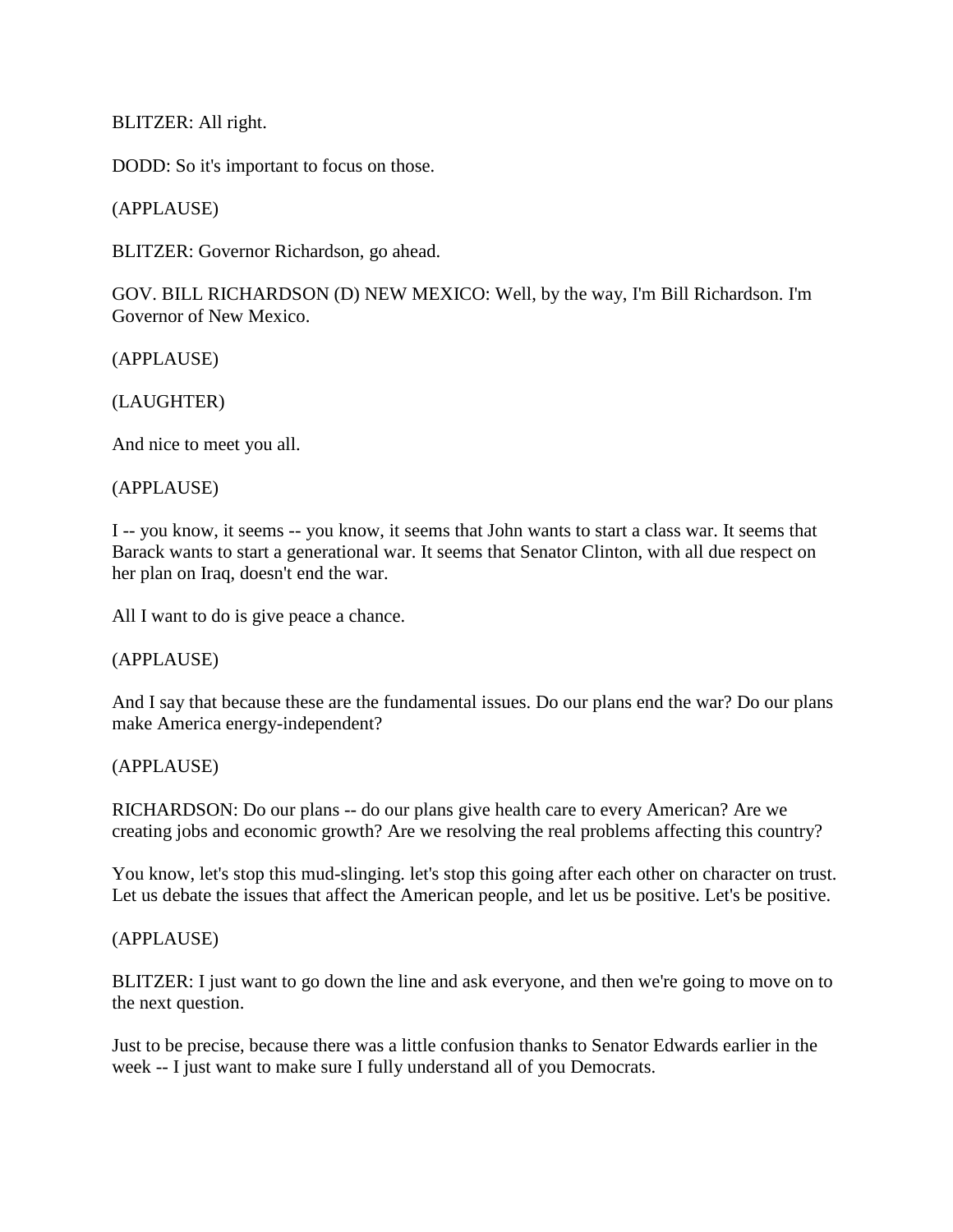BLITZER: All right.

DODD: So it's important to focus on those.

(APPLAUSE)

BLITZER: Governor Richardson, go ahead.

GOV. BILL RICHARDSON (D) NEW MEXICO: Well, by the way, I'm Bill Richardson. I'm Governor of New Mexico.

(APPLAUSE)

(LAUGHTER)

And nice to meet you all.

(APPLAUSE)

I -- you know, it seems -- you know, it seems that John wants to start a class war. It seems that Barack wants to start a generational war. It seems that Senator Clinton, with all due respect on her plan on Iraq, doesn't end the war.

All I want to do is give peace a chance.

(APPLAUSE)

And I say that because these are the fundamental issues. Do our plans end the war? Do our plans make America energy-independent?

(APPLAUSE)

RICHARDSON: Do our plans -- do our plans give health care to every American? Are we creating jobs and economic growth? Are we resolving the real problems affecting this country?

You know, let's stop this mud-slinging. let's stop this going after each other on character on trust. Let us debate the issues that affect the American people, and let us be positive. Let's be positive.

(APPLAUSE)

BLITZER: I just want to go down the line and ask everyone, and then we're going to move on to the next question.

Just to be precise, because there was a little confusion thanks to Senator Edwards earlier in the week -- I just want to make sure I fully understand all of you Democrats.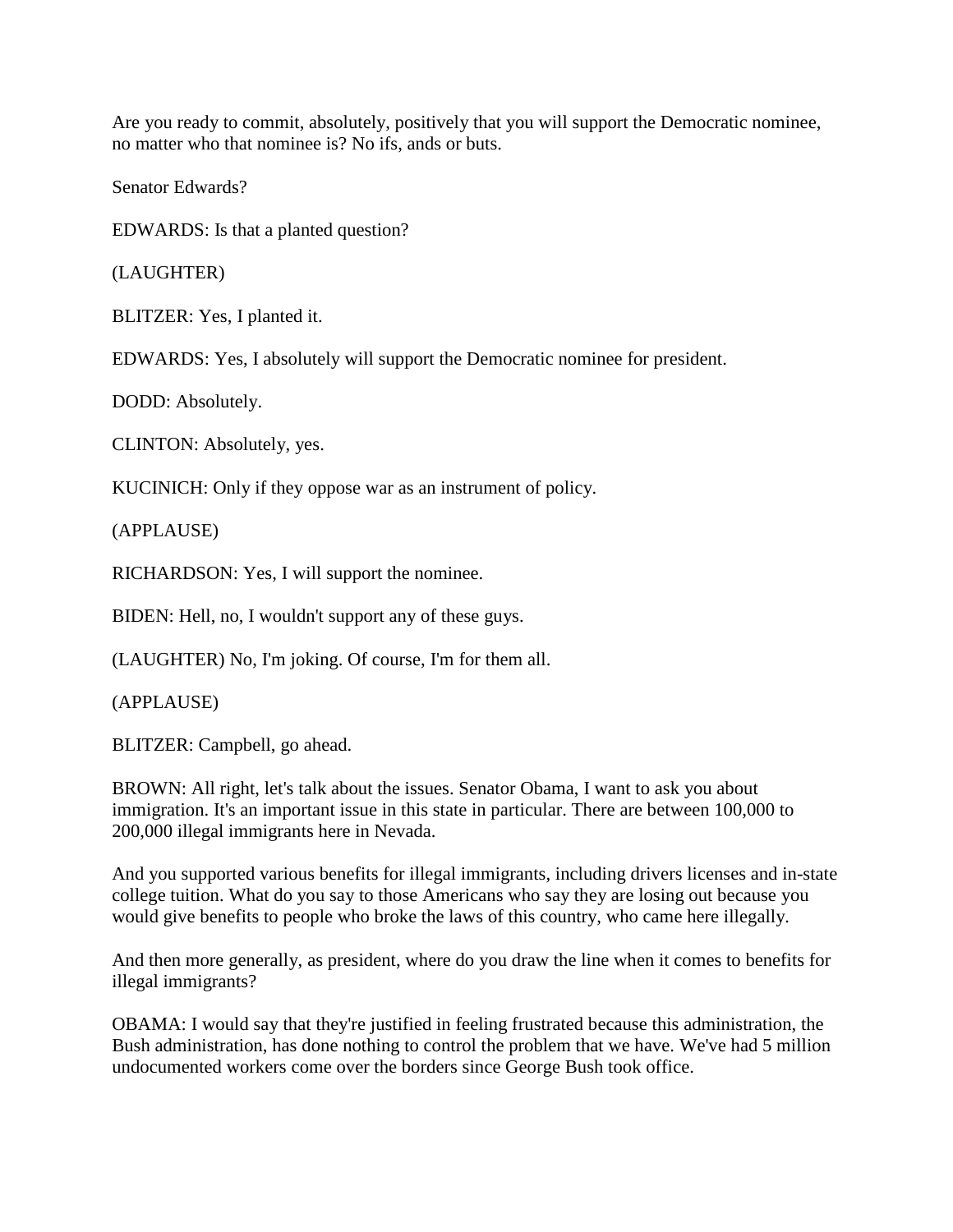Are you ready to commit, absolutely, positively that you will support the Democratic nominee, no matter who that nominee is? No ifs, ands or buts.

Senator Edwards?

EDWARDS: Is that a planted question?

(LAUGHTER)

BLITZER: Yes, I planted it.

EDWARDS: Yes, I absolutely will support the Democratic nominee for president.

DODD: Absolutely.

CLINTON: Absolutely, yes.

KUCINICH: Only if they oppose war as an instrument of policy.

(APPLAUSE)

RICHARDSON: Yes, I will support the nominee.

BIDEN: Hell, no, I wouldn't support any of these guys.

(LAUGHTER) No, I'm joking. Of course, I'm for them all.

(APPLAUSE)

BLITZER: Campbell, go ahead.

BROWN: All right, let's talk about the issues. Senator Obama, I want to ask you about immigration. It's an important issue in this state in particular. There are between 100,000 to 200,000 illegal immigrants here in Nevada.

And you supported various benefits for illegal immigrants, including drivers licenses and in-state college tuition. What do you say to those Americans who say they are losing out because you would give benefits to people who broke the laws of this country, who came here illegally.

And then more generally, as president, where do you draw the line when it comes to benefits for illegal immigrants?

OBAMA: I would say that they're justified in feeling frustrated because this administration, the Bush administration, has done nothing to control the problem that we have. We've had 5 million undocumented workers come over the borders since George Bush took office.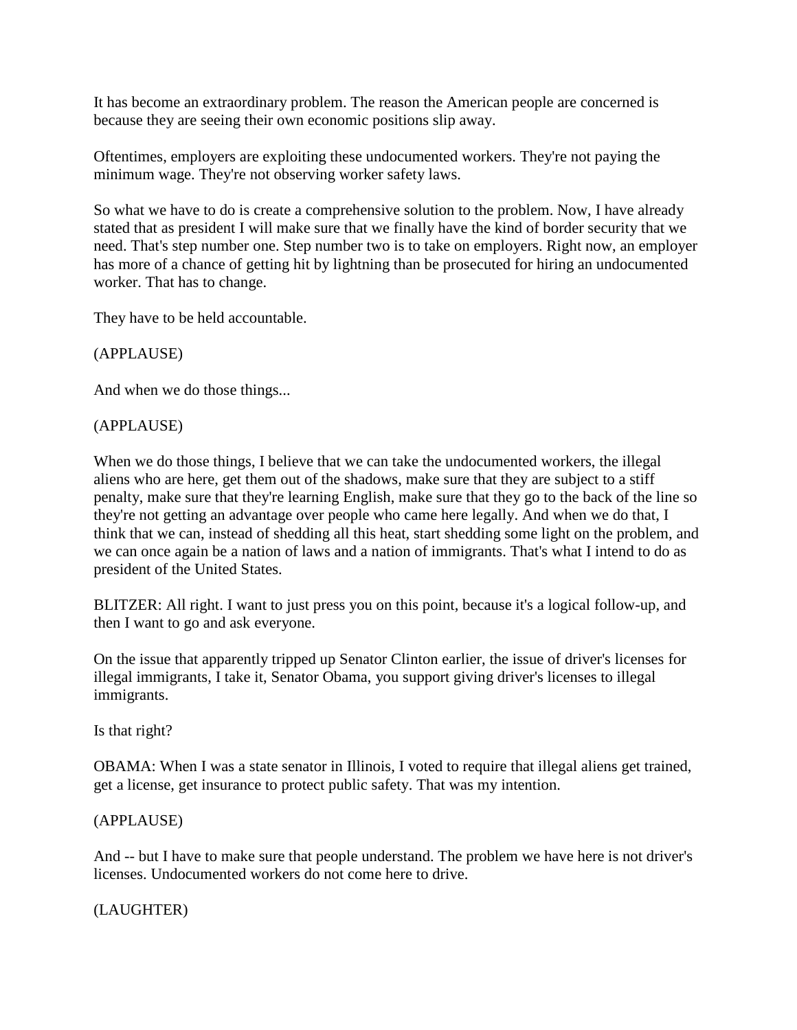It has become an extraordinary problem. The reason the American people are concerned is because they are seeing their own economic positions slip away.

Oftentimes, employers are exploiting these undocumented workers. They're not paying the minimum wage. They're not observing worker safety laws.

So what we have to do is create a comprehensive solution to the problem. Now, I have already stated that as president I will make sure that we finally have the kind of border security that we need. That's step number one. Step number two is to take on employers. Right now, an employer has more of a chance of getting hit by lightning than be prosecuted for hiring an undocumented worker. That has to change.

They have to be held accountable.

(APPLAUSE)

And when we do those things...

(APPLAUSE)

When we do those things, I believe that we can take the undocumented workers, the illegal aliens who are here, get them out of the shadows, make sure that they are subject to a stiff penalty, make sure that they're learning English, make sure that they go to the back of the line so they're not getting an advantage over people who came here legally. And when we do that, I think that we can, instead of shedding all this heat, start shedding some light on the problem, and we can once again be a nation of laws and a nation of immigrants. That's what I intend to do as president of the United States.

BLITZER: All right. I want to just press you on this point, because it's a logical follow-up, and then I want to go and ask everyone.

On the issue that apparently tripped up Senator Clinton earlier, the issue of driver's licenses for illegal immigrants, I take it, Senator Obama, you support giving driver's licenses to illegal immigrants.

Is that right?

OBAMA: When I was a state senator in Illinois, I voted to require that illegal aliens get trained, get a license, get insurance to protect public safety. That was my intention.

(APPLAUSE)

And -- but I have to make sure that people understand. The problem we have here is not driver's licenses. Undocumented workers do not come here to drive.

(LAUGHTER)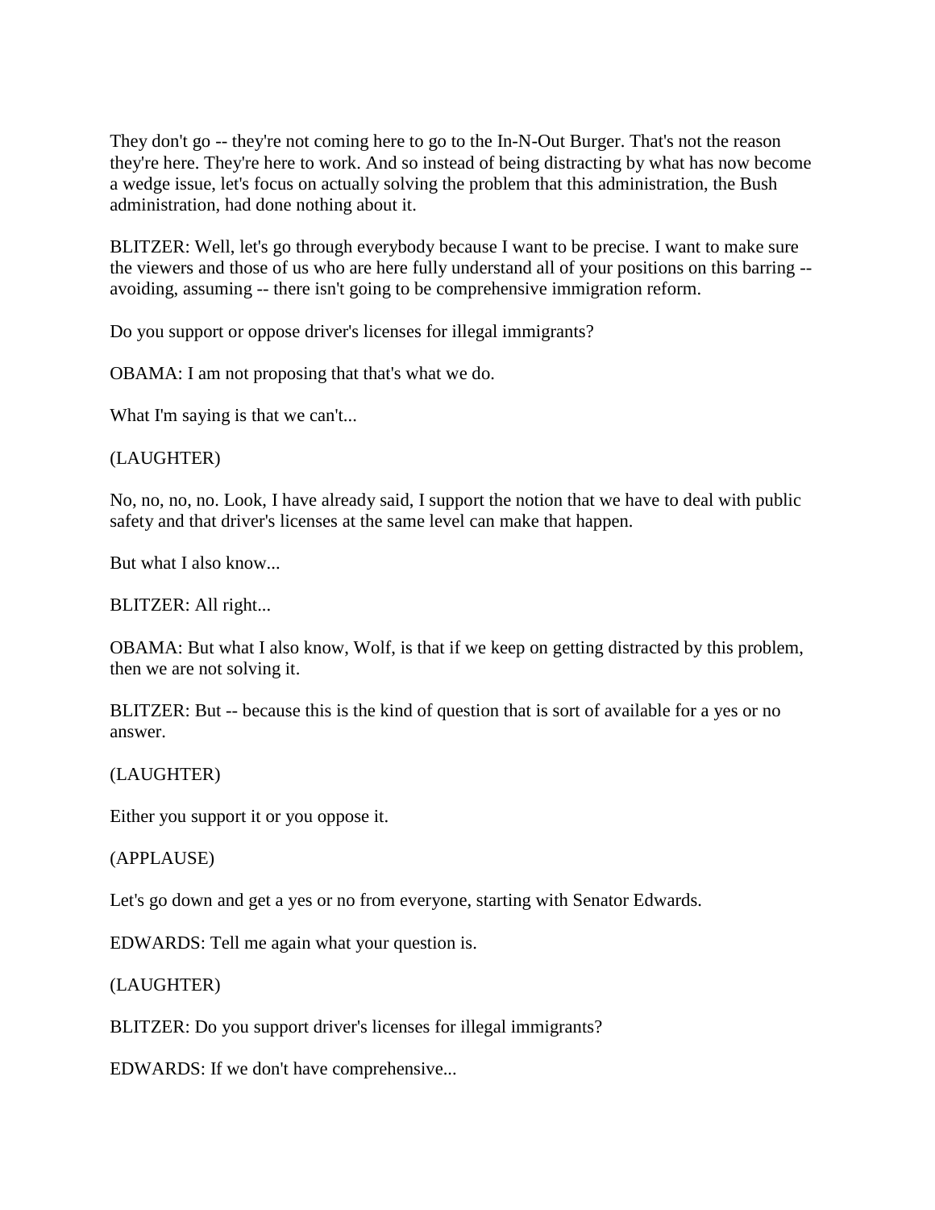They don't go -- they're not coming here to go to the In-N-Out Burger. That's not the reason they're here. They're here to work. And so instead of being distracting by what has now become a wedge issue, let's focus on actually solving the problem that this administration, the Bush administration, had done nothing about it.

BLITZER: Well, let's go through everybody because I want to be precise. I want to make sure the viewers and those of us who are here fully understand all of your positions on this barring -- avoiding, assuming -- there isn't going to be comprehensive immigration reform.

Do you support or oppose driver's licenses for illegal immigrants?

OBAMA: I am not proposing that that's what we do.

What I'm saying is that we can't...

(LAUGHTER)

No, no, no, no. Look, I have already said, I support the notion that we have to deal with public safety and that driver's licenses at the same level can make that happen.

But what I also know...

BLITZER: All right...

OBAMA: But what I also know, Wolf, is that if we keep on getting distracted by this problem, then we are not solving it.

BLITZER: But -- because this is the kind of question that is sort of available for a yes or no answer.

(LAUGHTER)

Either you support it or you oppose it.

(APPLAUSE)

Let's go down and get a yes or no from everyone, starting with Senator Edwards.

EDWARDS: Tell me again what your question is.

(LAUGHTER)

BLITZER: Do you support driver's licenses for illegal immigrants?

EDWARDS: If we don't have comprehensive...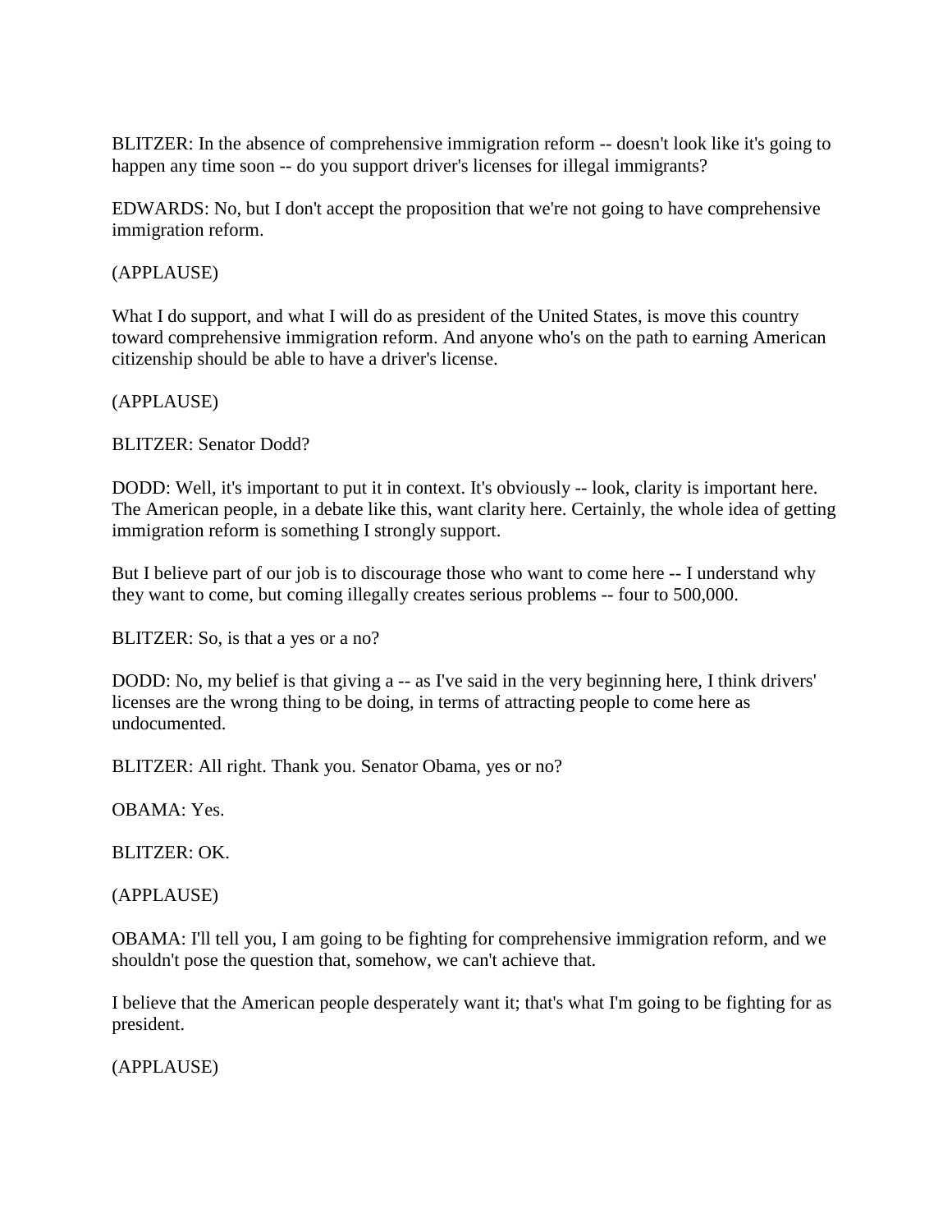BLITZER: In the absence of comprehensive immigration reform -- doesn't look like it's going to happen any time soon -- do you support driver's licenses for illegal immigrants?

EDWARDS: No, but I don't accept the proposition that we're not going to have comprehensive immigration reform.

(APPLAUSE)

What I do support, and what I will do as president of the United States, is move this country toward comprehensive immigration reform. And anyone who's on the path to earning American citizenship should be able to have a driver's license.

(APPLAUSE)

BLITZER: Senator Dodd?

DODD: Well, it's important to put it in context. It's obviously -- look, clarity is important here. The American people, in a debate like this, want clarity here. Certainly, the whole idea of getting immigration reform is something I strongly support.

But I believe part of our job is to discourage those who want to come here -- I understand why they want to come, but coming illegally creates serious problems -- four to 500,000.

BLITZER: So, is that a yes or a no?

DODD: No, my belief is that giving a -- as I've said in the very beginning here, I think drivers' licenses are the wrong thing to be doing, in terms of attracting people to come here as undocumented.

BLITZER: All right. Thank you. Senator Obama, yes or no?

OBAMA: Yes.

BLITZER: OK.

(APPLAUSE)

OBAMA: I'll tell you, I am going to be fighting for comprehensive immigration reform, and we shouldn't pose the question that, somehow, we can't achieve that.

I believe that the American people desperately want it; that's what I'm going to be fighting for as president.

(APPLAUSE)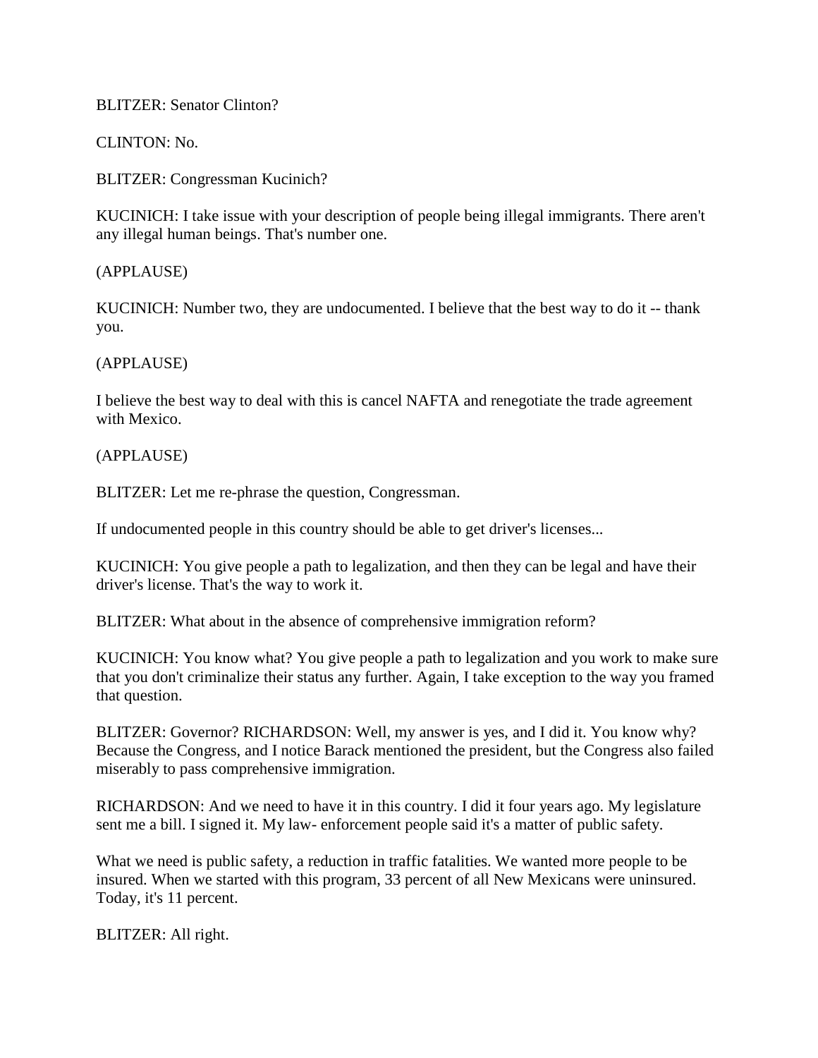BLITZER: Senator Clinton?

CLINTON: No.

BLITZER: Congressman Kucinich?

KUCINICH: I take issue with your description of people being illegal immigrants. There aren't any illegal human beings. That's number one.

(APPLAUSE)

KUCINICH: Number two, they are undocumented. I believe that the best way to do it -- thank you.

(APPLAUSE)

I believe the best way to deal with this is cancel NAFTA and renegotiate the trade agreement with Mexico.

(APPLAUSE)

BLITZER: Let me re-phrase the question, Congressman.

If undocumented people in this country should be able to get driver's licenses...

KUCINICH: You give people a path to legalization, and then they can be legal and have their driver's license. That's the way to work it.

BLITZER: What about in the absence of comprehensive immigration reform?

KUCINICH: You know what? You give people a path to legalization and you work to make sure that you don't criminalize their status any further. Again, I take exception to the way you framed that question.

BLITZER: Governor? RICHARDSON: Well, my answer is yes, and I did it. You know why? Because the Congress, and I notice Barack mentioned the president, but the Congress also failed miserably to pass comprehensive immigration.

RICHARDSON: And we need to have it in this country. I did it four years ago. My legislature sent me a bill. I signed it. My law- enforcement people said it's a matter of public safety.

What we need is public safety, a reduction in traffic fatalities. We wanted more people to be insured. When we started with this program, 33 percent of all New Mexicans were uninsured. Today, it's 11 percent.

BLITZER: All right.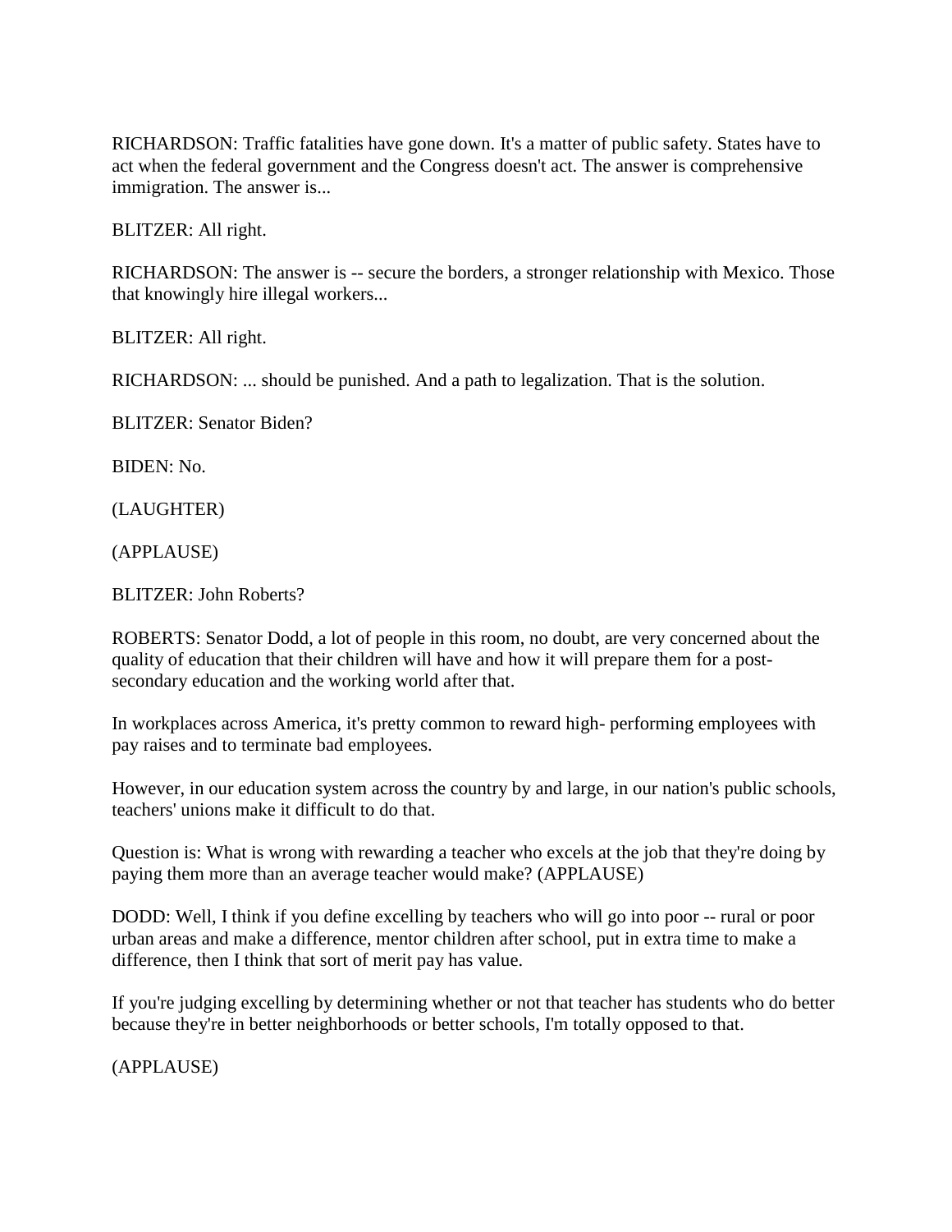RICHARDSON: Traffic fatalities have gone down. It's a matter of public safety. States have to act when the federal government and the Congress doesn't act. The answer is comprehensive immigration. The answer is...

BLITZER: All right.

RICHARDSON: The answer is -- secure the borders, a stronger relationship with Mexico. Those that knowingly hire illegal workers...

BLITZER: All right.

RICHARDSON: ... should be punished. And a path to legalization. That is the solution.

BLITZER: Senator Biden?

BIDEN: No.

(LAUGHTER)

(APPLAUSE)

BLITZER: John Roberts?

ROBERTS: Senator Dodd, a lot of people in this room, no doubt, are very concerned about the quality of education that their children will have and how it will prepare them for a post-secondary education and the working world after that.

In workplaces across America, it's pretty common to reward high- performing employees with pay raises and to terminate bad employees.

However, in our education system across the country by and large, in our nation's public schools, teachers' unions make it difficult to do that.

Question is: What is wrong with rewarding a teacher who excels at the job that they're doing by paying them more than an average teacher would make? (APPLAUSE)

DODD: Well, I think if you define excelling by teachers who will go into poor -- rural or poor urban areas and make a difference, mentor children after school, put in extra time to make a difference, then I think that sort of merit pay has value.

If you're judging excelling by determining whether or not that teacher has students who do better because they're in better neighborhoods or better schools, I'm totally opposed to that.

(APPLAUSE)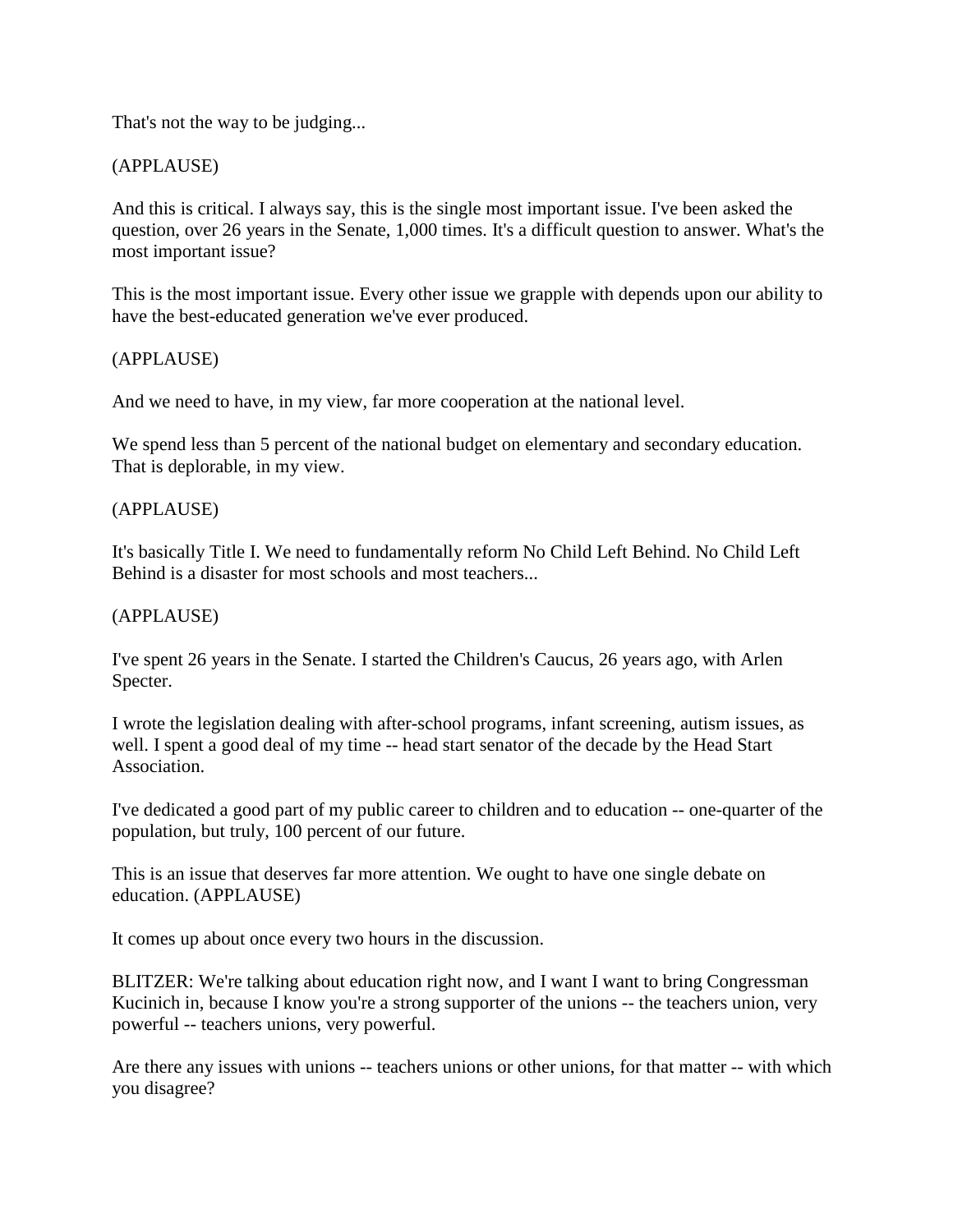That's not the way to be judging...

(APPLAUSE)

And this is critical. I always say, this is the single most important issue. I've been asked the question, over 26 years in the Senate, 1,000 times. It's a difficult question to answer. What's the most important issue?

This is the most important issue. Every other issue we grapple with depends upon our ability to have the best-educated generation we've ever produced.

(APPLAUSE)

And we need to have, in my view, far more cooperation at the national level.

We spend less than 5 percent of the national budget on elementary and secondary education. That is deplorable, in my view.

(APPLAUSE)

It's basically Title I. We need to fundamentally reform No Child Left Behind. No Child Left Behind is a disaster for most schools and most teachers...

(APPLAUSE)

I've spent 26 years in the Senate. I started the Children's Caucus, 26 years ago, with Arlen Specter.

I wrote the legislation dealing with after-school programs, infant screening, autism issues, as well. I spent a good deal of my time -- head start senator of the decade by the Head Start Association.

I've dedicated a good part of my public career to children and to education -- one-quarter of the population, but truly, 100 percent of our future.

This is an issue that deserves far more attention. We ought to have one single debate on education. (APPLAUSE)

It comes up about once every two hours in the discussion.

BLITZER: We're talking about education right now, and I want I want to bring Congressman Kucinich in, because I know you're a strong supporter of the unions -- the teachers union, very powerful -- teachers unions, very powerful.

Are there any issues with unions -- teachers unions or other unions, for that matter -- with which you disagree?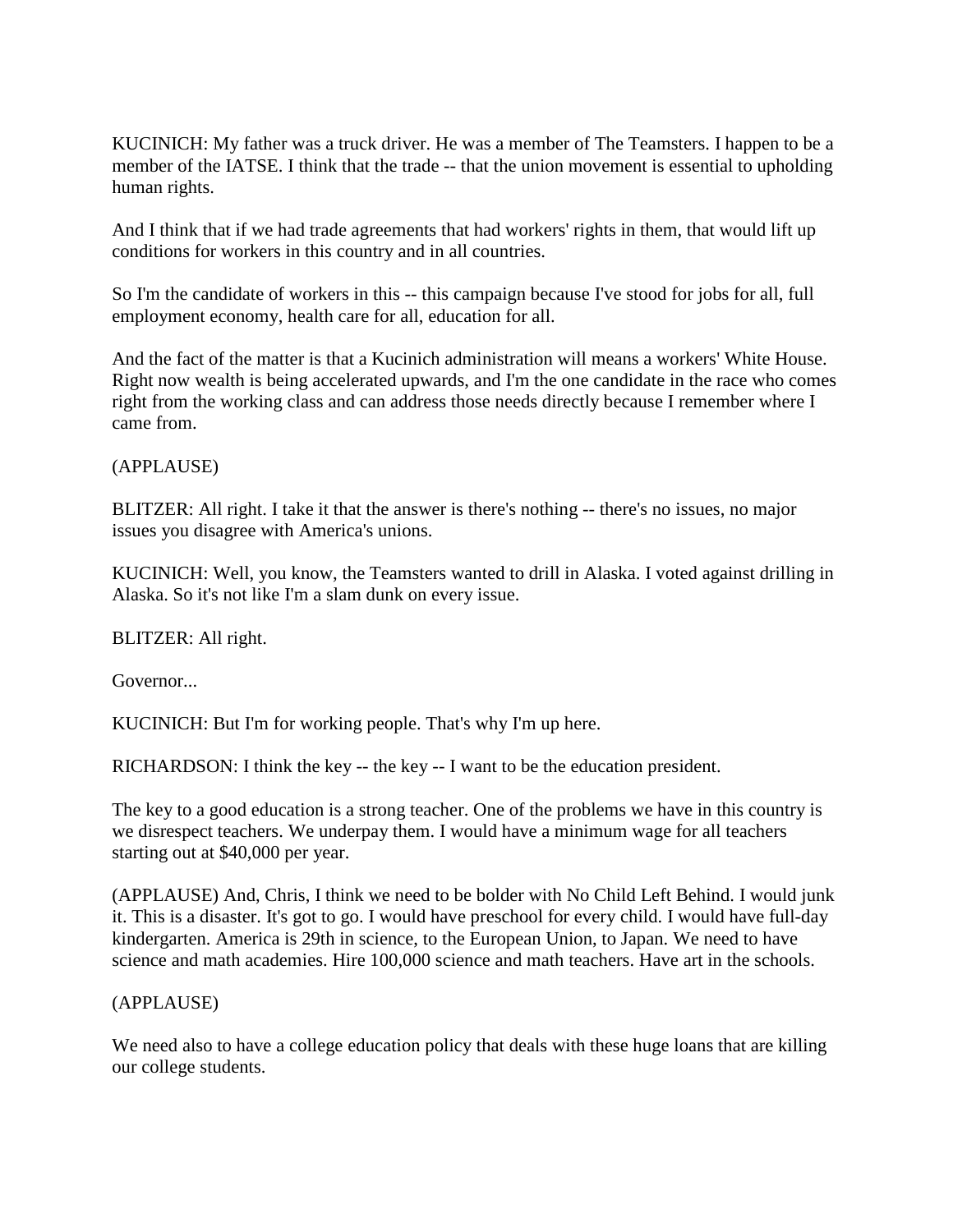KUCINICH: My father was a truck driver. He was a member of The Teamsters. I happen to be a member of the IATSE. I think that the trade -- that the union movement is essential to upholding human rights.

And I think that if we had trade agreements that had workers' rights in them, that would lift up conditions for workers in this country and in all countries.

So I'm the candidate of workers in this -- this campaign because I've stood for jobs for all, full employment economy, health care for all, education for all.

And the fact of the matter is that a Kucinich administration will means a workers' White House. Right now wealth is being accelerated upwards, and I'm the one candidate in the race who comes right from the working class and can address those needs directly because I remember where I came from.

(APPLAUSE)

BLITZER: All right. I take it that the answer is there's nothing -- there's no issues, no major issues you disagree with America's unions.

KUCINICH: Well, you know, the Teamsters wanted to drill in Alaska. I voted against drilling in Alaska. So it's not like I'm a slam dunk on every issue.

BLITZER: All right.

Governor...

KUCINICH: But I'm for working people. That's why I'm up here.

RICHARDSON: I think the key -- the key -- I want to be the education president.

The key to a good education is a strong teacher. One of the problems we have in this country is we disrespect teachers. We underpay them. I would have a minimum wage for all teachers starting out at $40,000 per year.

(APPLAUSE) And, Chris, I think we need to be bolder with No Child Left Behind. I would junk it. This is a disaster. It's got to go. I would have preschool for every child. I would have full-day kindergarten. America is 29th in science, to the European Union, to Japan. We need to have science and math academies. Hire 100,000 science and math teachers. Have art in the schools.

(APPLAUSE)

We need also to have a college education policy that deals with these huge loans that are killing our college students.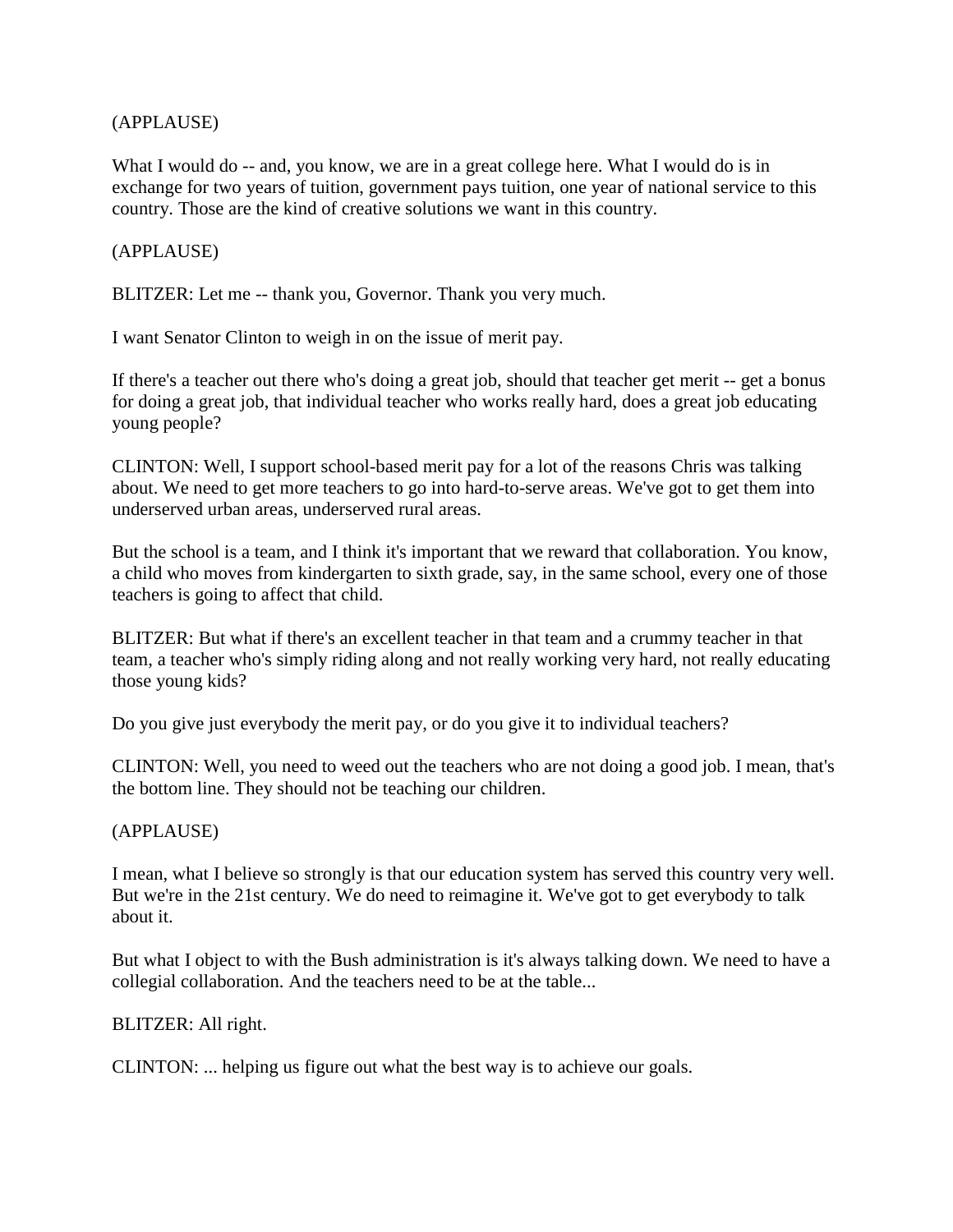(APPLAUSE)

What I would do -- and, you know, we are in a great college here. What I would do is in exchange for two years of tuition, government pays tuition, one year of national service to this country. Those are the kind of creative solutions we want in this country.

(APPLAUSE)

BLITZER: Let me -- thank you, Governor. Thank you very much.

I want Senator Clinton to weigh in on the issue of merit pay.

If there's a teacher out there who's doing a great job, should that teacher get merit -- get a bonus for doing a great job, that individual teacher who works really hard, does a great job educating young people?

CLINTON: Well, I support school-based merit pay for a lot of the reasons Chris was talking about. We need to get more teachers to go into hard-to-serve areas. We've got to get them into underserved urban areas, underserved rural areas.

But the school is a team, and I think it's important that we reward that collaboration. You know, a child who moves from kindergarten to sixth grade, say, in the same school, every one of those teachers is going to affect that child.

BLITZER: But what if there's an excellent teacher in that team and a crummy teacher in that team, a teacher who's simply riding along and not really working very hard, not really educating those young kids?

Do you give just everybody the merit pay, or do you give it to individual teachers?

CLINTON: Well, you need to weed out the teachers who are not doing a good job. I mean, that's the bottom line. They should not be teaching our children.

(APPLAUSE)

I mean, what I believe so strongly is that our education system has served this country very well. But we're in the 21st century. We do need to reimagine it. We've got to get everybody to talk about it.

But what I object to with the Bush administration is it's always talking down. We need to have a collegial collaboration. And the teachers need to be at the table...

BLITZER: All right.

CLINTON: ... helping us figure out what the best way is to achieve our goals.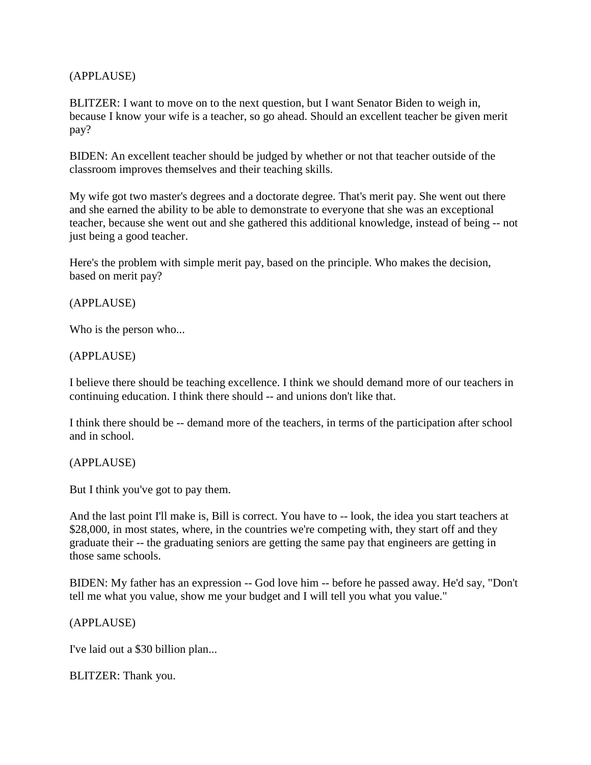(APPLAUSE)

BLITZER: I want to move on to the next question, but I want Senator Biden to weigh in, because I know your wife is a teacher, so go ahead. Should an excellent teacher be given merit pay?

BIDEN: An excellent teacher should be judged by whether or not that teacher outside of the classroom improves themselves and their teaching skills.

My wife got two master's degrees and a doctorate degree. That's merit pay. She went out there and she earned the ability to be able to demonstrate to everyone that she was an exceptional teacher, because she went out and she gathered this additional knowledge, instead of being -- not just being a good teacher.

Here's the problem with simple merit pay, based on the principle. Who makes the decision, based on merit pay?

(APPLAUSE)

Who is the person who...

(APPLAUSE)

I believe there should be teaching excellence. I think we should demand more of our teachers in continuing education. I think there should -- and unions don't like that.

I think there should be -- demand more of the teachers, in terms of the participation after school and in school.

(APPLAUSE)

But I think you've got to pay them.

And the last point I'll make is, Bill is correct. You have to -- look, the idea you start teachers at $28,000, in most states, where, in the countries we're competing with, they start off and they graduate their -- the graduating seniors are getting the same pay that engineers are getting in those same schools.

BIDEN: My father has an expression -- God love him -- before he passed away. He'd say, "Don't tell me what you value, show me your budget and I will tell you what you value."

(APPLAUSE)

I've laid out a $30 billion plan...

BLITZER: Thank you.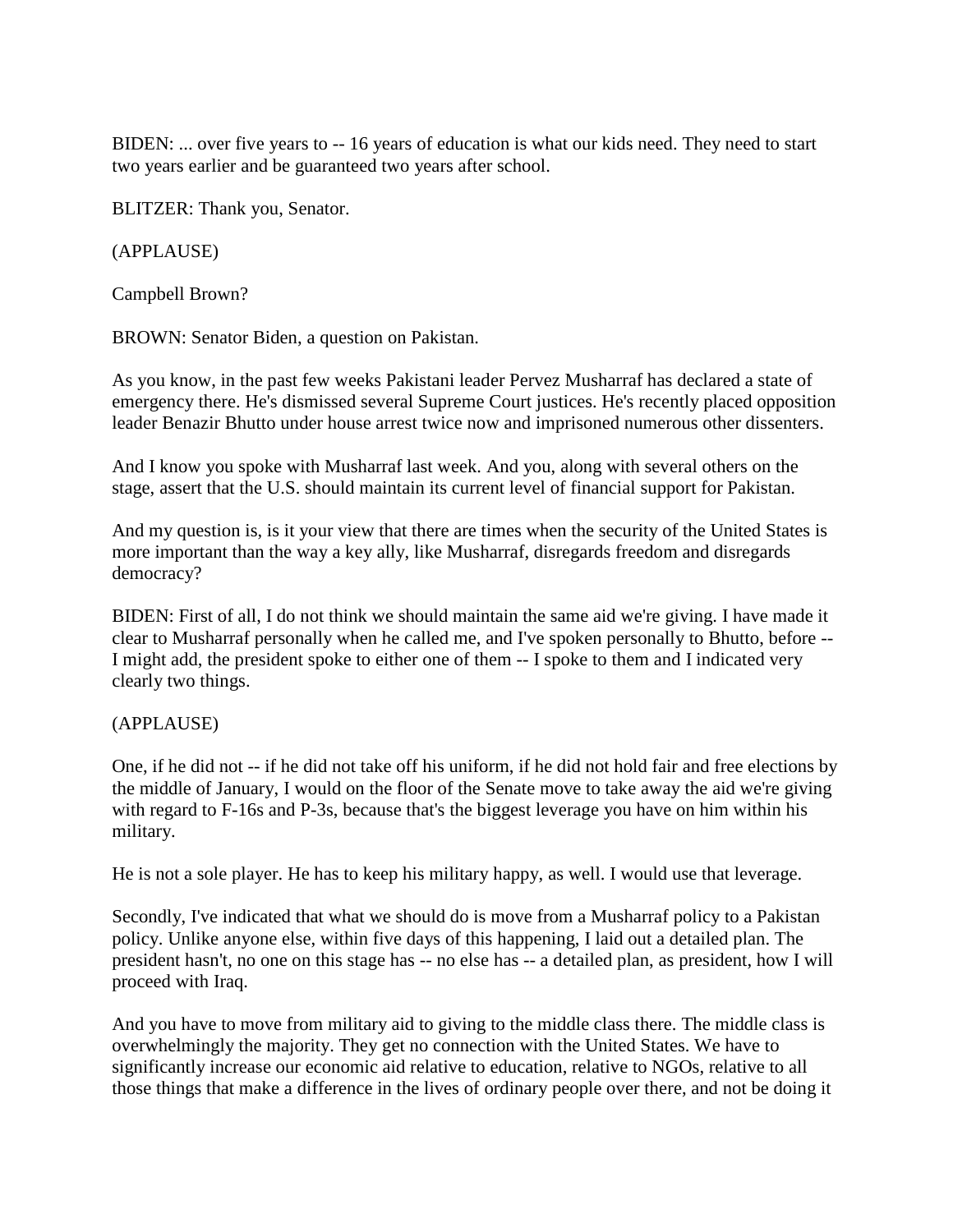BIDEN: ... over five years to -- 16 years of education is what our kids need. They need to start two years earlier and be guaranteed two years after school.

BLITZER: Thank you, Senator.

(APPLAUSE)

Campbell Brown?

BROWN: Senator Biden, a question on Pakistan.

As you know, in the past few weeks Pakistani leader Pervez Musharraf has declared a state of emergency there. He's dismissed several Supreme Court justices. He's recently placed opposition leader Benazir Bhutto under house arrest twice now and imprisoned numerous other dissenters.

And I know you spoke with Musharraf last week. And you, along with several others on the stage, assert that the U.S. should maintain its current level of financial support for Pakistan.

And my question is, is it your view that there are times when the security of the United States is more important than the way a key ally, like Musharraf, disregards freedom and disregards democracy?

BIDEN: First of all, I do not think we should maintain the same aid we're giving. I have made it clear to Musharraf personally when he called me, and I've spoken personally to Bhutto, before -- I might add, the president spoke to either one of them -- I spoke to them and I indicated very clearly two things.

(APPLAUSE)

One, if he did not -- if he did not take off his uniform, if he did not hold fair and free elections by the middle of January, I would on the floor of the Senate move to take away the aid we're giving with regard to F-16s and P-3s, because that's the biggest leverage you have on him within his military.

He is not a sole player. He has to keep his military happy, as well. I would use that leverage.

Secondly, I've indicated that what we should do is move from a Musharraf policy to a Pakistan policy. Unlike anyone else, within five days of this happening, I laid out a detailed plan. The president hasn't, no one on this stage has -- no else has -- a detailed plan, as president, how I will proceed with Iraq.

And you have to move from military aid to giving to the middle class there. The middle class is overwhelmingly the majority. They get no connection with the United States. We have to significantly increase our economic aid relative to education, relative to NGOs, relative to all those things that make a difference in the lives of ordinary people over there, and not be doing it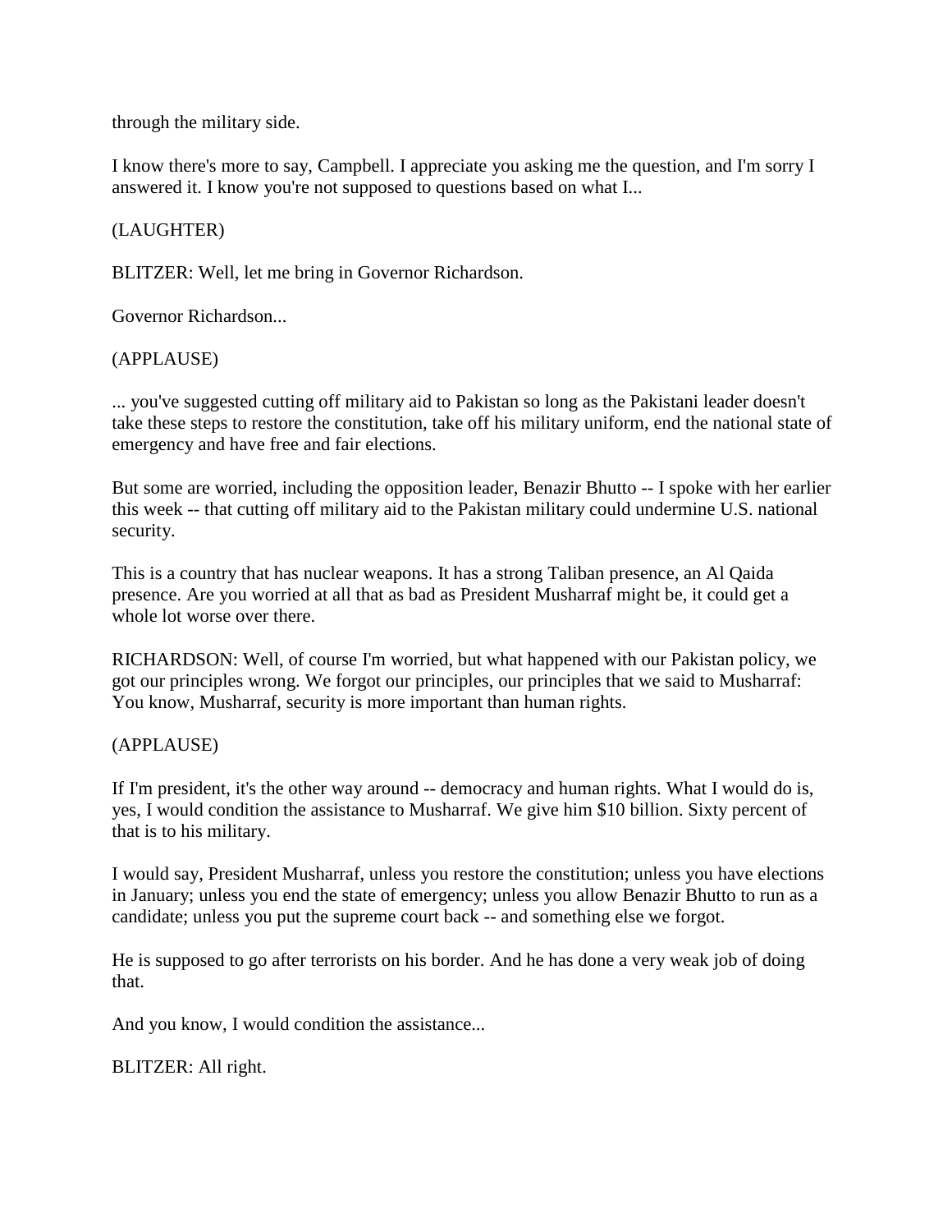through the military side.

I know there's more to say, Campbell. I appreciate you asking me the question, and I'm sorry I answered it. I know you're not supposed to questions based on what I...

(LAUGHTER)

BLITZER: Well, let me bring in Governor Richardson.

Governor Richardson...

(APPLAUSE)

... you've suggested cutting off military aid to Pakistan so long as the Pakistani leader doesn't take these steps to restore the constitution, take off his military uniform, end the national state of emergency and have free and fair elections.

But some are worried, including the opposition leader, Benazir Bhutto -- I spoke with her earlier this week -- that cutting off military aid to the Pakistan military could undermine U.S. national security.

This is a country that has nuclear weapons. It has a strong Taliban presence, an Al Qaida presence. Are you worried at all that as bad as President Musharraf might be, it could get a whole lot worse over there.

RICHARDSON: Well, of course I'm worried, but what happened with our Pakistan policy, we got our principles wrong. We forgot our principles, our principles that we said to Musharraf: You know, Musharraf, security is more important than human rights.

(APPLAUSE)

If I'm president, it's the other way around -- democracy and human rights. What I would do is, yes, I would condition the assistance to Musharraf. We give him $10 billion. Sixty percent of that is to his military.

I would say, President Musharraf, unless you restore the constitution; unless you have elections in January; unless you end the state of emergency; unless you allow Benazir Bhutto to run as a candidate; unless you put the supreme court back -- and something else we forgot.

He is supposed to go after terrorists on his border. And he has done a very weak job of doing that.

And you know, I would condition the assistance...

BLITZER: All right.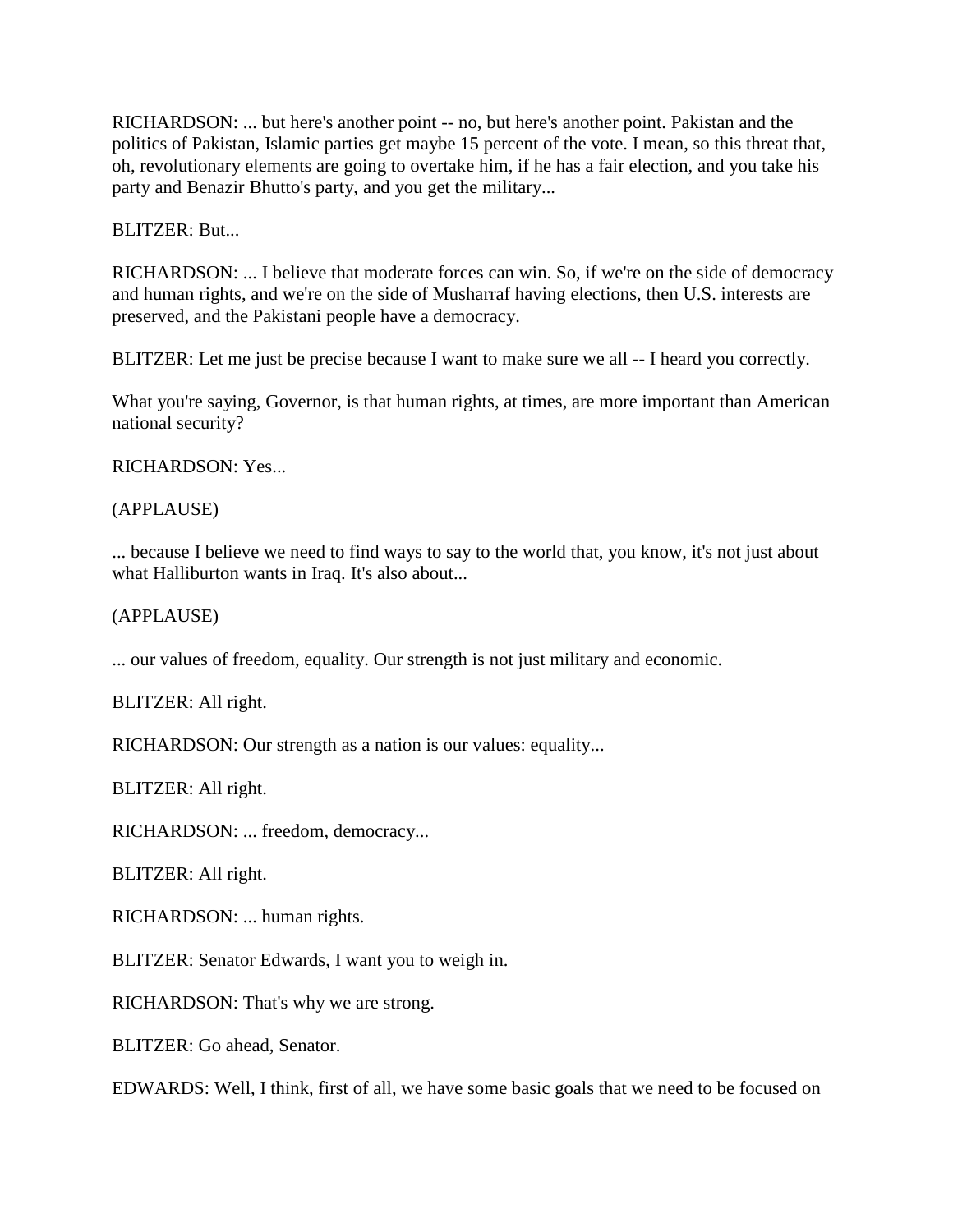RICHARDSON: ... but here's another point -- no, but here's another point. Pakistan and the politics of Pakistan, Islamic parties get maybe 15 percent of the vote. I mean, so this threat that, oh, revolutionary elements are going to overtake him, if he has a fair election, and you take his party and Benazir Bhutto's party, and you get the military...

BLITZER: But...

RICHARDSON: ... I believe that moderate forces can win. So, if we're on the side of democracy and human rights, and we're on the side of Musharraf having elections, then U.S. interests are preserved, and the Pakistani people have a democracy.

BLITZER: Let me just be precise because I want to make sure we all -- I heard you correctly.

What you're saying, Governor, is that human rights, at times, are more important than American national security?

RICHARDSON: Yes...

(APPLAUSE)

... because I believe we need to find ways to say to the world that, you know, it's not just about what Halliburton wants in Iraq. It's also about...

(APPLAUSE)

... our values of freedom, equality. Our strength is not just military and economic.

BLITZER: All right.

RICHARDSON: Our strength as a nation is our values: equality...

BLITZER: All right.

RICHARDSON: ... freedom, democracy...

BLITZER: All right.

RICHARDSON: ... human rights.

BLITZER: Senator Edwards, I want you to weigh in.

RICHARDSON: That's why we are strong.

BLITZER: Go ahead, Senator.

EDWARDS: Well, I think, first of all, we have some basic goals that we need to be focused on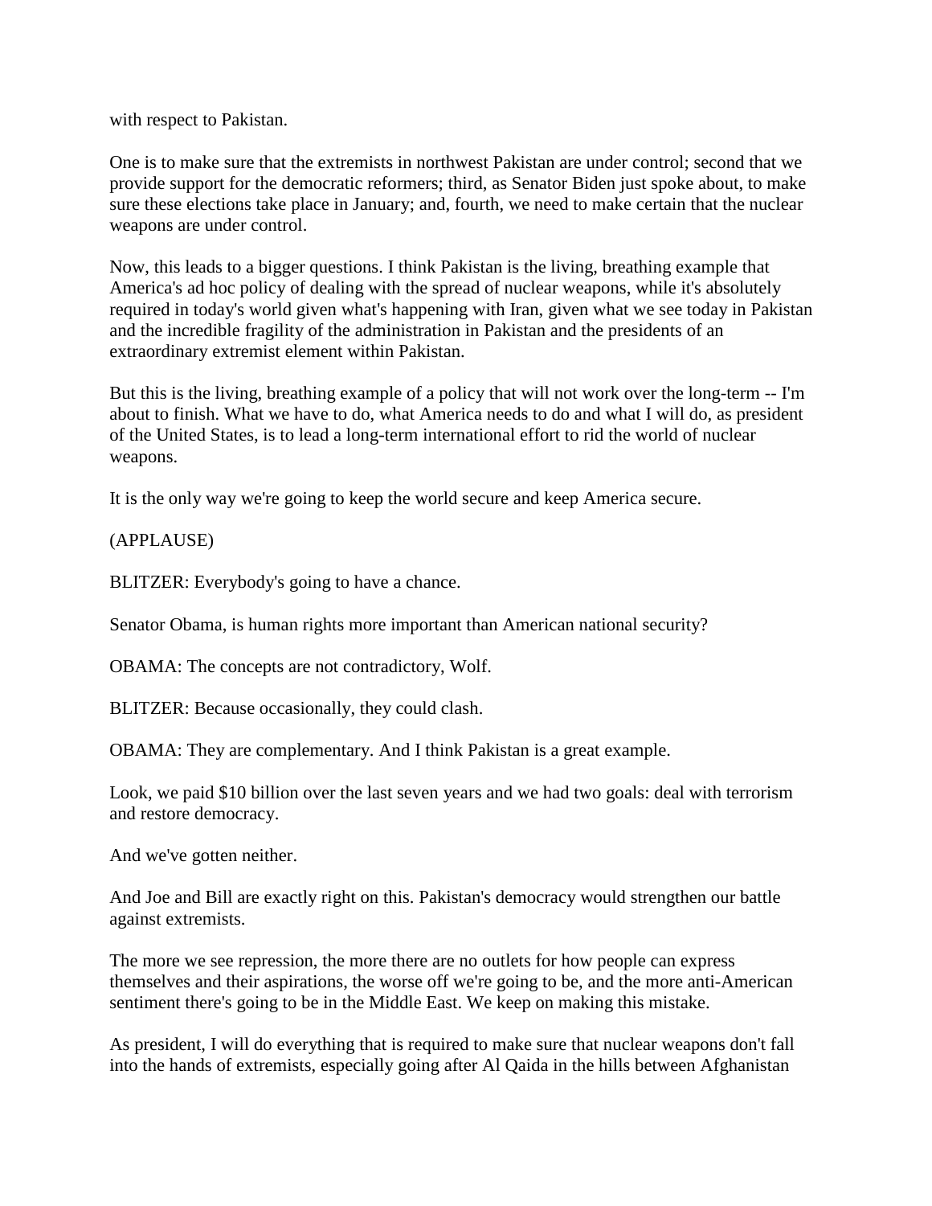with respect to Pakistan.

One is to make sure that the extremists in northwest Pakistan are under control; second that we provide support for the democratic reformers; third, as Senator Biden just spoke about, to make sure these elections take place in January; and, fourth, we need to make certain that the nuclear weapons are under control.

Now, this leads to a bigger questions. I think Pakistan is the living, breathing example that America's ad hoc policy of dealing with the spread of nuclear weapons, while it's absolutely required in today's world given what's happening with Iran, given what we see today in Pakistan and the incredible fragility of the administration in Pakistan and the presidents of an extraordinary extremist element within Pakistan.

But this is the living, breathing example of a policy that will not work over the long-term -- I'm about to finish. What we have to do, what America needs to do and what I will do, as president of the United States, is to lead a long-term international effort to rid the world of nuclear weapons.

It is the only way we're going to keep the world secure and keep America secure.

(APPLAUSE)

BLITZER: Everybody's going to have a chance.

Senator Obama, is human rights more important than American national security?

OBAMA: The concepts are not contradictory, Wolf.

BLITZER: Because occasionally, they could clash.

OBAMA: They are complementary. And I think Pakistan is a great example.

Look, we paid $10 billion over the last seven years and we had two goals: deal with terrorism and restore democracy.

And we've gotten neither.

And Joe and Bill are exactly right on this. Pakistan's democracy would strengthen our battle against extremists.

The more we see repression, the more there are no outlets for how people can express themselves and their aspirations, the worse off we're going to be, and the more anti-American sentiment there's going to be in the Middle East. We keep on making this mistake.

As president, I will do everything that is required to make sure that nuclear weapons don't fall into the hands of extremists, especially going after Al Qaida in the hills between Afghanistan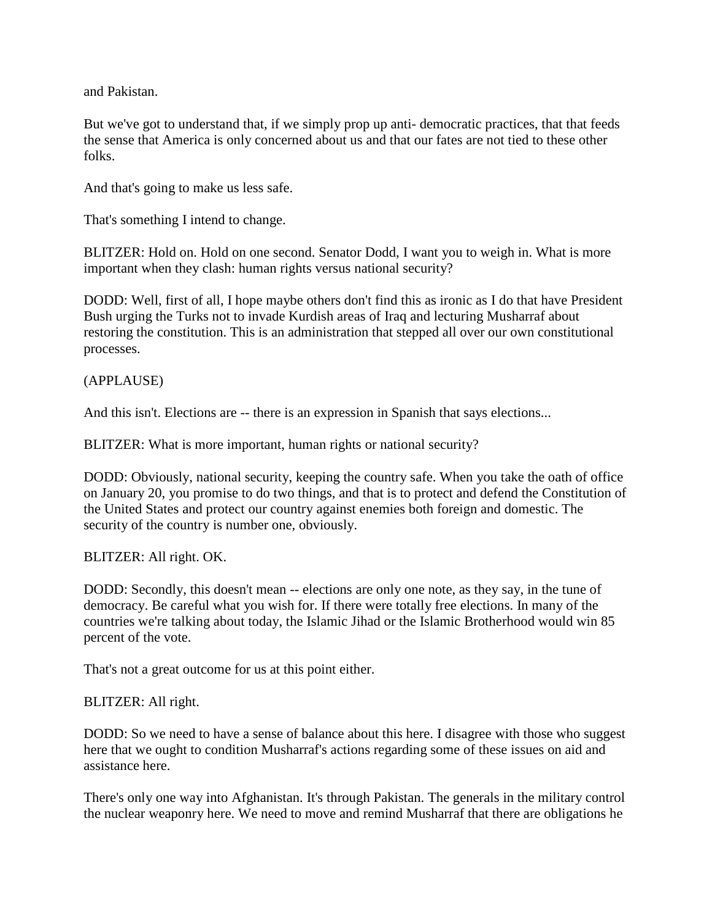and Pakistan.

But we've got to understand that, if we simply prop up anti- democratic practices, that that feeds the sense that America is only concerned about us and that our fates are not tied to these other folks.

And that's going to make us less safe.

That's something I intend to change.

BLITZER: Hold on. Hold on one second. Senator Dodd, I want you to weigh in. What is more important when they clash: human rights versus national security?

DODD: Well, first of all, I hope maybe others don't find this as ironic as I do that have President Bush urging the Turks not to invade Kurdish areas of Iraq and lecturing Musharraf about restoring the constitution. This is an administration that stepped all over our own constitutional processes.

(APPLAUSE)

And this isn't. Elections are -- there is an expression in Spanish that says elections...

BLITZER: What is more important, human rights or national security?

DODD: Obviously, national security, keeping the country safe. When you take the oath of office on January 20, you promise to do two things, and that is to protect and defend the Constitution of the United States and protect our country against enemies both foreign and domestic. The security of the country is number one, obviously.

BLITZER: All right. OK.

DODD: Secondly, this doesn't mean -- elections are only one note, as they say, in the tune of democracy. Be careful what you wish for. If there were totally free elections. In many of the countries we're talking about today, the Islamic Jihad or the Islamic Brotherhood would win 85 percent of the vote.

That's not a great outcome for us at this point either.

BLITZER: All right.

DODD: So we need to have a sense of balance about this here. I disagree with those who suggest here that we ought to condition Musharraf's actions regarding some of these issues on aid and assistance here.

There's only one way into Afghanistan. It's through Pakistan. The generals in the military control the nuclear weaponry here. We need to move and remind Musharraf that there are obligations he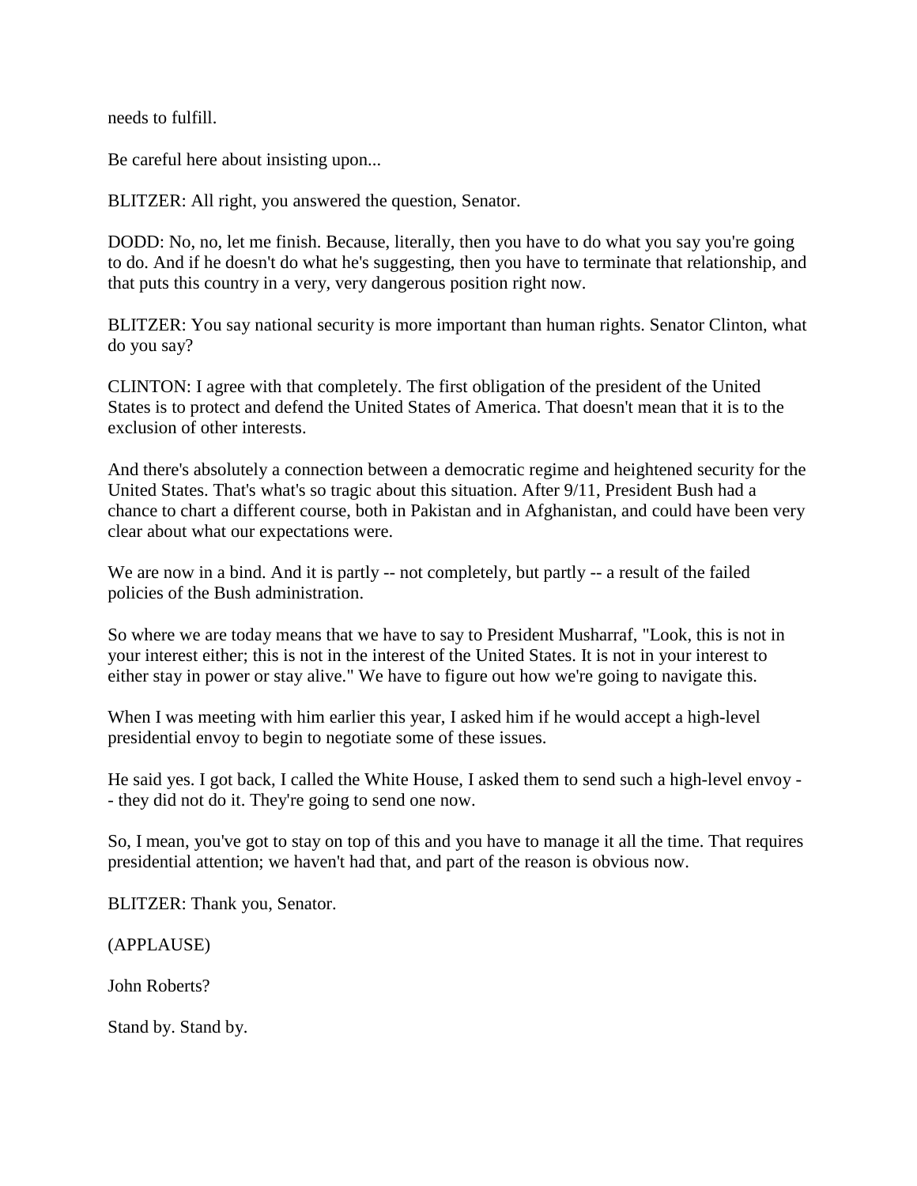needs to fulfill.

Be careful here about insisting upon...

BLITZER: All right, you answered the question, Senator.

DODD: No, no, let me finish. Because, literally, then you have to do what you say you're going to do. And if he doesn't do what he's suggesting, then you have to terminate that relationship, and that puts this country in a very, very dangerous position right now.

BLITZER: You say national security is more important than human rights. Senator Clinton, what do you say?

CLINTON: I agree with that completely. The first obligation of the president of the United States is to protect and defend the United States of America. That doesn't mean that it is to the exclusion of other interests.

And there's absolutely a connection between a democratic regime and heightened security for the United States. That's what's so tragic about this situation. After 9/11, President Bush had a chance to chart a different course, both in Pakistan and in Afghanistan, and could have been very clear about what our expectations were.

We are now in a bind. And it is partly -- not completely, but partly -- a result of the failed policies of the Bush administration.

So where we are today means that we have to say to President Musharraf, "Look, this is not in your interest either; this is not in the interest of the United States. It is not in your interest to either stay in power or stay alive." We have to figure out how we're going to navigate this.

When I was meeting with him earlier this year, I asked him if he would accept a high-level presidential envoy to begin to negotiate some of these issues.

He said yes. I got back, I called the White House, I asked them to send such a high-level envoy -- they did not do it. They're going to send one now.

So, I mean, you've got to stay on top of this and you have to manage it all the time. That requires presidential attention; we haven't had that, and part of the reason is obvious now.

BLITZER: Thank you, Senator.

(APPLAUSE)

John Roberts?

Stand by. Stand by.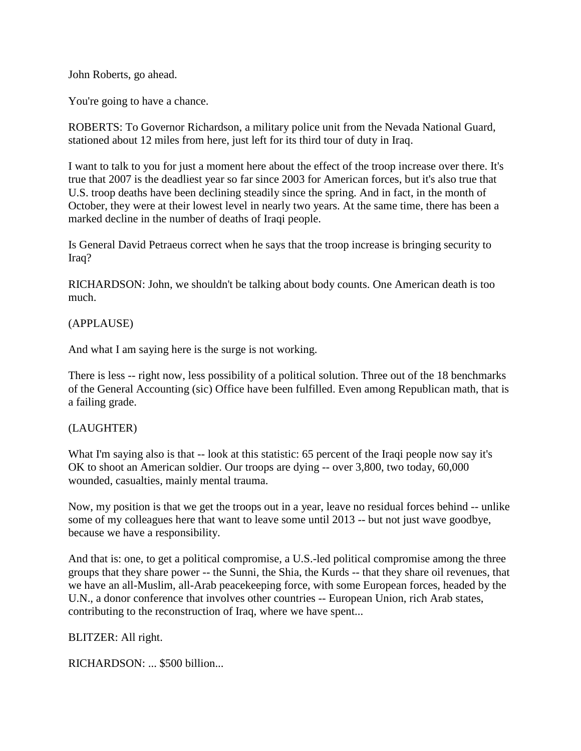John Roberts, go ahead.

You're going to have a chance.

ROBERTS: To Governor Richardson, a military police unit from the Nevada National Guard, stationed about 12 miles from here, just left for its third tour of duty in Iraq.

I want to talk to you for just a moment here about the effect of the troop increase over there. It's true that 2007 is the deadliest year so far since 2003 for American forces, but it's also true that U.S. troop deaths have been declining steadily since the spring. And in fact, in the month of October, they were at their lowest level in nearly two years. At the same time, there has been a marked decline in the number of deaths of Iraqi people.

Is General David Petraeus correct when he says that the troop increase is bringing security to Iraq?

RICHARDSON: John, we shouldn't be talking about body counts. One American death is too much.

(APPLAUSE)

And what I am saying here is the surge is not working.

There is less -- right now, less possibility of a political solution. Three out of the 18 benchmarks of the General Accounting (sic) Office have been fulfilled. Even among Republican math, that is a failing grade.

(LAUGHTER)

What I'm saying also is that -- look at this statistic: 65 percent of the Iraqi people now say it's OK to shoot an American soldier. Our troops are dying -- over 3,800, two today, 60,000 wounded, casualties, mainly mental trauma.

Now, my position is that we get the troops out in a year, leave no residual forces behind -- unlike some of my colleagues here that want to leave some until 2013 -- but not just wave goodbye, because we have a responsibility.

And that is: one, to get a political compromise, a U.S.-led political compromise among the three groups that they share power -- the Sunni, the Shia, the Kurds -- that they share oil revenues, that we have an all-Muslim, all-Arab peacekeeping force, with some European forces, headed by the U.N., a donor conference that involves other countries -- European Union, rich Arab states, contributing to the reconstruction of Iraq, where we have spent...

BLITZER: All right.

RICHARDSON: ... $500 billion...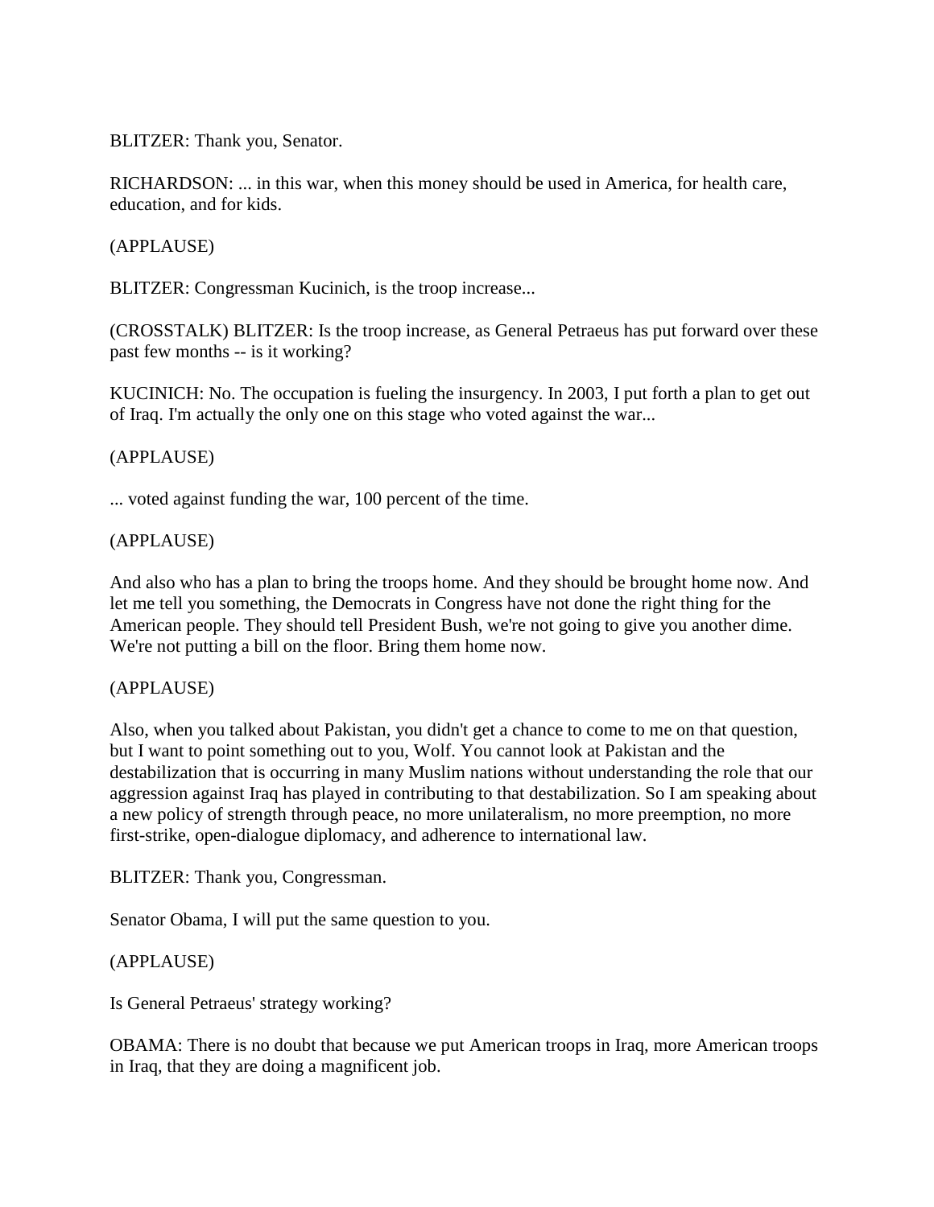BLITZER: Thank you, Senator.

RICHARDSON: ... in this war, when this money should be used in America, for health care, education, and for kids.

(APPLAUSE)

BLITZER: Congressman Kucinich, is the troop increase...

(CROSSTALK) BLITZER: Is the troop increase, as General Petraeus has put forward over these past few months -- is it working?

KUCINICH: No. The occupation is fueling the insurgency. In 2003, I put forth a plan to get out of Iraq. I'm actually the only one on this stage who voted against the war...

(APPLAUSE)

... voted against funding the war, 100 percent of the time.

(APPLAUSE)

And also who has a plan to bring the troops home. And they should be brought home now. And let me tell you something, the Democrats in Congress have not done the right thing for the American people. They should tell President Bush, we're not going to give you another dime. We're not putting a bill on the floor. Bring them home now.

(APPLAUSE)

Also, when you talked about Pakistan, you didn't get a chance to come to me on that question, but I want to point something out to you, Wolf. You cannot look at Pakistan and the destabilization that is occurring in many Muslim nations without understanding the role that our aggression against Iraq has played in contributing to that destabilization. So I am speaking about a new policy of strength through peace, no more unilateralism, no more preemption, no more first-strike, open-dialogue diplomacy, and adherence to international law.

BLITZER: Thank you, Congressman.

Senator Obama, I will put the same question to you.

(APPLAUSE)

Is General Petraeus' strategy working?

OBAMA: There is no doubt that because we put American troops in Iraq, more American troops in Iraq, that they are doing a magnificent job.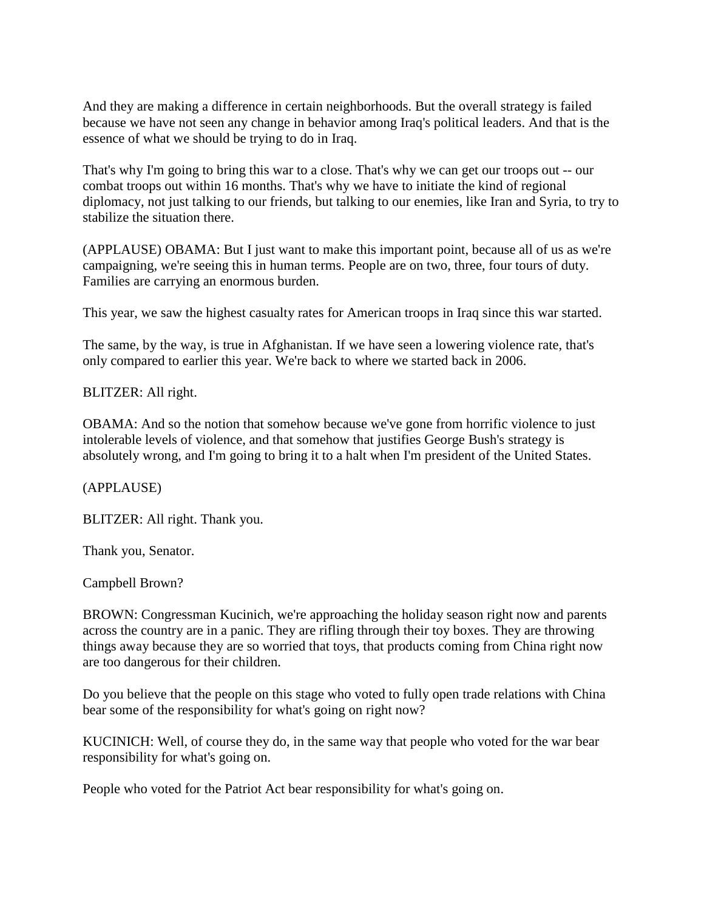And they are making a difference in certain neighborhoods. But the overall strategy is failed because we have not seen any change in behavior among Iraq's political leaders. And that is the essence of what we should be trying to do in Iraq.

That's why I'm going to bring this war to a close. That's why we can get our troops out -- our combat troops out within 16 months. That's why we have to initiate the kind of regional diplomacy, not just talking to our friends, but talking to our enemies, like Iran and Syria, to try to stabilize the situation there.

(APPLAUSE) OBAMA: But I just want to make this important point, because all of us as we're campaigning, we're seeing this in human terms. People are on two, three, four tours of duty. Families are carrying an enormous burden.

This year, we saw the highest casualty rates for American troops in Iraq since this war started.

The same, by the way, is true in Afghanistan. If we have seen a lowering violence rate, that's only compared to earlier this year. We're back to where we started back in 2006.

BLITZER: All right.

OBAMA: And so the notion that somehow because we've gone from horrific violence to just intolerable levels of violence, and that somehow that justifies George Bush's strategy is absolutely wrong, and I'm going to bring it to a halt when I'm president of the United States.

(APPLAUSE)

BLITZER: All right. Thank you.

Thank you, Senator.

Campbell Brown?

BROWN: Congressman Kucinich, we're approaching the holiday season right now and parents across the country are in a panic. They are rifling through their toy boxes. They are throwing things away because they are so worried that toys, that products coming from China right now are too dangerous for their children.

Do you believe that the people on this stage who voted to fully open trade relations with China bear some of the responsibility for what's going on right now?

KUCINICH: Well, of course they do, in the same way that people who voted for the war bear responsibility for what's going on.

People who voted for the Patriot Act bear responsibility for what's going on.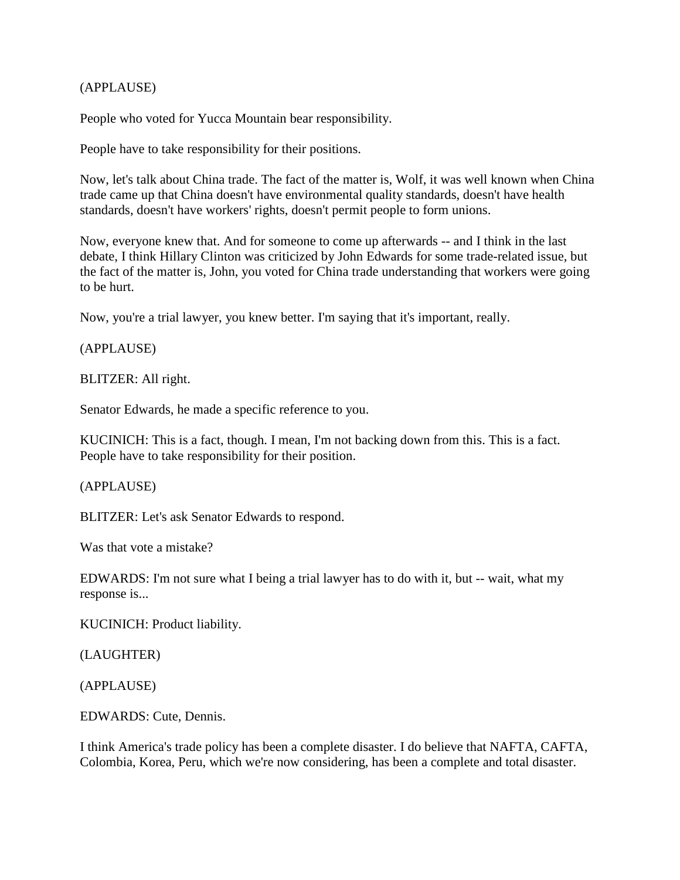(APPLAUSE)

People who voted for Yucca Mountain bear responsibility.

People have to take responsibility for their positions.

Now, let's talk about China trade. The fact of the matter is, Wolf, it was well known when China trade came up that China doesn't have environmental quality standards, doesn't have health standards, doesn't have workers' rights, doesn't permit people to form unions.

Now, everyone knew that. And for someone to come up afterwards -- and I think in the last debate, I think Hillary Clinton was criticized by John Edwards for some trade-related issue, but the fact of the matter is, John, you voted for China trade understanding that workers were going to be hurt.

Now, you're a trial lawyer, you knew better. I'm saying that it's important, really.

(APPLAUSE)

BLITZER: All right.

Senator Edwards, he made a specific reference to you.

KUCINICH: This is a fact, though. I mean, I'm not backing down from this. This is a fact. People have to take responsibility for their position.

(APPLAUSE)

BLITZER: Let's ask Senator Edwards to respond.

Was that vote a mistake?

EDWARDS: I'm not sure what I being a trial lawyer has to do with it, but -- wait, what my response is...

KUCINICH: Product liability.

(LAUGHTER)

(APPLAUSE)

EDWARDS: Cute, Dennis.

I think America's trade policy has been a complete disaster. I do believe that NAFTA, CAFTA, Colombia, Korea, Peru, which we're now considering, has been a complete and total disaster.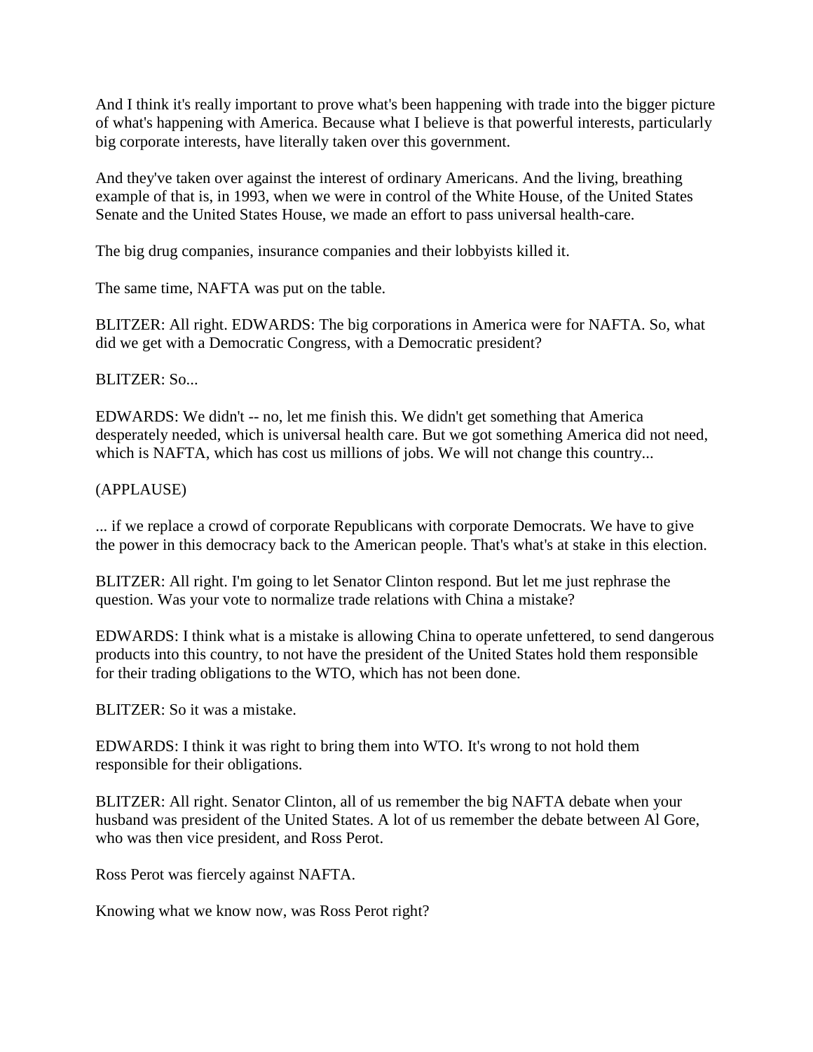And I think it's really important to prove what's been happening with trade into the bigger picture of what's happening with America. Because what I believe is that powerful interests, particularly big corporate interests, have literally taken over this government.

And they've taken over against the interest of ordinary Americans. And the living, breathing example of that is, in 1993, when we were in control of the White House, of the United States Senate and the United States House, we made an effort to pass universal health-care.

The big drug companies, insurance companies and their lobbyists killed it.

The same time, NAFTA was put on the table.

BLITZER: All right. EDWARDS: The big corporations in America were for NAFTA. So, what did we get with a Democratic Congress, with a Democratic president?

BLITZER: So...

EDWARDS: We didn't -- no, let me finish this. We didn't get something that America desperately needed, which is universal health care. But we got something America did not need, which is NAFTA, which has cost us millions of jobs. We will not change this country...

(APPLAUSE)

... if we replace a crowd of corporate Republicans with corporate Democrats. We have to give the power in this democracy back to the American people. That's what's at stake in this election.

BLITZER: All right. I'm going to let Senator Clinton respond. But let me just rephrase the question. Was your vote to normalize trade relations with China a mistake?

EDWARDS: I think what is a mistake is allowing China to operate unfettered, to send dangerous products into this country, to not have the president of the United States hold them responsible for their trading obligations to the WTO, which has not been done.

BLITZER: So it was a mistake.

EDWARDS: I think it was right to bring them into WTO. It's wrong to not hold them responsible for their obligations.

BLITZER: All right. Senator Clinton, all of us remember the big NAFTA debate when your husband was president of the United States. A lot of us remember the debate between Al Gore, who was then vice president, and Ross Perot.

Ross Perot was fiercely against NAFTA.

Knowing what we know now, was Ross Perot right?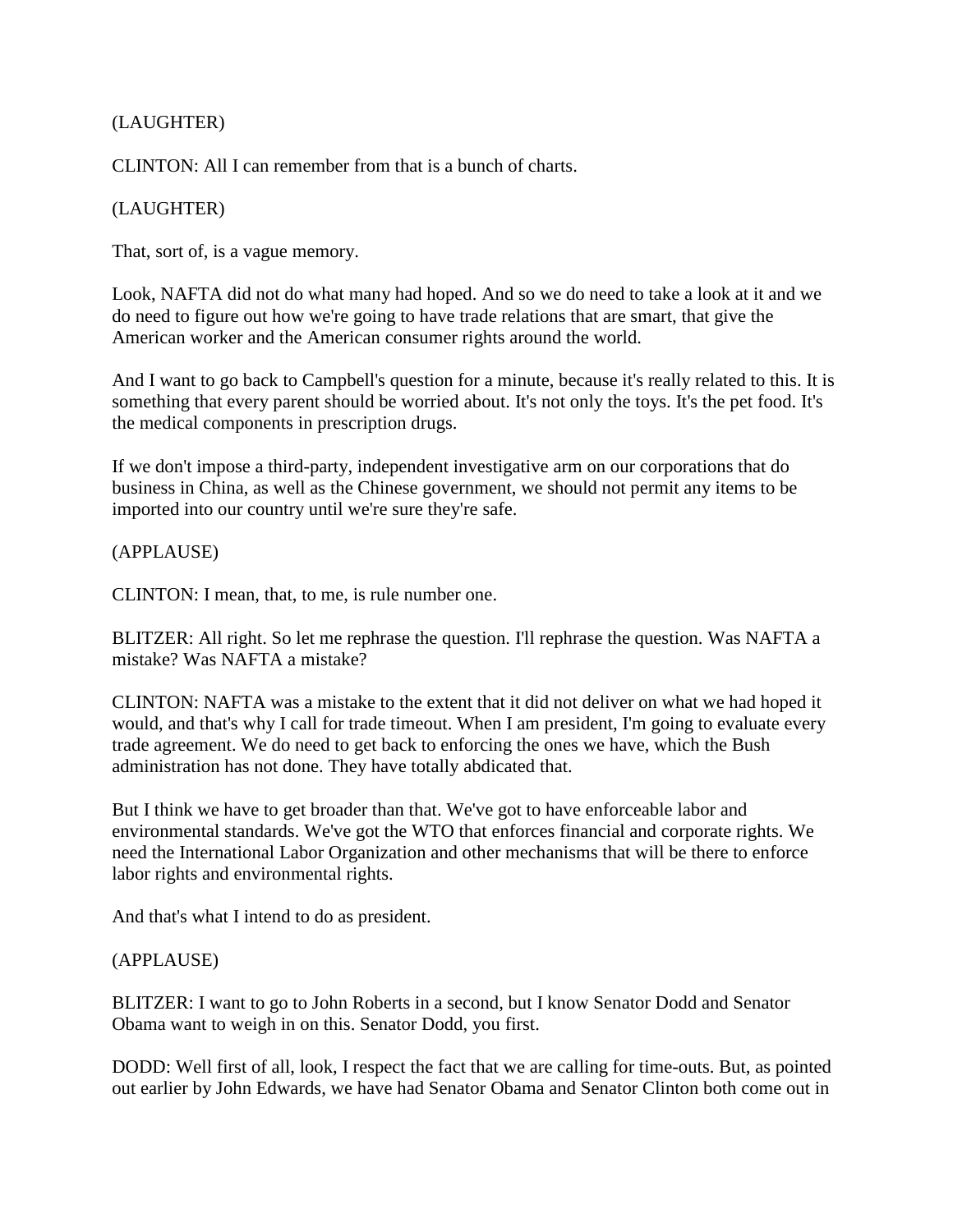(LAUGHTER)

CLINTON: All I can remember from that is a bunch of charts.

(LAUGHTER)

That, sort of, is a vague memory.

Look, NAFTA did not do what many had hoped. And so we do need to take a look at it and we do need to figure out how we're going to have trade relations that are smart, that give the American worker and the American consumer rights around the world.

And I want to go back to Campbell's question for a minute, because it's really related to this. It is something that every parent should be worried about. It's not only the toys. It's the pet food. It's the medical components in prescription drugs.

If we don't impose a third-party, independent investigative arm on our corporations that do business in China, as well as the Chinese government, we should not permit any items to be imported into our country until we're sure they're safe.

(APPLAUSE)

CLINTON: I mean, that, to me, is rule number one.

BLITZER: All right. So let me rephrase the question. I'll rephrase the question. Was NAFTA a mistake? Was NAFTA a mistake?

CLINTON: NAFTA was a mistake to the extent that it did not deliver on what we had hoped it would, and that's why I call for trade timeout. When I am president, I'm going to evaluate every trade agreement. We do need to get back to enforcing the ones we have, which the Bush administration has not done. They have totally abdicated that.

But I think we have to get broader than that. We've got to have enforceable labor and environmental standards. We've got the WTO that enforces financial and corporate rights. We need the International Labor Organization and other mechanisms that will be there to enforce labor rights and environmental rights.

And that's what I intend to do as president.

(APPLAUSE)

BLITZER: I want to go to John Roberts in a second, but I know Senator Dodd and Senator Obama want to weigh in on this. Senator Dodd, you first.

DODD: Well first of all, look, I respect the fact that we are calling for time-outs. But, as pointed out earlier by John Edwards, we have had Senator Obama and Senator Clinton both come out in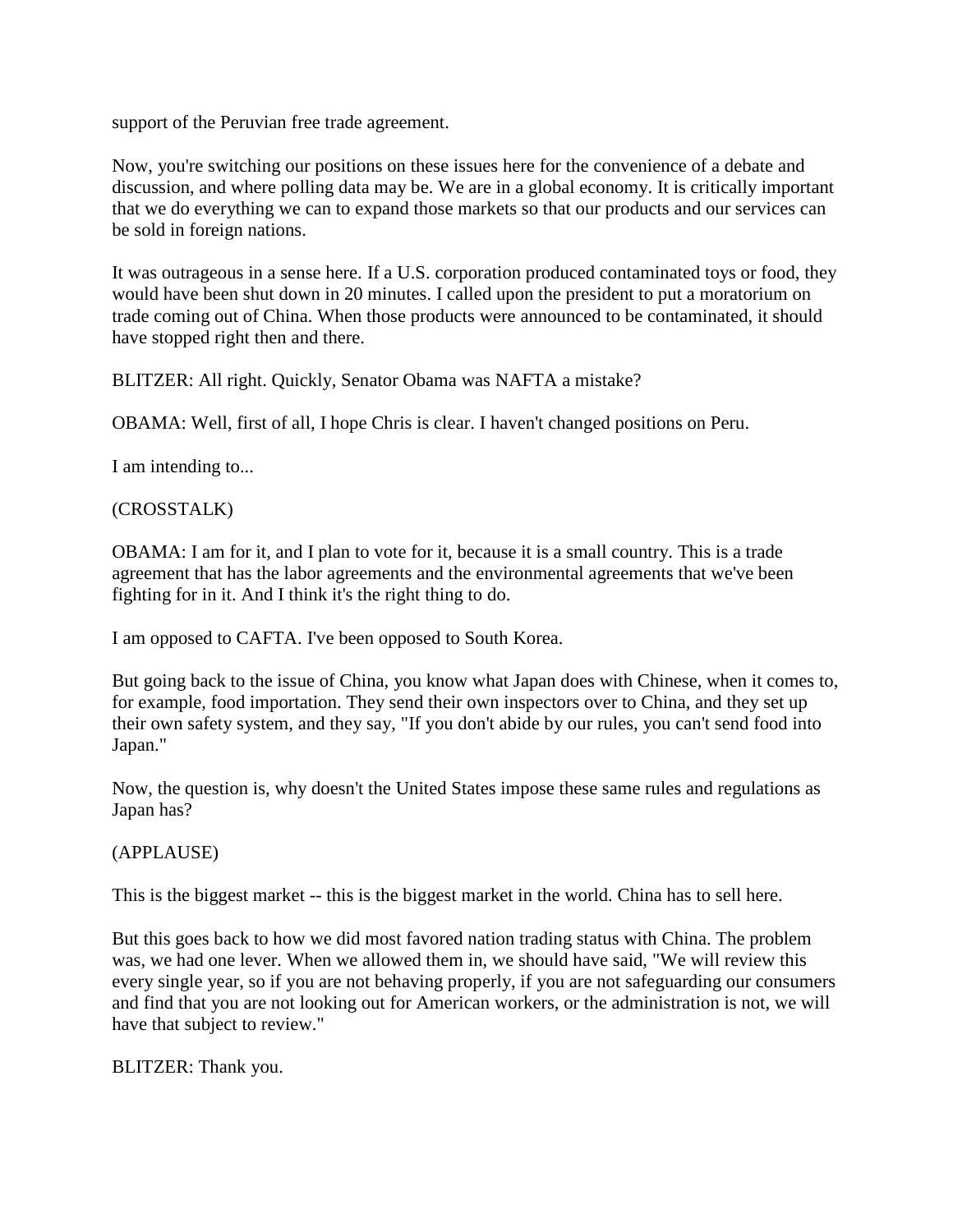support of the Peruvian free trade agreement.

Now, you're switching our positions on these issues here for the convenience of a debate and discussion, and where polling data may be. We are in a global economy. It is critically important that we do everything we can to expand those markets so that our products and our services can be sold in foreign nations.

It was outrageous in a sense here. If a U.S. corporation produced contaminated toys or food, they would have been shut down in 20 minutes. I called upon the president to put a moratorium on trade coming out of China. When those products were announced to be contaminated, it should have stopped right then and there.

BLITZER: All right. Quickly, Senator Obama was NAFTA a mistake?

OBAMA: Well, first of all, I hope Chris is clear. I haven't changed positions on Peru.

I am intending to...

(CROSSTALK)

OBAMA: I am for it, and I plan to vote for it, because it is a small country. This is a trade agreement that has the labor agreements and the environmental agreements that we've been fighting for in it. And I think it's the right thing to do.

I am opposed to CAFTA. I've been opposed to South Korea.

But going back to the issue of China, you know what Japan does with Chinese, when it comes to, for example, food importation. They send their own inspectors over to China, and they set up their own safety system, and they say, "If you don't abide by our rules, you can't send food into Japan."

Now, the question is, why doesn't the United States impose these same rules and regulations as Japan has?

(APPLAUSE)

This is the biggest market -- this is the biggest market in the world. China has to sell here.

But this goes back to how we did most favored nation trading status with China. The problem was, we had one lever. When we allowed them in, we should have said, "We will review this every single year, so if you are not behaving properly, if you are not safeguarding our consumers and find that you are not looking out for American workers, or the administration is not, we will have that subject to review."

BLITZER: Thank you.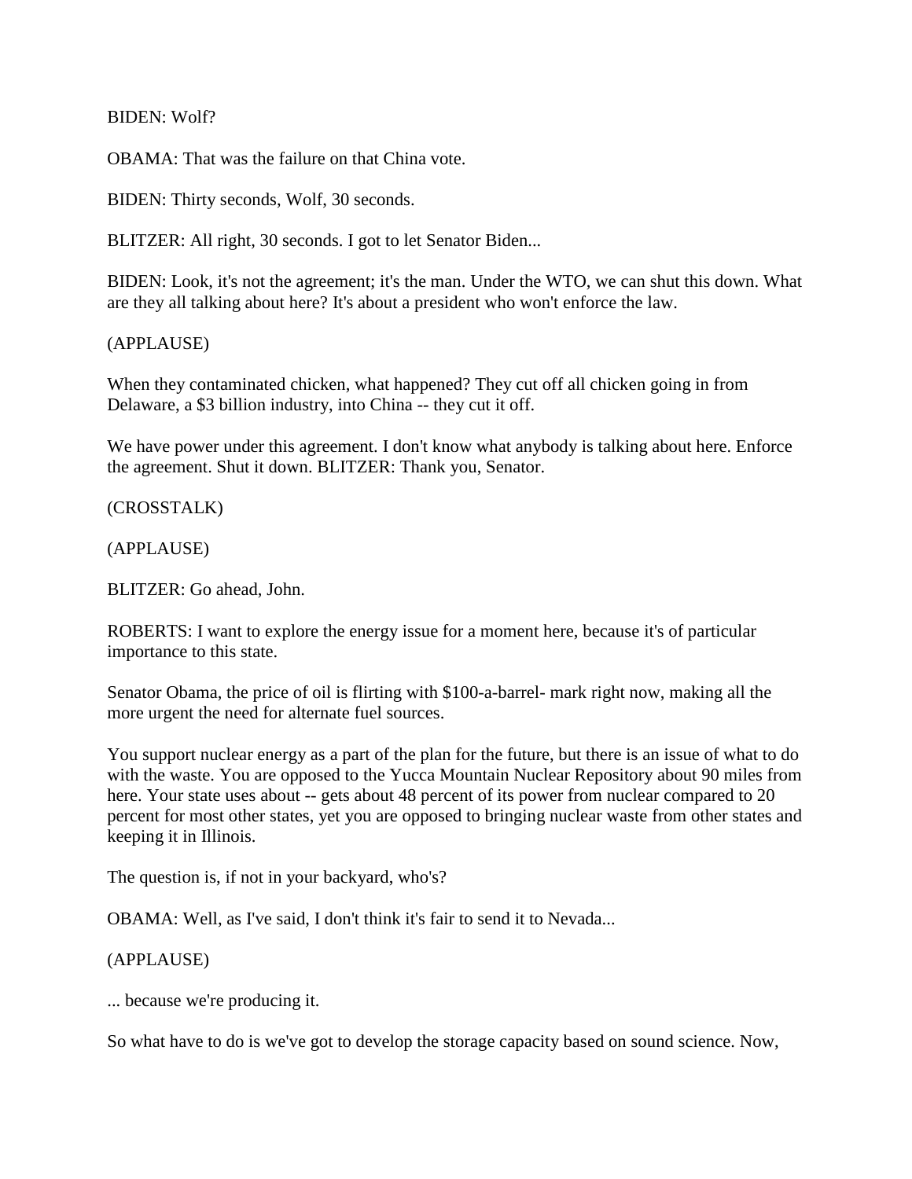BIDEN: Wolf?

OBAMA: That was the failure on that China vote.

BIDEN: Thirty seconds, Wolf, 30 seconds.

BLITZER: All right, 30 seconds. I got to let Senator Biden...

BIDEN: Look, it's not the agreement; it's the man. Under the WTO, we can shut this down. What are they all talking about here? It's about a president who won't enforce the law.

(APPLAUSE)

When they contaminated chicken, what happened? They cut off all chicken going in from Delaware, a $3 billion industry, into China -- they cut it off.

We have power under this agreement. I don't know what anybody is talking about here. Enforce the agreement. Shut it down. BLITZER: Thank you, Senator.

(CROSSTALK)

(APPLAUSE)

BLITZER: Go ahead, John.

ROBERTS: I want to explore the energy issue for a moment here, because it's of particular importance to this state.

Senator Obama, the price of oil is flirting with $100-a-barrel- mark right now, making all the more urgent the need for alternate fuel sources.

You support nuclear energy as a part of the plan for the future, but there is an issue of what to do with the waste. You are opposed to the Yucca Mountain Nuclear Repository about 90 miles from here. Your state uses about -- gets about 48 percent of its power from nuclear compared to 20 percent for most other states, yet you are opposed to bringing nuclear waste from other states and keeping it in Illinois.

The question is, if not in your backyard, who's?

OBAMA: Well, as I've said, I don't think it's fair to send it to Nevada...

(APPLAUSE)

... because we're producing it.

So what have to do is we've got to develop the storage capacity based on sound science. Now,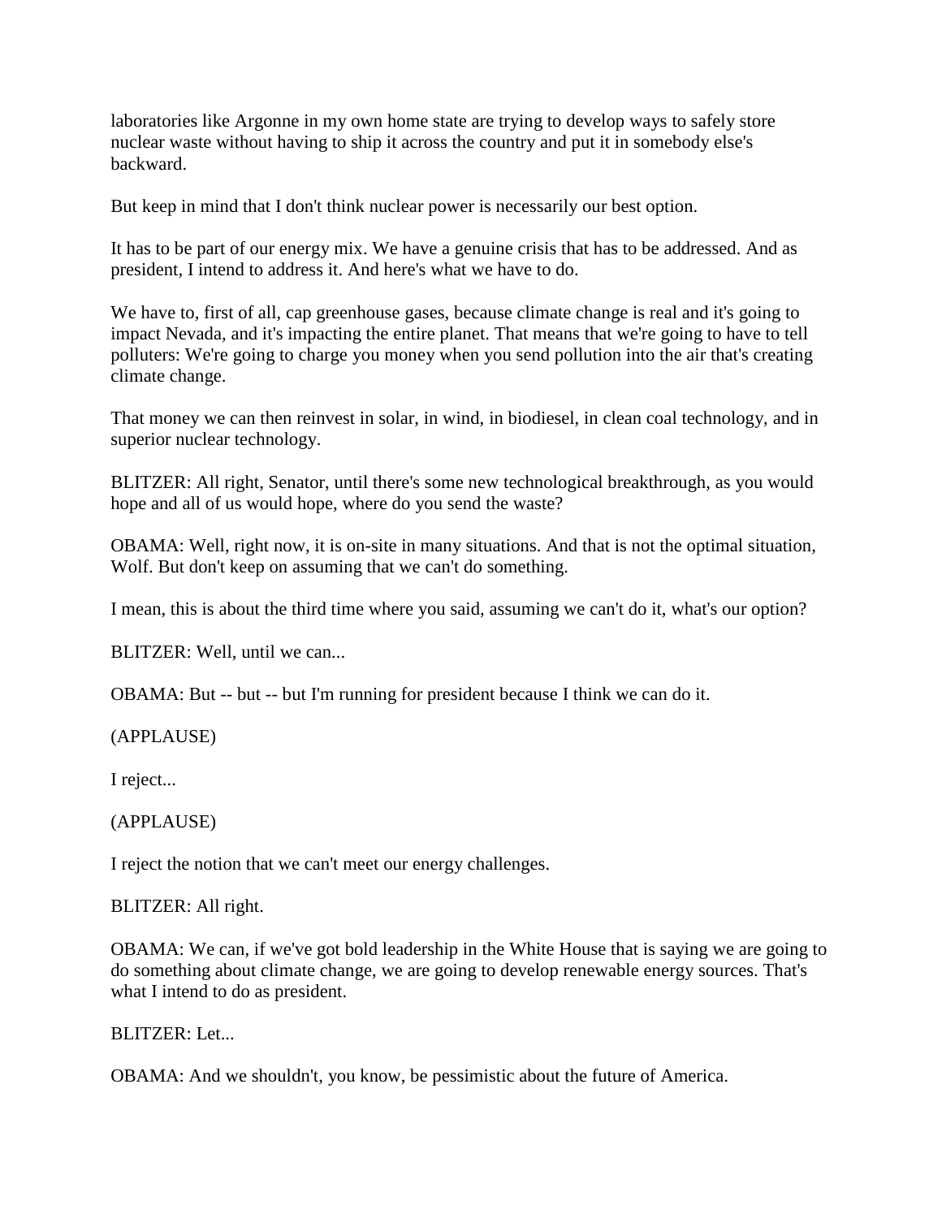laboratories like Argonne in my own home state are trying to develop ways to safely store nuclear waste without having to ship it across the country and put it in somebody else's backward.

But keep in mind that I don't think nuclear power is necessarily our best option.

It has to be part of our energy mix. We have a genuine crisis that has to be addressed. And as president, I intend to address it. And here's what we have to do.

We have to, first of all, cap greenhouse gases, because climate change is real and it's going to impact Nevada, and it's impacting the entire planet. That means that we're going to have to tell polluters: We're going to charge you money when you send pollution into the air that's creating climate change.

That money we can then reinvest in solar, in wind, in biodiesel, in clean coal technology, and in superior nuclear technology.

BLITZER: All right, Senator, until there's some new technological breakthrough, as you would hope and all of us would hope, where do you send the waste?

OBAMA: Well, right now, it is on-site in many situations. And that is not the optimal situation, Wolf. But don't keep on assuming that we can't do something.

I mean, this is about the third time where you said, assuming we can't do it, what's our option?

BLITZER: Well, until we can...

OBAMA: But -- but -- but I'm running for president because I think we can do it.

(APPLAUSE)

I reject...

(APPLAUSE)

I reject the notion that we can't meet our energy challenges.

BLITZER: All right.

OBAMA: We can, if we've got bold leadership in the White House that is saying we are going to do something about climate change, we are going to develop renewable energy sources. That's what I intend to do as president.

BLITZER: Let...

OBAMA: And we shouldn't, you know, be pessimistic about the future of America.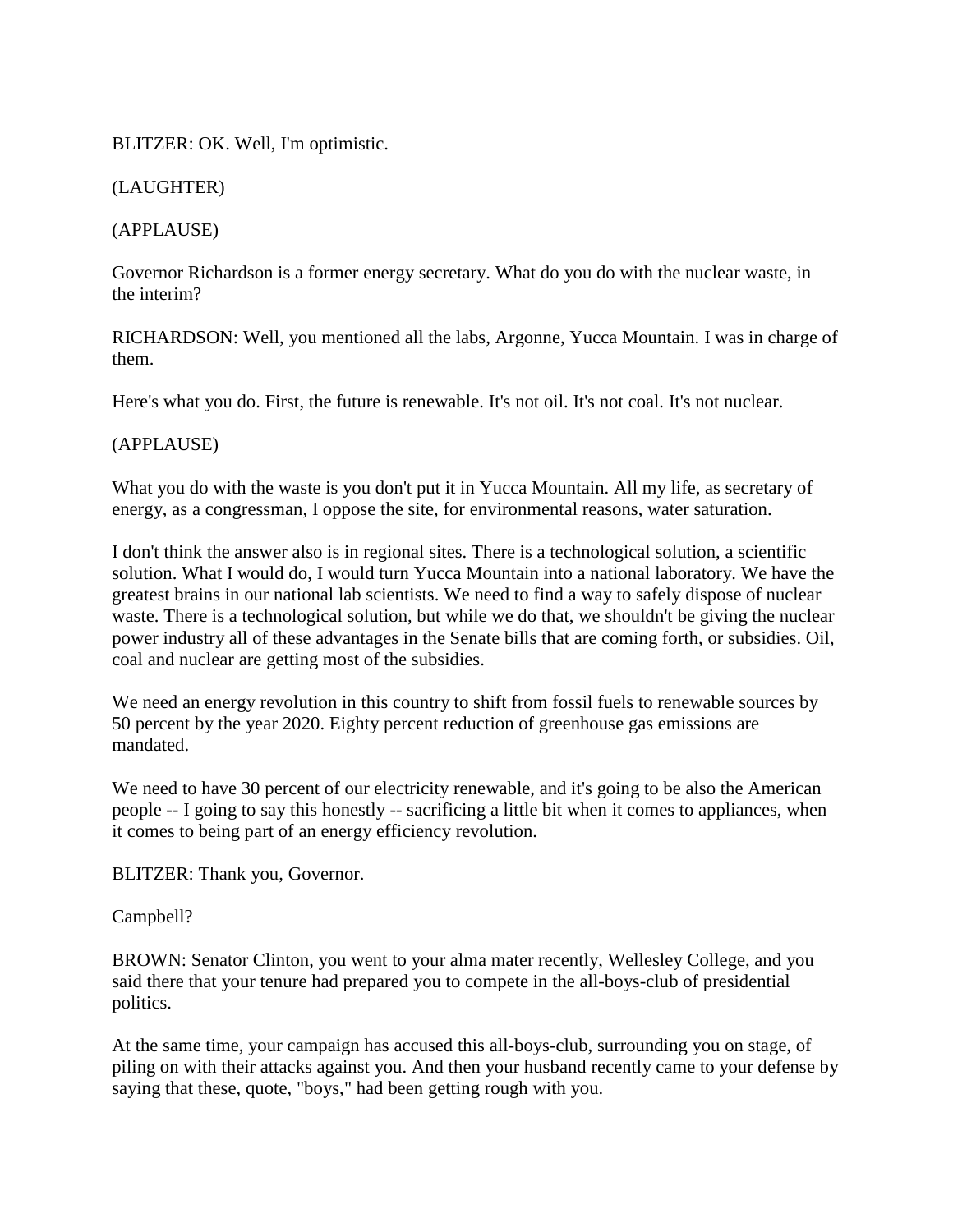BLITZER: OK. Well, I'm optimistic.

(LAUGHTER)

(APPLAUSE)

Governor Richardson is a former energy secretary. What do you do with the nuclear waste, in the interim?

RICHARDSON: Well, you mentioned all the labs, Argonne, Yucca Mountain. I was in charge of them.

Here's what you do. First, the future is renewable. It's not oil. It's not coal. It's not nuclear.

(APPLAUSE)

What you do with the waste is you don't put it in Yucca Mountain. All my life, as secretary of energy, as a congressman, I oppose the site, for environmental reasons, water saturation.

I don't think the answer also is in regional sites. There is a technological solution, a scientific solution. What I would do, I would turn Yucca Mountain into a national laboratory. We have the greatest brains in our national lab scientists. We need to find a way to safely dispose of nuclear waste. There is a technological solution, but while we do that, we shouldn't be giving the nuclear power industry all of these advantages in the Senate bills that are coming forth, or subsidies. Oil, coal and nuclear are getting most of the subsidies.

We need an energy revolution in this country to shift from fossil fuels to renewable sources by 50 percent by the year 2020. Eighty percent reduction of greenhouse gas emissions are mandated.

We need to have 30 percent of our electricity renewable, and it's going to be also the American people -- I going to say this honestly -- sacrificing a little bit when it comes to appliances, when it comes to being part of an energy efficiency revolution.

BLITZER: Thank you, Governor.

Campbell?

BROWN: Senator Clinton, you went to your alma mater recently, Wellesley College, and you said there that your tenure had prepared you to compete in the all-boys-club of presidential politics.

At the same time, your campaign has accused this all-boys-club, surrounding you on stage, of piling on with their attacks against you. And then your husband recently came to your defense by saying that these, quote, "boys," had been getting rough with you.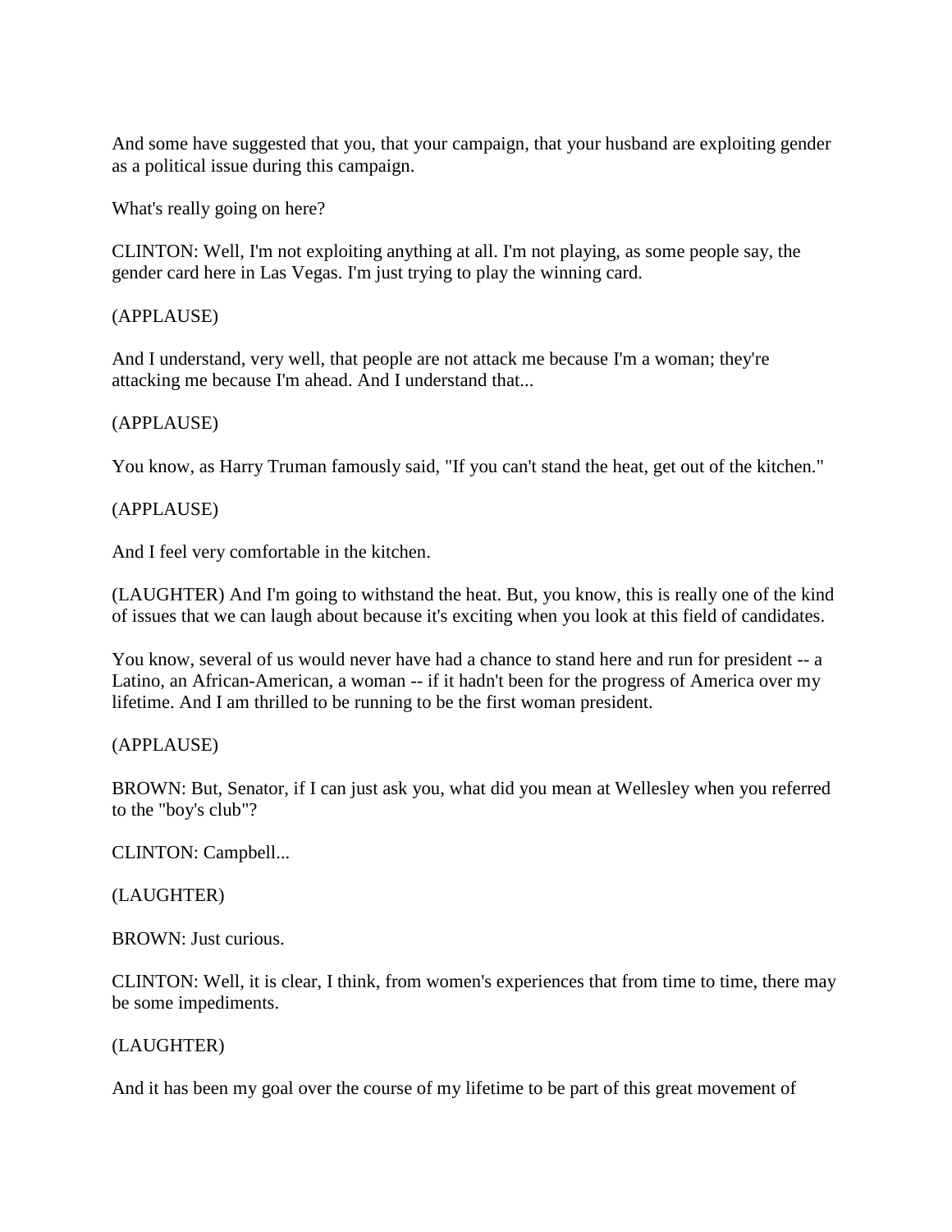And some have suggested that you, that your campaign, that your husband are exploiting gender as a political issue during this campaign.

What's really going on here?

CLINTON: Well, I'm not exploiting anything at all. I'm not playing, as some people say, the gender card here in Las Vegas. I'm just trying to play the winning card.

(APPLAUSE)

And I understand, very well, that people are not attack me because I'm a woman; they're attacking me because I'm ahead. And I understand that...

(APPLAUSE)

You know, as Harry Truman famously said, "If you can't stand the heat, get out of the kitchen."

(APPLAUSE)

And I feel very comfortable in the kitchen.

(LAUGHTER) And I'm going to withstand the heat. But, you know, this is really one of the kind of issues that we can laugh about because it's exciting when you look at this field of candidates.

You know, several of us would never have had a chance to stand here and run for president -- a Latino, an African-American, a woman -- if it hadn't been for the progress of America over my lifetime. And I am thrilled to be running to be the first woman president.

(APPLAUSE)

BROWN: But, Senator, if I can just ask you, what did you mean at Wellesley when you referred to the "boy's club"?

CLINTON: Campbell...

(LAUGHTER)

BROWN: Just curious.

CLINTON: Well, it is clear, I think, from women's experiences that from time to time, there may be some impediments.

(LAUGHTER)

And it has been my goal over the course of my lifetime to be part of this great movement of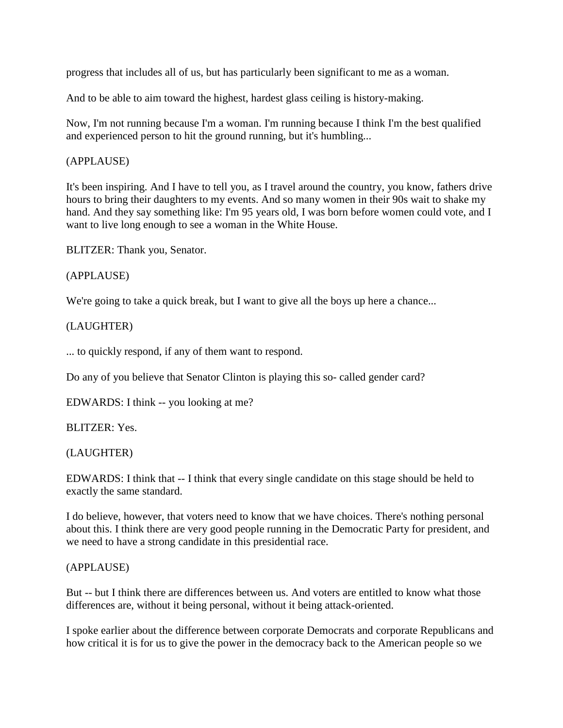progress that includes all of us, but has particularly been significant to me as a woman.

And to be able to aim toward the highest, hardest glass ceiling is history-making.

Now, I'm not running because I'm a woman. I'm running because I think I'm the best qualified and experienced person to hit the ground running, but it's humbling...

(APPLAUSE)

It's been inspiring. And I have to tell you, as I travel around the country, you know, fathers drive hours to bring their daughters to my events. And so many women in their 90s wait to shake my hand. And they say something like: I'm 95 years old, I was born before women could vote, and I want to live long enough to see a woman in the White House.

BLITZER: Thank you, Senator.

(APPLAUSE)

We're going to take a quick break, but I want to give all the boys up here a chance...

(LAUGHTER)

... to quickly respond, if any of them want to respond.

Do any of you believe that Senator Clinton is playing this so- called gender card?

EDWARDS: I think -- you looking at me?

BLITZER: Yes.

(LAUGHTER)

EDWARDS: I think that -- I think that every single candidate on this stage should be held to exactly the same standard.

I do believe, however, that voters need to know that we have choices. There's nothing personal about this. I think there are very good people running in the Democratic Party for president, and we need to have a strong candidate in this presidential race.

(APPLAUSE)

But -- but I think there are differences between us. And voters are entitled to know what those differences are, without it being personal, without it being attack-oriented.

I spoke earlier about the difference between corporate Democrats and corporate Republicans and how critical it is for us to give the power in the democracy back to the American people so we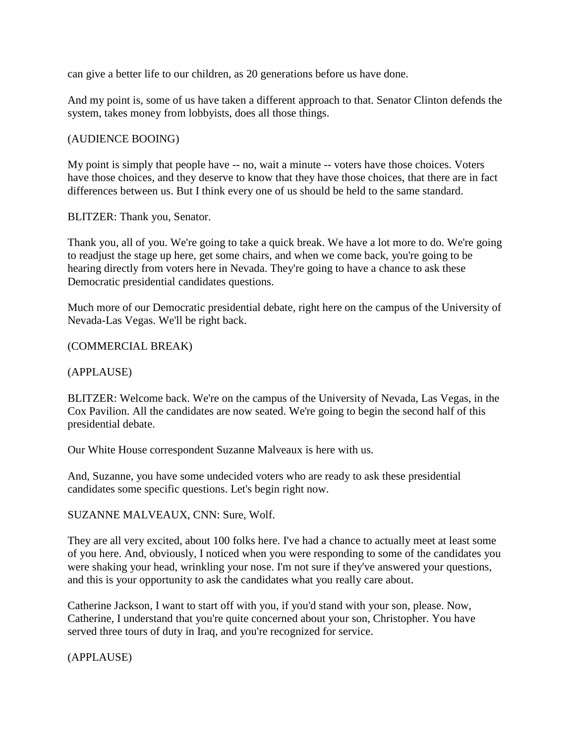can give a better life to our children, as 20 generations before us have done.

And my point is, some of us have taken a different approach to that. Senator Clinton defends the system, takes money from lobbyists, does all those things.

(AUDIENCE BOOING)

My point is simply that people have -- no, wait a minute -- voters have those choices. Voters have those choices, and they deserve to know that they have those choices, that there are in fact differences between us. But I think every one of us should be held to the same standard.

BLITZER: Thank you, Senator.

Thank you, all of you. We're going to take a quick break. We have a lot more to do. We're going to readjust the stage up here, get some chairs, and when we come back, you're going to be hearing directly from voters here in Nevada. They're going to have a chance to ask these Democratic presidential candidates questions.

Much more of our Democratic presidential debate, right here on the campus of the University of Nevada-Las Vegas. We'll be right back.

(COMMERCIAL BREAK)

(APPLAUSE)

BLITZER: Welcome back. We're on the campus of the University of Nevada, Las Vegas, in the Cox Pavilion. All the candidates are now seated. We're going to begin the second half of this presidential debate.

Our White House correspondent Suzanne Malveaux is here with us.

And, Suzanne, you have some undecided voters who are ready to ask these presidential candidates some specific questions. Let's begin right now.

SUZANNE MALVEAUX, CNN: Sure, Wolf.

They are all very excited, about 100 folks here. I've had a chance to actually meet at least some of you here. And, obviously, I noticed when you were responding to some of the candidates you were shaking your head, wrinkling your nose. I'm not sure if they've answered your questions, and this is your opportunity to ask the candidates what you really care about.

Catherine Jackson, I want to start off with you, if you'd stand with your son, please. Now, Catherine, I understand that you're quite concerned about your son, Christopher. You have served three tours of duty in Iraq, and you're recognized for service.

(APPLAUSE)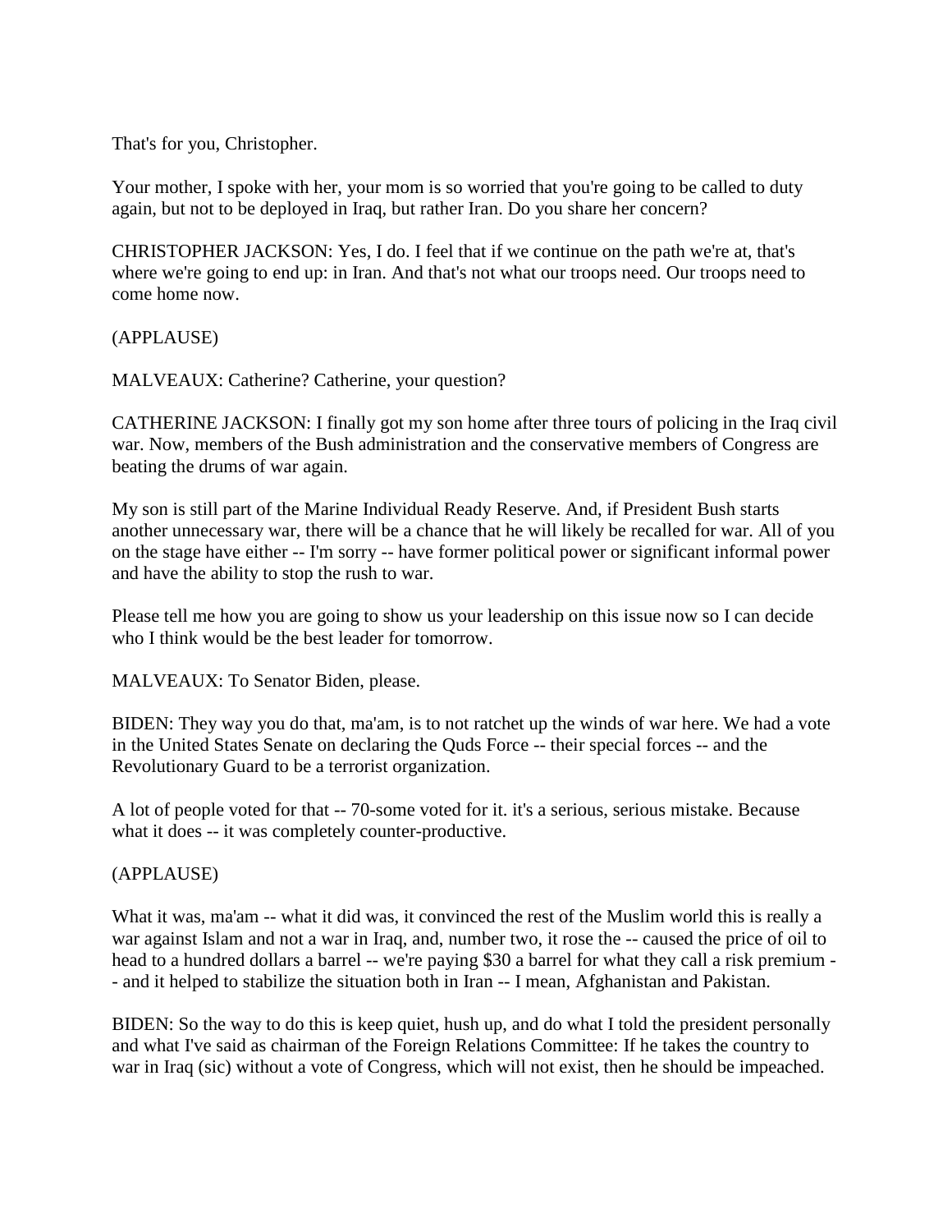That's for you, Christopher.

Your mother, I spoke with her, your mom is so worried that you're going to be called to duty again, but not to be deployed in Iraq, but rather Iran. Do you share her concern?

CHRISTOPHER JACKSON: Yes, I do. I feel that if we continue on the path we're at, that's where we're going to end up: in Iran. And that's not what our troops need. Our troops need to come home now.

(APPLAUSE)

MALVEAUX: Catherine? Catherine, your question?

CATHERINE JACKSON: I finally got my son home after three tours of policing in the Iraq civil war. Now, members of the Bush administration and the conservative members of Congress are beating the drums of war again.

My son is still part of the Marine Individual Ready Reserve. And, if President Bush starts another unnecessary war, there will be a chance that he will likely be recalled for war. All of you on the stage have either -- I'm sorry -- have former political power or significant informal power and have the ability to stop the rush to war.

Please tell me how you are going to show us your leadership on this issue now so I can decide who I think would be the best leader for tomorrow.

MALVEAUX: To Senator Biden, please.

BIDEN: They way you do that, ma'am, is to not ratchet up the winds of war here. We had a vote in the United States Senate on declaring the Quds Force -- their special forces -- and the Revolutionary Guard to be a terrorist organization.

A lot of people voted for that -- 70-some voted for it. it's a serious, serious mistake. Because what it does -- it was completely counter-productive.

(APPLAUSE)

What it was, ma'am -- what it did was, it convinced the rest of the Muslim world this is really a war against Islam and not a war in Iraq, and, number two, it rose the -- caused the price of oil to head to a hundred dollars a barrel -- we're paying $30 a barrel for what they call a risk premium -- and it helped to stabilize the situation both in Iran -- I mean, Afghanistan and Pakistan.

BIDEN: So the way to do this is keep quiet, hush up, and do what I told the president personally and what I've said as chairman of the Foreign Relations Committee: If he takes the country to war in Iraq (sic) without a vote of Congress, which will not exist, then he should be impeached.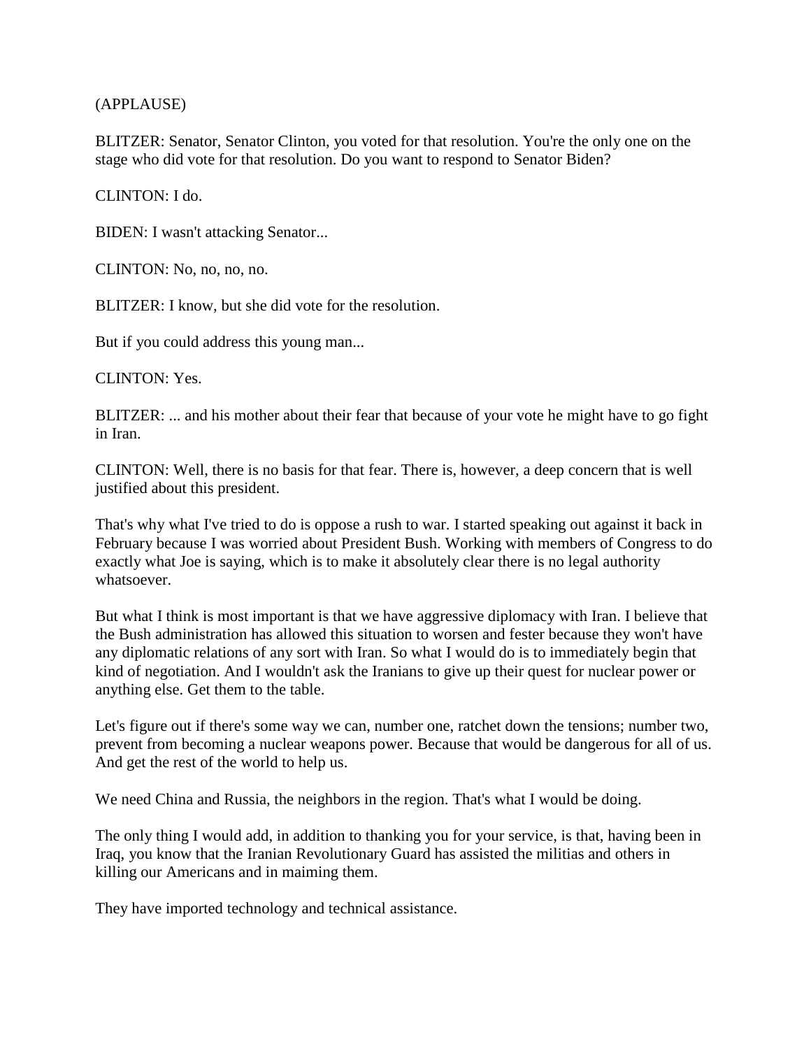(APPLAUSE)

BLITZER: Senator, Senator Clinton, you voted for that resolution. You're the only one on the stage who did vote for that resolution. Do you want to respond to Senator Biden?

CLINTON: I do.

BIDEN: I wasn't attacking Senator...

CLINTON: No, no, no, no.

BLITZER: I know, but she did vote for the resolution.

But if you could address this young man...

CLINTON: Yes.

BLITZER: ... and his mother about their fear that because of your vote he might have to go fight in Iran.

CLINTON: Well, there is no basis for that fear. There is, however, a deep concern that is well justified about this president.

That's why what I've tried to do is oppose a rush to war. I started speaking out against it back in February because I was worried about President Bush. Working with members of Congress to do exactly what Joe is saying, which is to make it absolutely clear there is no legal authority whatsoever.

But what I think is most important is that we have aggressive diplomacy with Iran. I believe that the Bush administration has allowed this situation to worsen and fester because they won't have any diplomatic relations of any sort with Iran. So what I would do is to immediately begin that kind of negotiation. And I wouldn't ask the Iranians to give up their quest for nuclear power or anything else. Get them to the table.

Let's figure out if there's some way we can, number one, ratchet down the tensions; number two, prevent from becoming a nuclear weapons power. Because that would be dangerous for all of us. And get the rest of the world to help us.

We need China and Russia, the neighbors in the region. That's what I would be doing.

The only thing I would add, in addition to thanking you for your service, is that, having been in Iraq, you know that the Iranian Revolutionary Guard has assisted the militias and others in killing our Americans and in maiming them.

They have imported technology and technical assistance.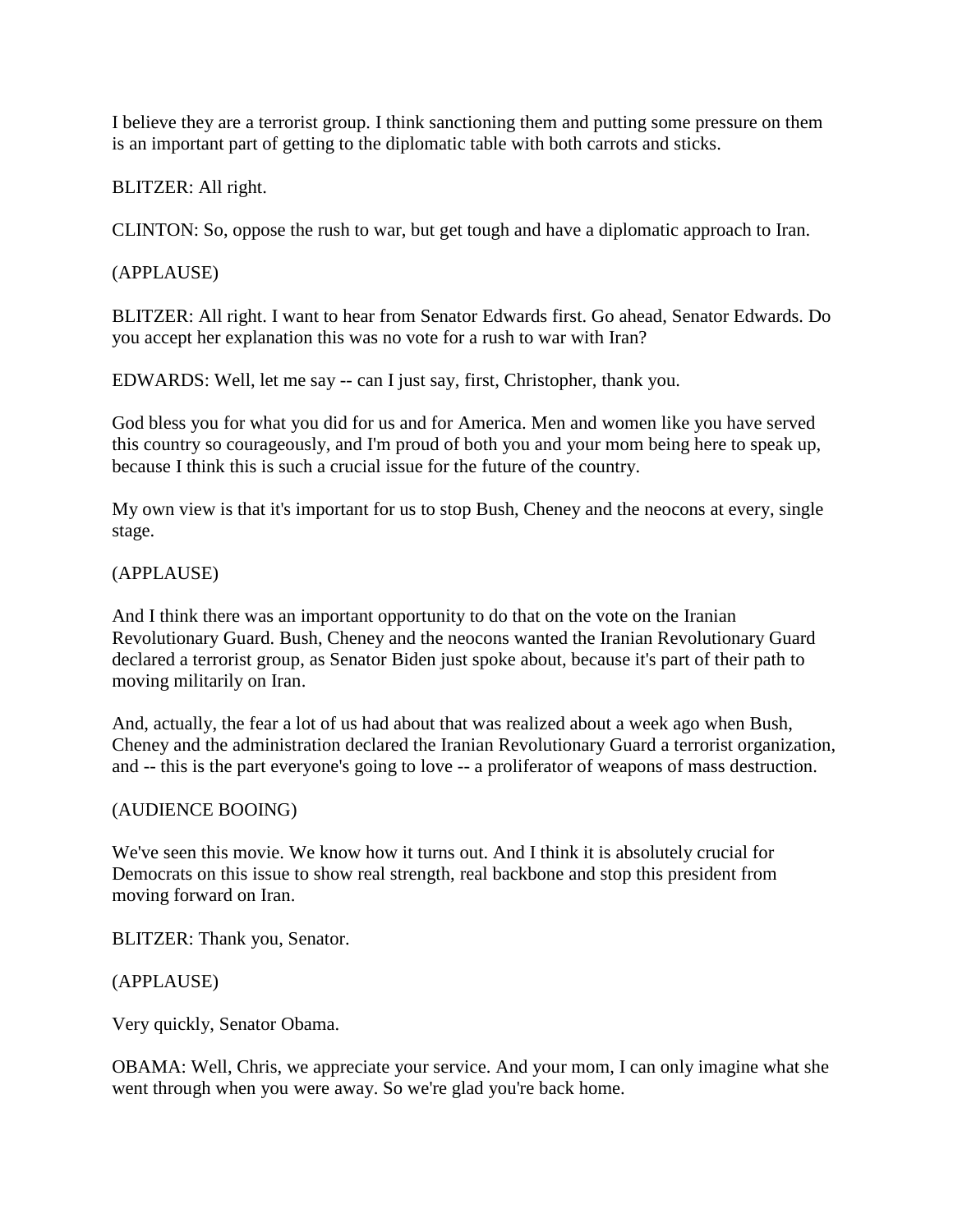I believe they are a terrorist group. I think sanctioning them and putting some pressure on them is an important part of getting to the diplomatic table with both carrots and sticks.

BLITZER: All right.

CLINTON: So, oppose the rush to war, but get tough and have a diplomatic approach to Iran.

(APPLAUSE)

BLITZER: All right. I want to hear from Senator Edwards first. Go ahead, Senator Edwards. Do you accept her explanation this was no vote for a rush to war with Iran?

EDWARDS: Well, let me say -- can I just say, first, Christopher, thank you.

God bless you for what you did for us and for America. Men and women like you have served this country so courageously, and I'm proud of both you and your mom being here to speak up, because I think this is such a crucial issue for the future of the country.

My own view is that it's important for us to stop Bush, Cheney and the neocons at every, single stage.

(APPLAUSE)

And I think there was an important opportunity to do that on the vote on the Iranian Revolutionary Guard. Bush, Cheney and the neocons wanted the Iranian Revolutionary Guard declared a terrorist group, as Senator Biden just spoke about, because it's part of their path to moving militarily on Iran.

And, actually, the fear a lot of us had about that was realized about a week ago when Bush, Cheney and the administration declared the Iranian Revolutionary Guard a terrorist organization, and -- this is the part everyone's going to love -- a proliferator of weapons of mass destruction.

(AUDIENCE BOOING)

We've seen this movie. We know how it turns out. And I think it is absolutely crucial for Democrats on this issue to show real strength, real backbone and stop this president from moving forward on Iran.

BLITZER: Thank you, Senator.

(APPLAUSE)

Very quickly, Senator Obama.

OBAMA: Well, Chris, we appreciate your service. And your mom, I can only imagine what she went through when you were away. So we're glad you're back home.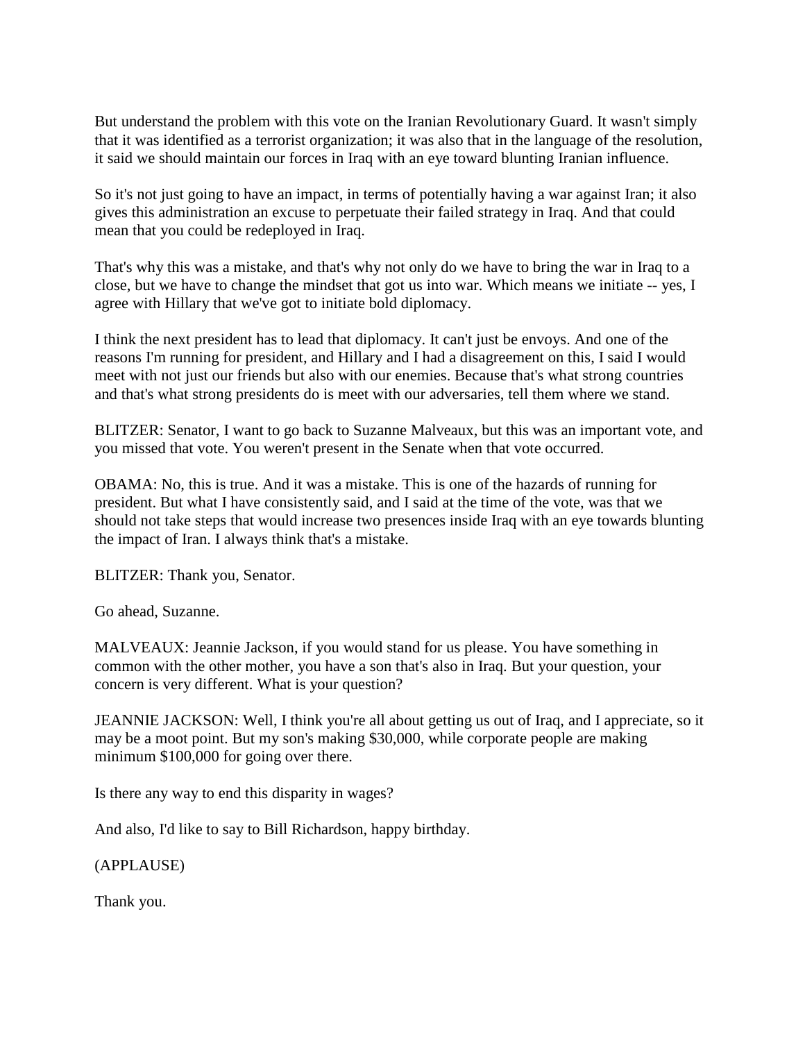But understand the problem with this vote on the Iranian Revolutionary Guard. It wasn't simply that it was identified as a terrorist organization; it was also that in the language of the resolution, it said we should maintain our forces in Iraq with an eye toward blunting Iranian influence.

So it's not just going to have an impact, in terms of potentially having a war against Iran; it also gives this administration an excuse to perpetuate their failed strategy in Iraq. And that could mean that you could be redeployed in Iraq.

That's why this was a mistake, and that's why not only do we have to bring the war in Iraq to a close, but we have to change the mindset that got us into war. Which means we initiate -- yes, I agree with Hillary that we've got to initiate bold diplomacy.

I think the next president has to lead that diplomacy. It can't just be envoys. And one of the reasons I'm running for president, and Hillary and I had a disagreement on this, I said I would meet with not just our friends but also with our enemies. Because that's what strong countries and that's what strong presidents do is meet with our adversaries, tell them where we stand.

BLITZER: Senator, I want to go back to Suzanne Malveaux, but this was an important vote, and you missed that vote. You weren't present in the Senate when that vote occurred.

OBAMA: No, this is true. And it was a mistake. This is one of the hazards of running for president. But what I have consistently said, and I said at the time of the vote, was that we should not take steps that would increase two presences inside Iraq with an eye towards blunting the impact of Iran. I always think that's a mistake.

BLITZER: Thank you, Senator.

Go ahead, Suzanne.

MALVEAUX: Jeannie Jackson, if you would stand for us please. You have something in common with the other mother, you have a son that's also in Iraq. But your question, your concern is very different. What is your question?

JEANNIE JACKSON: Well, I think you're all about getting us out of Iraq, and I appreciate, so it may be a moot point. But my son's making $30,000, while corporate people are making minimum $100,000 for going over there.

Is there any way to end this disparity in wages?

And also, I'd like to say to Bill Richardson, happy birthday.

(APPLAUSE)

Thank you.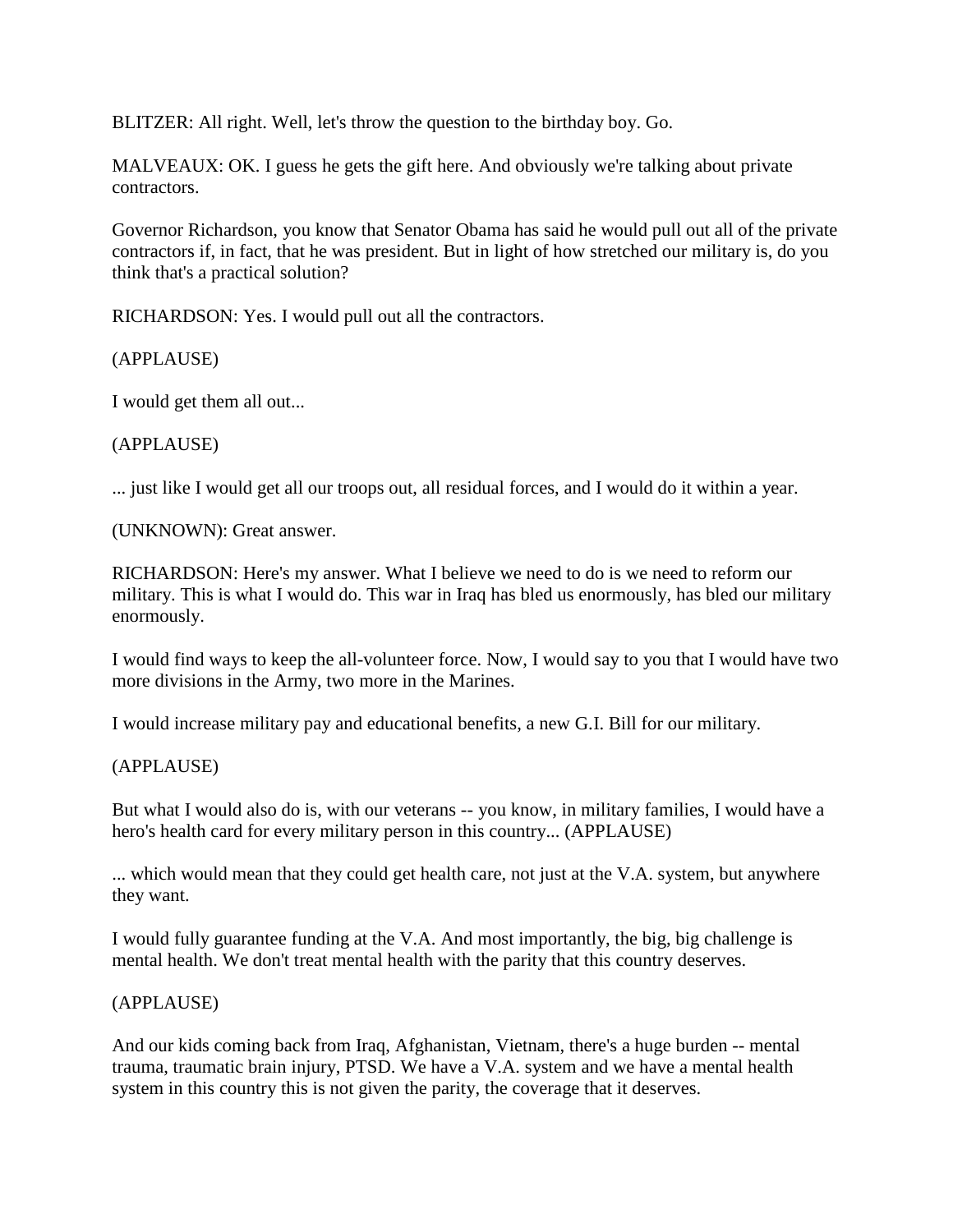BLITZER: All right. Well, let's throw the question to the birthday boy. Go.

MALVEAUX: OK. I guess he gets the gift here. And obviously we're talking about private contractors.

Governor Richardson, you know that Senator Obama has said he would pull out all of the private contractors if, in fact, that he was president. But in light of how stretched our military is, do you think that's a practical solution?

RICHARDSON: Yes. I would pull out all the contractors.

(APPLAUSE)

I would get them all out...

(APPLAUSE)

... just like I would get all our troops out, all residual forces, and I would do it within a year.

(UNKNOWN): Great answer.

RICHARDSON: Here's my answer. What I believe we need to do is we need to reform our military. This is what I would do. This war in Iraq has bled us enormously, has bled our military enormously.

I would find ways to keep the all-volunteer force. Now, I would say to you that I would have two more divisions in the Army, two more in the Marines.

I would increase military pay and educational benefits, a new G.I. Bill for our military.

(APPLAUSE)

But what I would also do is, with our veterans -- you know, in military families, I would have a hero's health card for every military person in this country... (APPLAUSE)

... which would mean that they could get health care, not just at the V.A. system, but anywhere they want.

I would fully guarantee funding at the V.A. And most importantly, the big, big challenge is mental health. We don't treat mental health with the parity that this country deserves.

(APPLAUSE)

And our kids coming back from Iraq, Afghanistan, Vietnam, there's a huge burden -- mental trauma, traumatic brain injury, PTSD. We have a V.A. system and we have a mental health system in this country this is not given the parity, the coverage that it deserves.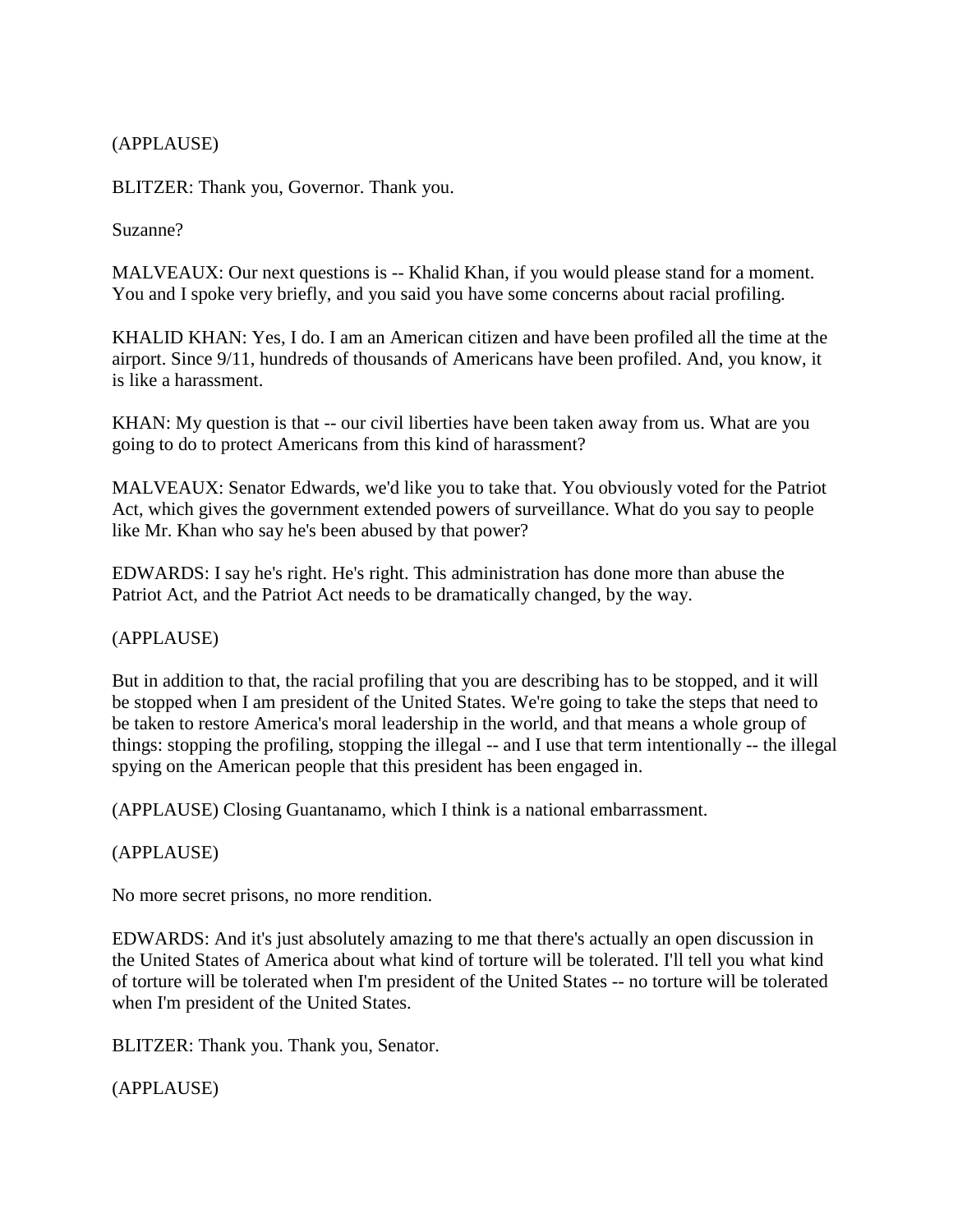(APPLAUSE)

BLITZER: Thank you, Governor. Thank you.

Suzanne?

MALVEAUX: Our next questions is -- Khalid Khan, if you would please stand for a moment. You and I spoke very briefly, and you said you have some concerns about racial profiling.

KHALID KHAN: Yes, I do. I am an American citizen and have been profiled all the time at the airport. Since 9/11, hundreds of thousands of Americans have been profiled. And, you know, it is like a harassment.

KHAN: My question is that -- our civil liberties have been taken away from us. What are you going to do to protect Americans from this kind of harassment?

MALVEAUX: Senator Edwards, we'd like you to take that. You obviously voted for the Patriot Act, which gives the government extended powers of surveillance. What do you say to people like Mr. Khan who say he's been abused by that power?

EDWARDS: I say he's right. He's right. This administration has done more than abuse the Patriot Act, and the Patriot Act needs to be dramatically changed, by the way.

(APPLAUSE)

But in addition to that, the racial profiling that you are describing has to be stopped, and it will be stopped when I am president of the United States. We're going to take the steps that need to be taken to restore America's moral leadership in the world, and that means a whole group of things: stopping the profiling, stopping the illegal -- and I use that term intentionally -- the illegal spying on the American people that this president has been engaged in.

(APPLAUSE) Closing Guantanamo, which I think is a national embarrassment.

(APPLAUSE)

No more secret prisons, no more rendition.

EDWARDS: And it's just absolutely amazing to me that there's actually an open discussion in the United States of America about what kind of torture will be tolerated. I'll tell you what kind of torture will be tolerated when I'm president of the United States -- no torture will be tolerated when I'm president of the United States.

BLITZER: Thank you. Thank you, Senator.

(APPLAUSE)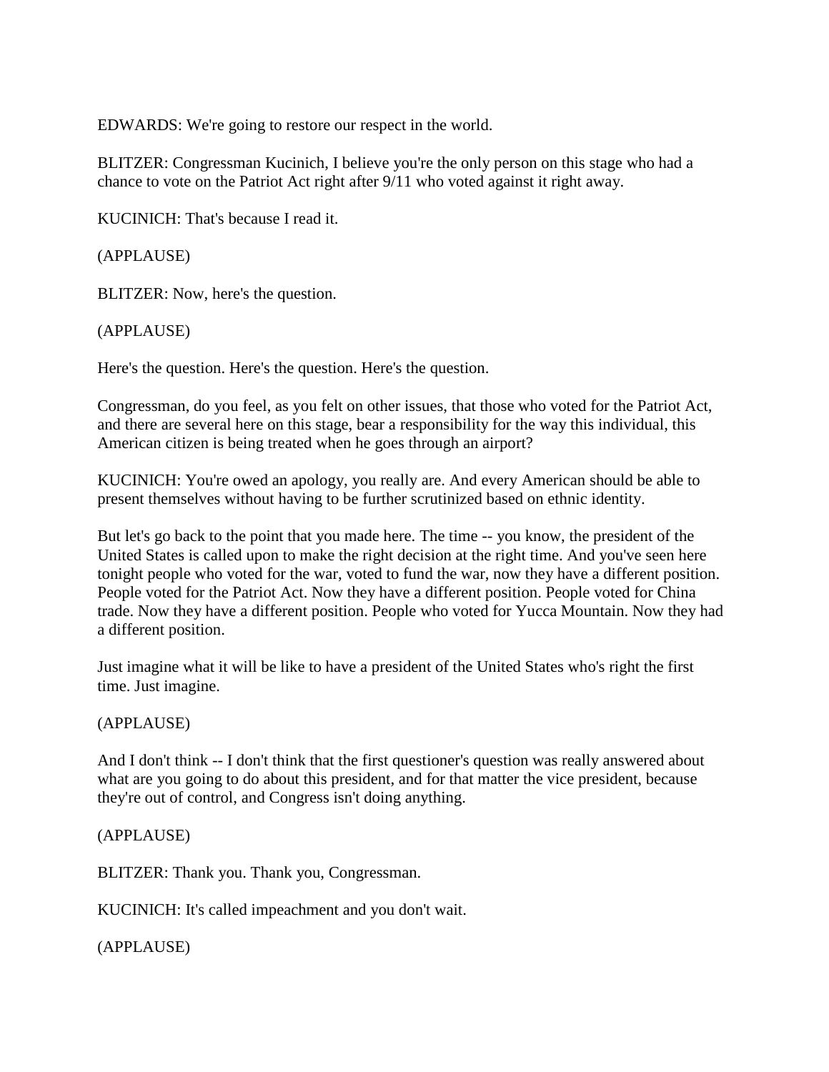EDWARDS: We're going to restore our respect in the world.

BLITZER: Congressman Kucinich, I believe you're the only person on this stage who had a chance to vote on the Patriot Act right after 9/11 who voted against it right away.

KUCINICH: That's because I read it.

(APPLAUSE)

BLITZER: Now, here's the question.

(APPLAUSE)

Here's the question. Here's the question. Here's the question.

Congressman, do you feel, as you felt on other issues, that those who voted for the Patriot Act, and there are several here on this stage, bear a responsibility for the way this individual, this American citizen is being treated when he goes through an airport?

KUCINICH: You're owed an apology, you really are. And every American should be able to present themselves without having to be further scrutinized based on ethnic identity.

But let's go back to the point that you made here. The time -- you know, the president of the United States is called upon to make the right decision at the right time. And you've seen here tonight people who voted for the war, voted to fund the war, now they have a different position. People voted for the Patriot Act. Now they have a different position. People voted for China trade. Now they have a different position. People who voted for Yucca Mountain. Now they had a different position.

Just imagine what it will be like to have a president of the United States who's right the first time. Just imagine.

(APPLAUSE)

And I don't think -- I don't think that the first questioner's question was really answered about what are you going to do about this president, and for that matter the vice president, because they're out of control, and Congress isn't doing anything.

(APPLAUSE)

BLITZER: Thank you. Thank you, Congressman.

KUCINICH: It's called impeachment and you don't wait.

(APPLAUSE)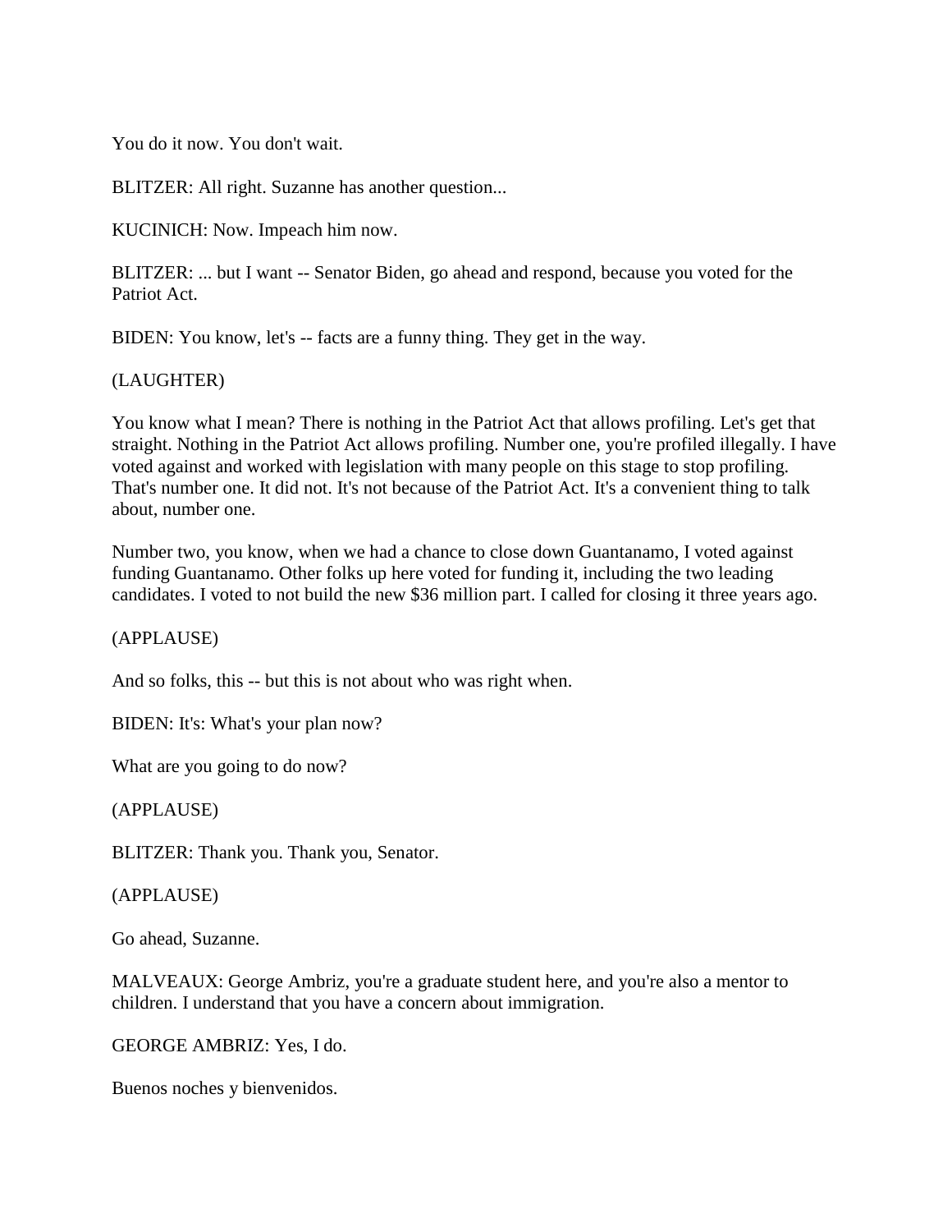You do it now. You don't wait.

BLITZER: All right. Suzanne has another question...

KUCINICH: Now. Impeach him now.

BLITZER: ... but I want -- Senator Biden, go ahead and respond, because you voted for the Patriot Act.

BIDEN: You know, let's -- facts are a funny thing. They get in the way.

(LAUGHTER)

You know what I mean? There is nothing in the Patriot Act that allows profiling. Let's get that straight. Nothing in the Patriot Act allows profiling. Number one, you're profiled illegally. I have voted against and worked with legislation with many people on this stage to stop profiling. That's number one. It did not. It's not because of the Patriot Act. It's a convenient thing to talk about, number one.

Number two, you know, when we had a chance to close down Guantanamo, I voted against funding Guantanamo. Other folks up here voted for funding it, including the two leading candidates. I voted to not build the new $36 million part. I called for closing it three years ago.

(APPLAUSE)

And so folks, this -- but this is not about who was right when.

BIDEN: It's: What's your plan now?

What are you going to do now?

(APPLAUSE)

BLITZER: Thank you. Thank you, Senator.

(APPLAUSE)

Go ahead, Suzanne.

MALVEAUX: George Ambriz, you're a graduate student here, and you're also a mentor to children. I understand that you have a concern about immigration.

GEORGE AMBRIZ: Yes, I do.

Buenos noches y bienvenidos.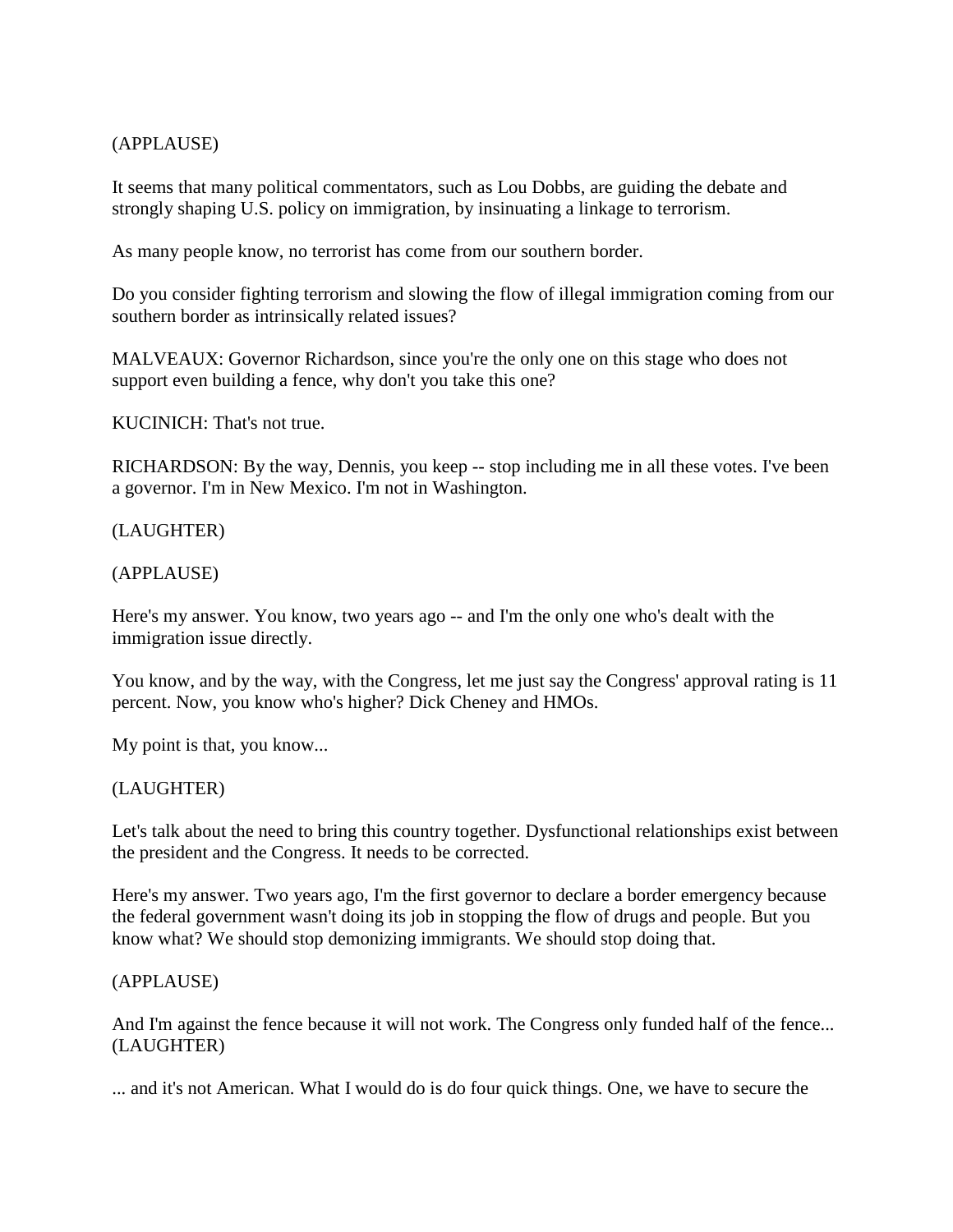(APPLAUSE)

It seems that many political commentators, such as Lou Dobbs, are guiding the debate and strongly shaping U.S. policy on immigration, by insinuating a linkage to terrorism.

As many people know, no terrorist has come from our southern border.

Do you consider fighting terrorism and slowing the flow of illegal immigration coming from our southern border as intrinsically related issues?

MALVEAUX: Governor Richardson, since you're the only one on this stage who does not support even building a fence, why don't you take this one?

KUCINICH: That's not true.

RICHARDSON: By the way, Dennis, you keep -- stop including me in all these votes. I've been a governor. I'm in New Mexico. I'm not in Washington.

(LAUGHTER)

(APPLAUSE)

Here's my answer. You know, two years ago -- and I'm the only one who's dealt with the immigration issue directly.

You know, and by the way, with the Congress, let me just say the Congress' approval rating is 11 percent. Now, you know who's higher? Dick Cheney and HMOs.

My point is that, you know...

(LAUGHTER)

Let's talk about the need to bring this country together. Dysfunctional relationships exist between the president and the Congress. It needs to be corrected.

Here's my answer. Two years ago, I'm the first governor to declare a border emergency because the federal government wasn't doing its job in stopping the flow of drugs and people. But you know what? We should stop demonizing immigrants. We should stop doing that.

(APPLAUSE)

And I'm against the fence because it will not work. The Congress only funded half of the fence... (LAUGHTER)

... and it's not American. What I would do is do four quick things. One, we have to secure the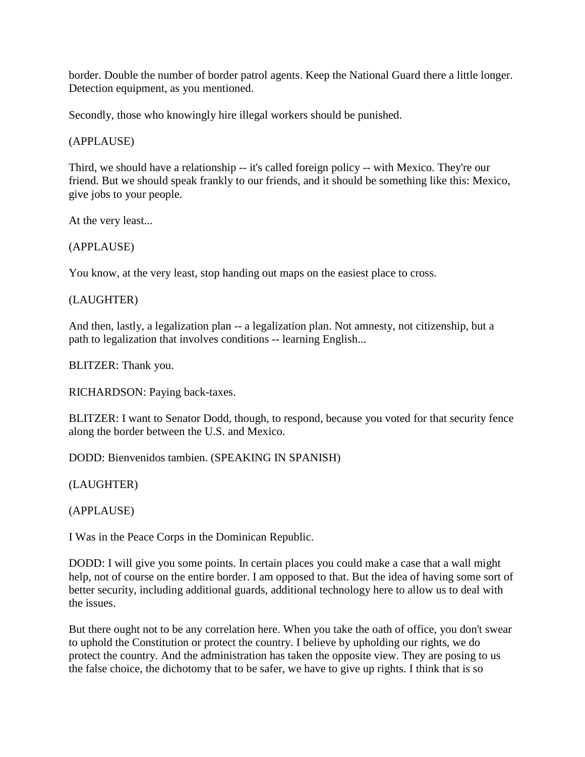border. Double the number of border patrol agents. Keep the National Guard there a little longer. Detection equipment, as you mentioned.

Secondly, those who knowingly hire illegal workers should be punished.

(APPLAUSE)

Third, we should have a relationship -- it's called foreign policy -- with Mexico. They're our friend. But we should speak frankly to our friends, and it should be something like this: Mexico, give jobs to your people.

At the very least...

(APPLAUSE)

You know, at the very least, stop handing out maps on the easiest place to cross.

(LAUGHTER)

And then, lastly, a legalization plan -- a legalization plan. Not amnesty, not citizenship, but a path to legalization that involves conditions -- learning English...

BLITZER: Thank you.

RICHARDSON: Paying back-taxes.

BLITZER: I want to Senator Dodd, though, to respond, because you voted for that security fence along the border between the U.S. and Mexico.

DODD: Bienvenidos tambien. (SPEAKING IN SPANISH)

(LAUGHTER)

(APPLAUSE)

I Was in the Peace Corps in the Dominican Republic.

DODD: I will give you some points. In certain places you could make a case that a wall might help, not of course on the entire border. I am opposed to that. But the idea of having some sort of better security, including additional guards, additional technology here to allow us to deal with the issues.

But there ought not to be any correlation here. When you take the oath of office, you don't swear to uphold the Constitution or protect the country. I believe by upholding our rights, we do protect the country. And the administration has taken the opposite view. They are posing to us the false choice, the dichotomy that to be safer, we have to give up rights. I think that is so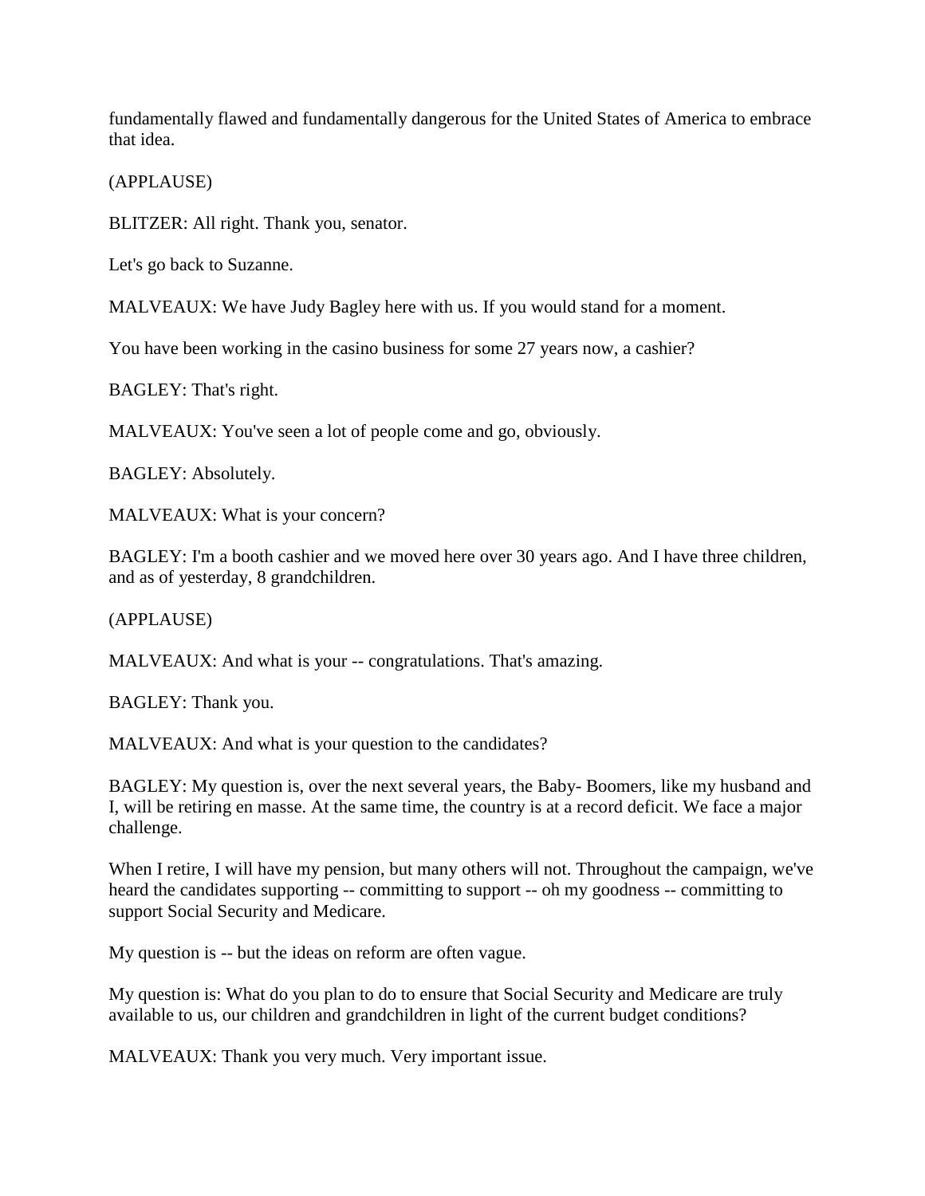fundamentally flawed and fundamentally dangerous for the United States of America to embrace that idea.

(APPLAUSE)

BLITZER: All right. Thank you, senator.

Let's go back to Suzanne.

MALVEAUX: We have Judy Bagley here with us. If you would stand for a moment.

You have been working in the casino business for some 27 years now, a cashier?

BAGLEY: That's right.

MALVEAUX: You've seen a lot of people come and go, obviously.

BAGLEY: Absolutely.

MALVEAUX: What is your concern?

BAGLEY: I'm a booth cashier and we moved here over 30 years ago. And I have three children, and as of yesterday, 8 grandchildren.

(APPLAUSE)

MALVEAUX: And what is your -- congratulations. That's amazing.

BAGLEY: Thank you.

MALVEAUX: And what is your question to the candidates?

BAGLEY: My question is, over the next several years, the Baby- Boomers, like my husband and I, will be retiring en masse. At the same time, the country is at a record deficit. We face a major challenge.

When I retire, I will have my pension, but many others will not. Throughout the campaign, we've heard the candidates supporting -- committing to support -- oh my goodness -- committing to support Social Security and Medicare.

My question is -- but the ideas on reform are often vague.

My question is: What do you plan to do to ensure that Social Security and Medicare are truly available to us, our children and grandchildren in light of the current budget conditions?

MALVEAUX: Thank you very much. Very important issue.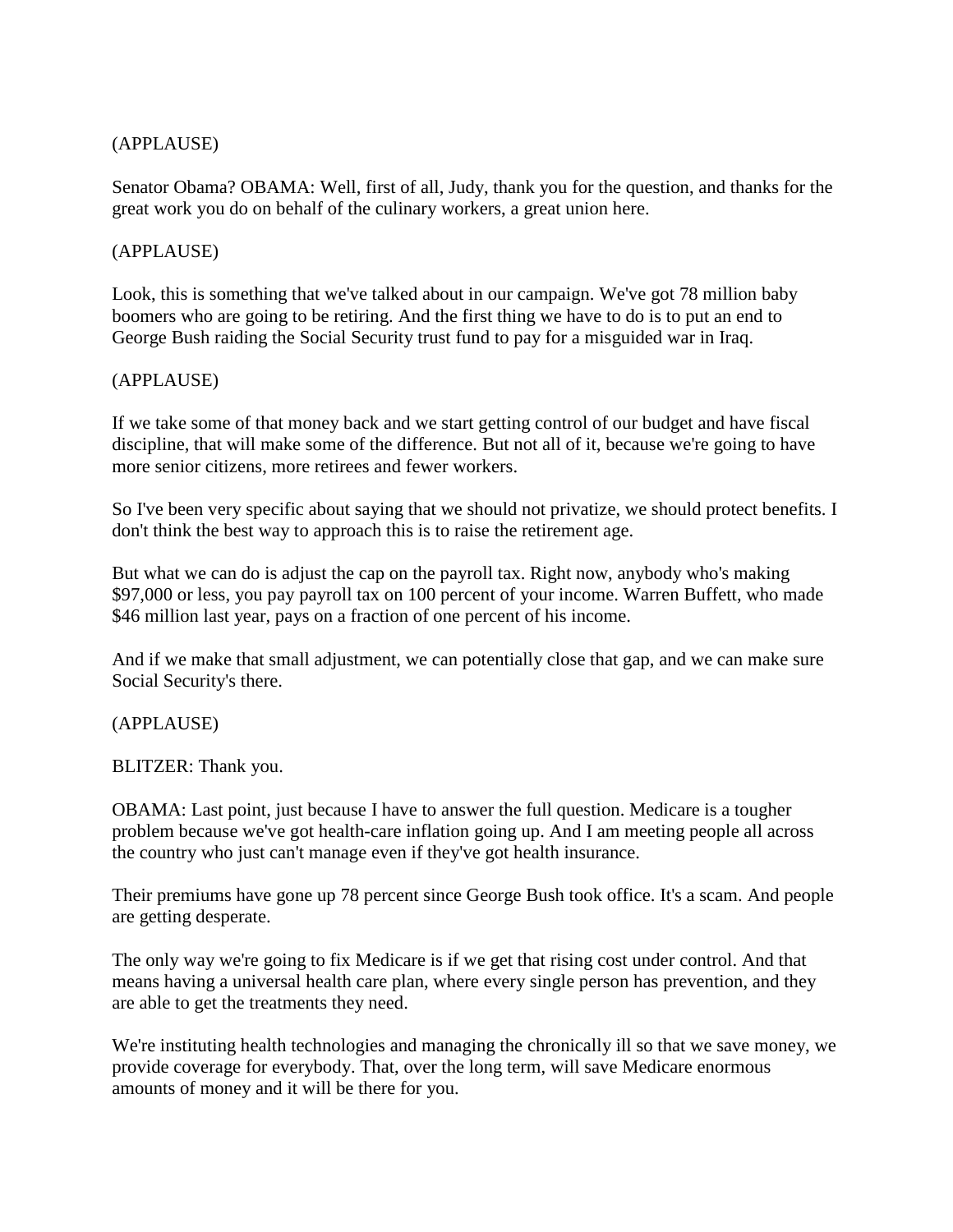(APPLAUSE)

Senator Obama? OBAMA: Well, first of all, Judy, thank you for the question, and thanks for the great work you do on behalf of the culinary workers, a great union here.

(APPLAUSE)

Look, this is something that we've talked about in our campaign. We've got 78 million baby boomers who are going to be retiring. And the first thing we have to do is to put an end to George Bush raiding the Social Security trust fund to pay for a misguided war in Iraq.

(APPLAUSE)

If we take some of that money back and we start getting control of our budget and have fiscal discipline, that will make some of the difference. But not all of it, because we're going to have more senior citizens, more retirees and fewer workers.

So I've been very specific about saying that we should not privatize, we should protect benefits. I don't think the best way to approach this is to raise the retirement age.

But what we can do is adjust the cap on the payroll tax. Right now, anybody who's making $97,000 or less, you pay payroll tax on 100 percent of your income. Warren Buffett, who made $46 million last year, pays on a fraction of one percent of his income.

And if we make that small adjustment, we can potentially close that gap, and we can make sure Social Security's there.

(APPLAUSE)

BLITZER: Thank you.

OBAMA: Last point, just because I have to answer the full question. Medicare is a tougher problem because we've got health-care inflation going up. And I am meeting people all across the country who just can't manage even if they've got health insurance.

Their premiums have gone up 78 percent since George Bush took office. It's a scam. And people are getting desperate.

The only way we're going to fix Medicare is if we get that rising cost under control. And that means having a universal health care plan, where every single person has prevention, and they are able to get the treatments they need.

We're instituting health technologies and managing the chronically ill so that we save money, we provide coverage for everybody. That, over the long term, will save Medicare enormous amounts of money and it will be there for you.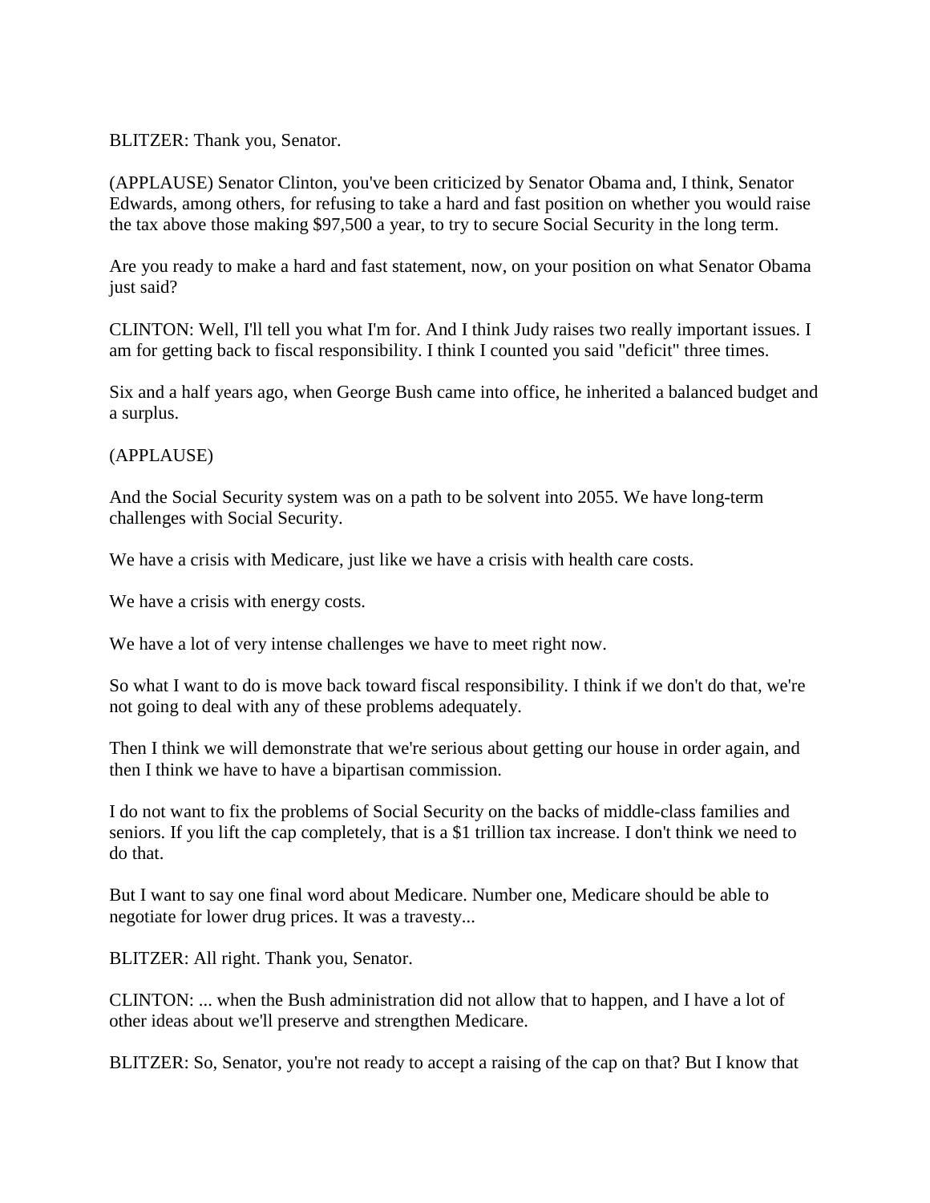BLITZER: Thank you, Senator.

(APPLAUSE) Senator Clinton, you've been criticized by Senator Obama and, I think, Senator Edwards, among others, for refusing to take a hard and fast position on whether you would raise the tax above those making $97,500 a year, to try to secure Social Security in the long term.

Are you ready to make a hard and fast statement, now, on your position on what Senator Obama just said?

CLINTON: Well, I'll tell you what I'm for. And I think Judy raises two really important issues. I am for getting back to fiscal responsibility. I think I counted you said "deficit" three times.

Six and a half years ago, when George Bush came into office, he inherited a balanced budget and a surplus.

(APPLAUSE)

And the Social Security system was on a path to be solvent into 2055. We have long-term challenges with Social Security.

We have a crisis with Medicare, just like we have a crisis with health care costs.

We have a crisis with energy costs.

We have a lot of very intense challenges we have to meet right now.

So what I want to do is move back toward fiscal responsibility. I think if we don't do that, we're not going to deal with any of these problems adequately.

Then I think we will demonstrate that we're serious about getting our house in order again, and then I think we have to have a bipartisan commission.

I do not want to fix the problems of Social Security on the backs of middle-class families and seniors. If you lift the cap completely, that is a $1 trillion tax increase. I don't think we need to do that.

But I want to say one final word about Medicare. Number one, Medicare should be able to negotiate for lower drug prices. It was a travesty...

BLITZER: All right. Thank you, Senator.

CLINTON: ... when the Bush administration did not allow that to happen, and I have a lot of other ideas about we'll preserve and strengthen Medicare.

BLITZER: So, Senator, you're not ready to accept a raising of the cap on that? But I know that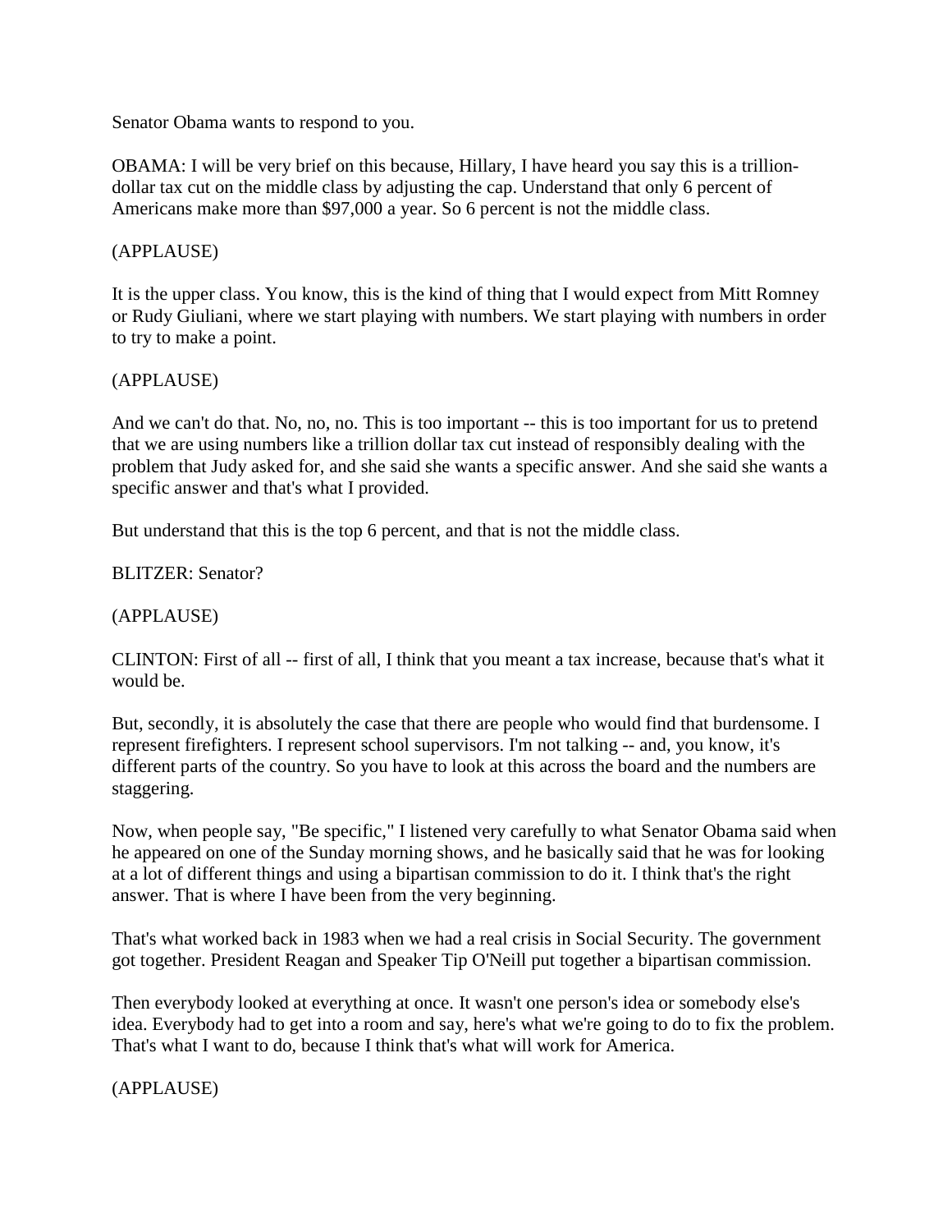Senator Obama wants to respond to you.

OBAMA: I will be very brief on this because, Hillary, I have heard you say this is a trillion-dollar tax cut on the middle class by adjusting the cap. Understand that only 6 percent of Americans make more than $97,000 a year. So 6 percent is not the middle class.

(APPLAUSE)

It is the upper class. You know, this is the kind of thing that I would expect from Mitt Romney or Rudy Giuliani, where we start playing with numbers. We start playing with numbers in order to try to make a point.

(APPLAUSE)

And we can't do that. No, no, no. This is too important -- this is too important for us to pretend that we are using numbers like a trillion dollar tax cut instead of responsibly dealing with the problem that Judy asked for, and she said she wants a specific answer. And she said she wants a specific answer and that's what I provided.

But understand that this is the top 6 percent, and that is not the middle class.

BLITZER: Senator?

(APPLAUSE)

CLINTON: First of all -- first of all, I think that you meant a tax increase, because that's what it would be.

But, secondly, it is absolutely the case that there are people who would find that burdensome. I represent firefighters. I represent school supervisors. I'm not talking -- and, you know, it's different parts of the country. So you have to look at this across the board and the numbers are staggering.

Now, when people say, "Be specific," I listened very carefully to what Senator Obama said when he appeared on one of the Sunday morning shows, and he basically said that he was for looking at a lot of different things and using a bipartisan commission to do it. I think that's the right answer. That is where I have been from the very beginning.

That's what worked back in 1983 when we had a real crisis in Social Security. The government got together. President Reagan and Speaker Tip O'Neill put together a bipartisan commission.

Then everybody looked at everything at once. It wasn't one person's idea or somebody else's idea. Everybody had to get into a room and say, here's what we're going to do to fix the problem. That's what I want to do, because I think that's what will work for America.

(APPLAUSE)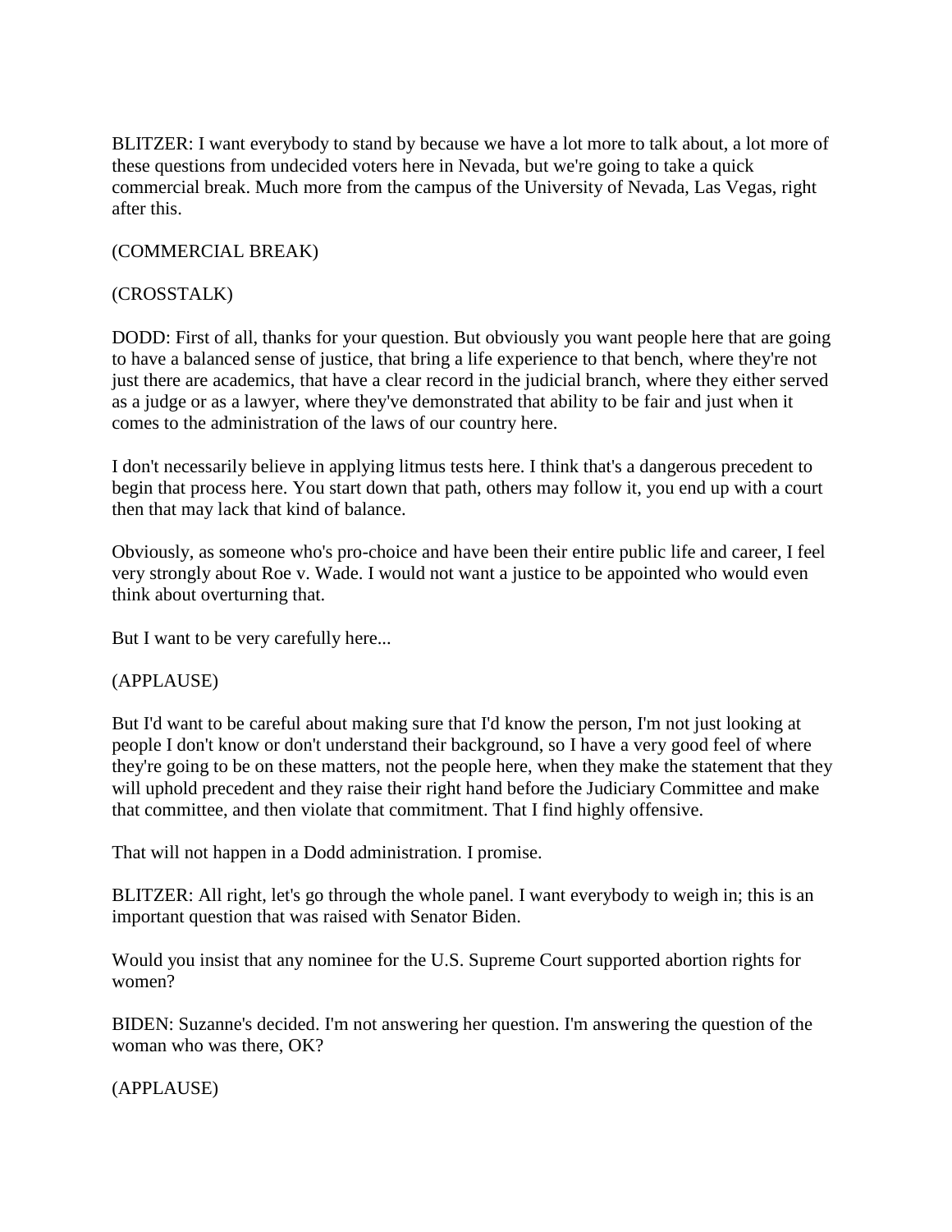BLITZER: I want everybody to stand by because we have a lot more to talk about, a lot more of these questions from undecided voters here in Nevada, but we're going to take a quick commercial break. Much more from the campus of the University of Nevada, Las Vegas, right after this.

(COMMERCIAL BREAK)

(CROSSTALK)

DODD: First of all, thanks for your question. But obviously you want people here that are going to have a balanced sense of justice, that bring a life experience to that bench, where they're not just there are academics, that have a clear record in the judicial branch, where they either served as a judge or as a lawyer, where they've demonstrated that ability to be fair and just when it comes to the administration of the laws of our country here.

I don't necessarily believe in applying litmus tests here. I think that's a dangerous precedent to begin that process here. You start down that path, others may follow it, you end up with a court then that may lack that kind of balance.

Obviously, as someone who's pro-choice and have been their entire public life and career, I feel very strongly about Roe v. Wade. I would not want a justice to be appointed who would even think about overturning that.

But I want to be very carefully here...

(APPLAUSE)

But I'd want to be careful about making sure that I'd know the person, I'm not just looking at people I don't know or don't understand their background, so I have a very good feel of where they're going to be on these matters, not the people here, when they make the statement that they will uphold precedent and they raise their right hand before the Judiciary Committee and make that committee, and then violate that commitment. That I find highly offensive.

That will not happen in a Dodd administration. I promise.

BLITZER: All right, let's go through the whole panel. I want everybody to weigh in; this is an important question that was raised with Senator Biden.

Would you insist that any nominee for the U.S. Supreme Court supported abortion rights for women?

BIDEN: Suzanne's decided. I'm not answering her question. I'm answering the question of the woman who was there, OK?

(APPLAUSE)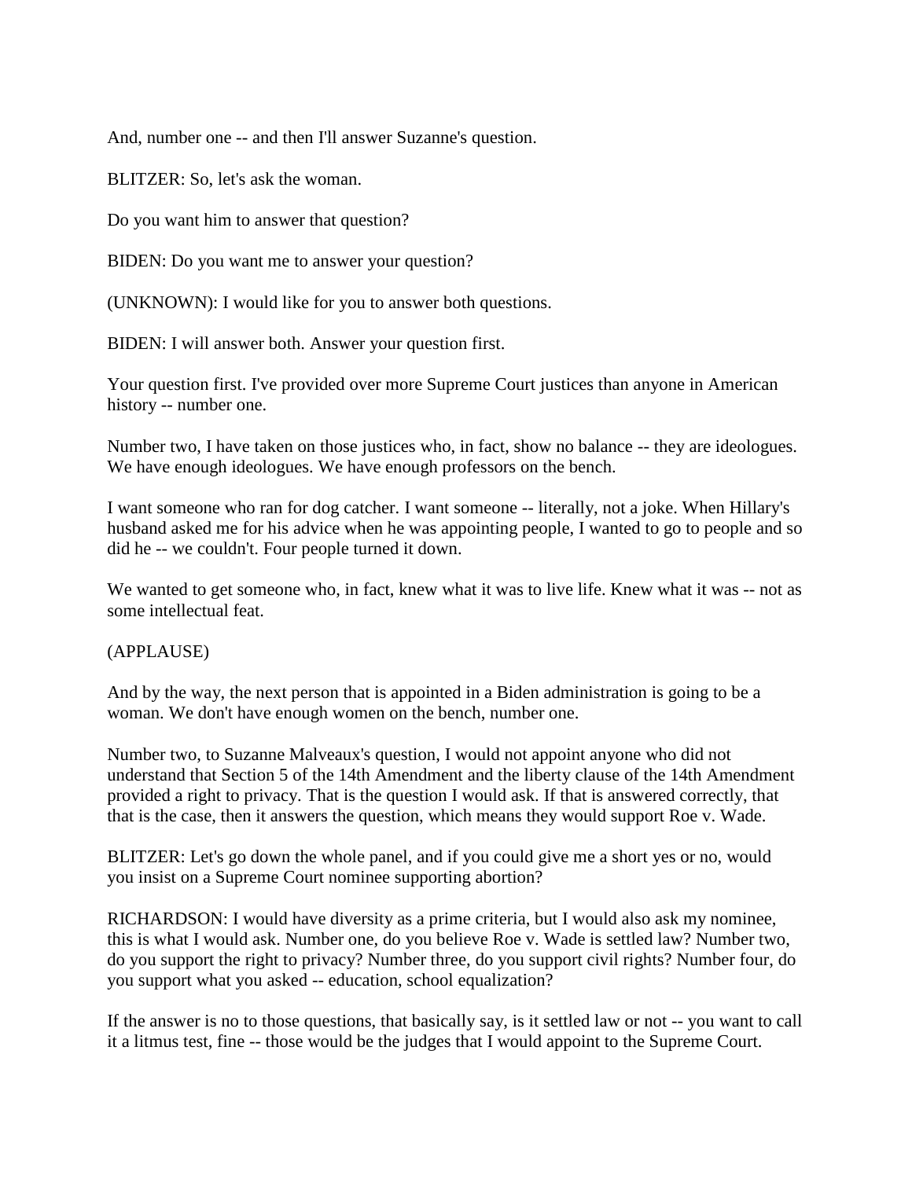And, number one -- and then I'll answer Suzanne's question.

BLITZER: So, let's ask the woman.

Do you want him to answer that question?

BIDEN: Do you want me to answer your question?

(UNKNOWN): I would like for you to answer both questions.

BIDEN: I will answer both. Answer your question first.

Your question first. I've provided over more Supreme Court justices than anyone in American history -- number one.

Number two, I have taken on those justices who, in fact, show no balance -- they are ideologues. We have enough ideologues. We have enough professors on the bench.

I want someone who ran for dog catcher. I want someone -- literally, not a joke. When Hillary's husband asked me for his advice when he was appointing people, I wanted to go to people and so did he -- we couldn't. Four people turned it down.

We wanted to get someone who, in fact, knew what it was to live life. Knew what it was -- not as some intellectual feat.

(APPLAUSE)

And by the way, the next person that is appointed in a Biden administration is going to be a woman. We don't have enough women on the bench, number one.

Number two, to Suzanne Malveaux's question, I would not appoint anyone who did not understand that Section 5 of the 14th Amendment and the liberty clause of the 14th Amendment provided a right to privacy. That is the question I would ask. If that is answered correctly, that that is the case, then it answers the question, which means they would support Roe v. Wade.

BLITZER: Let's go down the whole panel, and if you could give me a short yes or no, would you insist on a Supreme Court nominee supporting abortion?

RICHARDSON: I would have diversity as a prime criteria, but I would also ask my nominee, this is what I would ask. Number one, do you believe Roe v. Wade is settled law? Number two, do you support the right to privacy? Number three, do you support civil rights? Number four, do you support what you asked -- education, school equalization?

If the answer is no to those questions, that basically say, is it settled law or not -- you want to call it a litmus test, fine -- those would be the judges that I would appoint to the Supreme Court.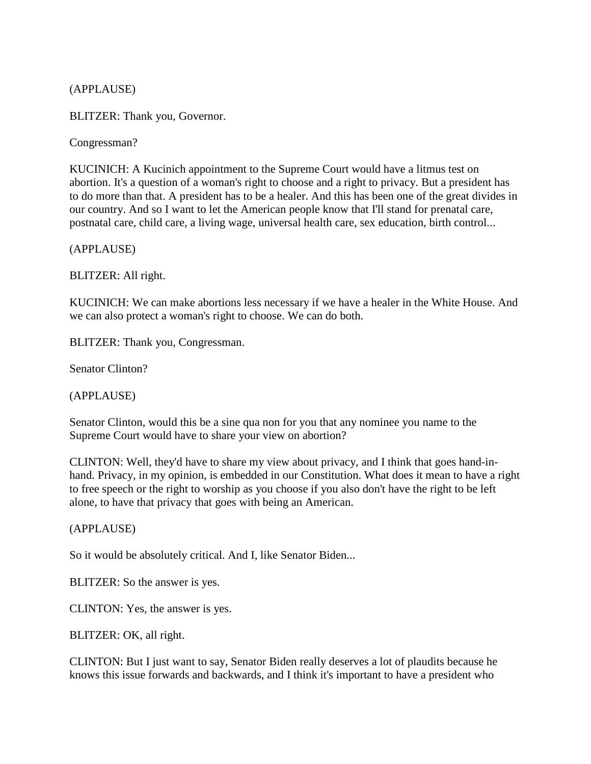(APPLAUSE)

BLITZER: Thank you, Governor.

Congressman?

KUCINICH: A Kucinich appointment to the Supreme Court would have a litmus test on abortion. It's a question of a woman's right to choose and a right to privacy. But a president has to do more than that. A president has to be a healer. And this has been one of the great divides in our country. And so I want to let the American people know that I'll stand for prenatal care, postnatal care, child care, a living wage, universal health care, sex education, birth control...

(APPLAUSE)

BLITZER: All right.

KUCINICH: We can make abortions less necessary if we have a healer in the White House. And we can also protect a woman's right to choose. We can do both.

BLITZER: Thank you, Congressman.

Senator Clinton?

(APPLAUSE)

Senator Clinton, would this be a sine qua non for you that any nominee you name to the Supreme Court would have to share your view on abortion?

CLINTON: Well, they'd have to share my view about privacy, and I think that goes hand-in-hand. Privacy, in my opinion, is embedded in our Constitution. What does it mean to have a right to free speech or the right to worship as you choose if you also don't have the right to be left alone, to have that privacy that goes with being an American.

(APPLAUSE)

So it would be absolutely critical. And I, like Senator Biden...

BLITZER: So the answer is yes.

CLINTON: Yes, the answer is yes.

BLITZER: OK, all right.

CLINTON: But I just want to say, Senator Biden really deserves a lot of plaudits because he knows this issue forwards and backwards, and I think it's important to have a president who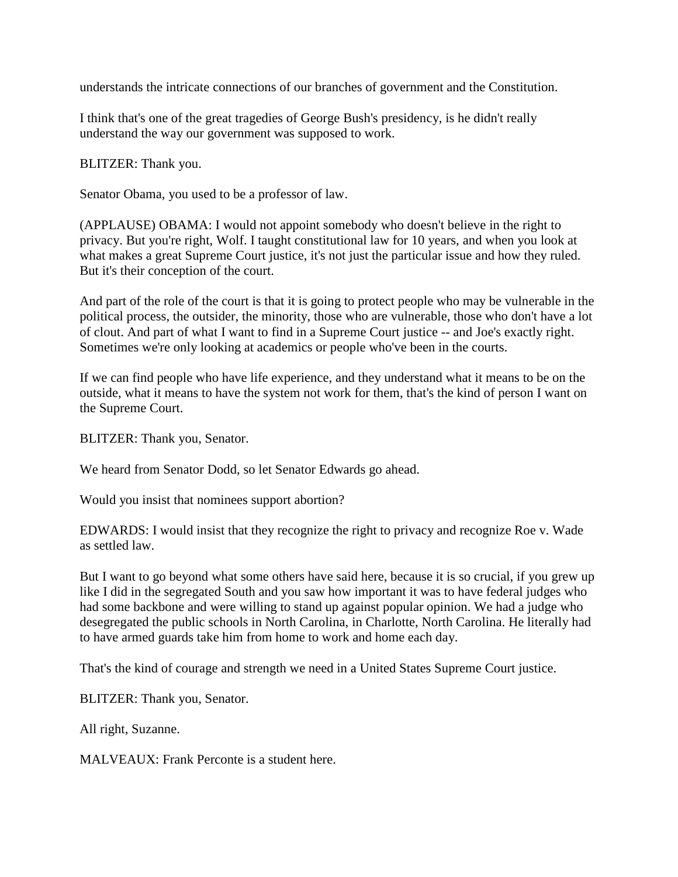understands the intricate connections of our branches of government and the Constitution.

I think that's one of the great tragedies of George Bush's presidency, is he didn't really understand the way our government was supposed to work.

BLITZER: Thank you.

Senator Obama, you used to be a professor of law.

(APPLAUSE) OBAMA: I would not appoint somebody who doesn't believe in the right to privacy. But you're right, Wolf. I taught constitutional law for 10 years, and when you look at what makes a great Supreme Court justice, it's not just the particular issue and how they ruled. But it's their conception of the court.

And part of the role of the court is that it is going to protect people who may be vulnerable in the political process, the outsider, the minority, those who are vulnerable, those who don't have a lot of clout. And part of what I want to find in a Supreme Court justice -- and Joe's exactly right. Sometimes we're only looking at academics or people who've been in the courts.

If we can find people who have life experience, and they understand what it means to be on the outside, what it means to have the system not work for them, that's the kind of person I want on the Supreme Court.

BLITZER: Thank you, Senator.

We heard from Senator Dodd, so let Senator Edwards go ahead.

Would you insist that nominees support abortion?

EDWARDS: I would insist that they recognize the right to privacy and recognize Roe v. Wade as settled law.

But I want to go beyond what some others have said here, because it is so crucial, if you grew up like I did in the segregated South and you saw how important it was to have federal judges who had some backbone and were willing to stand up against popular opinion. We had a judge who desegregated the public schools in North Carolina, in Charlotte, North Carolina. He literally had to have armed guards take him from home to work and home each day.

That's the kind of courage and strength we need in a United States Supreme Court justice.

BLITZER: Thank you, Senator.

All right, Suzanne.

MALVEAUX: Frank Perconte is a student here.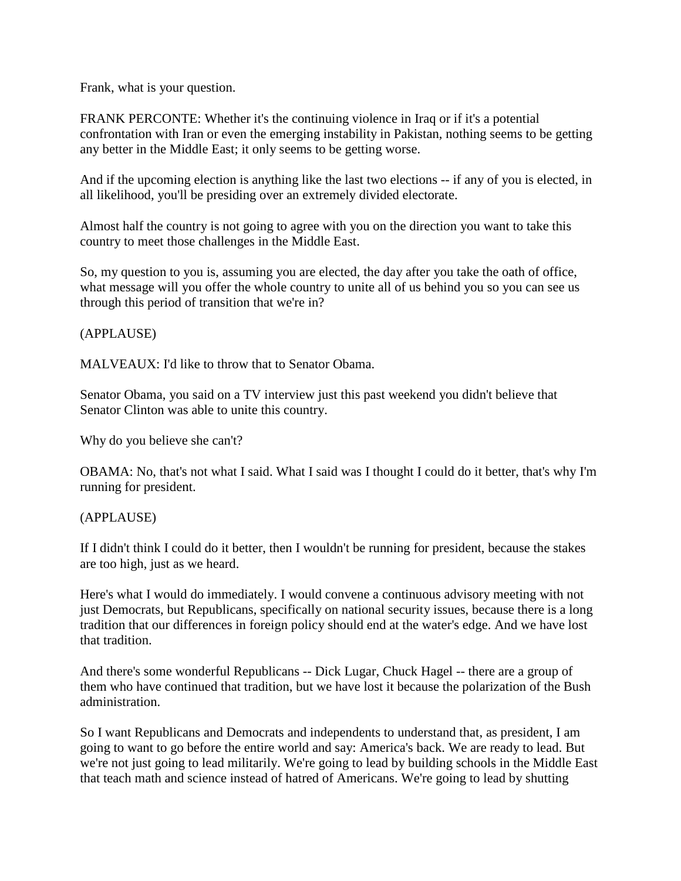Frank, what is your question.

FRANK PERCONTE: Whether it's the continuing violence in Iraq or if it's a potential confrontation with Iran or even the emerging instability in Pakistan, nothing seems to be getting any better in the Middle East; it only seems to be getting worse.

And if the upcoming election is anything like the last two elections -- if any of you is elected, in all likelihood, you'll be presiding over an extremely divided electorate.

Almost half the country is not going to agree with you on the direction you want to take this country to meet those challenges in the Middle East.

So, my question to you is, assuming you are elected, the day after you take the oath of office, what message will you offer the whole country to unite all of us behind you so you can see us through this period of transition that we're in?

(APPLAUSE)

MALVEAUX: I'd like to throw that to Senator Obama.

Senator Obama, you said on a TV interview just this past weekend you didn't believe that Senator Clinton was able to unite this country.

Why do you believe she can't?

OBAMA: No, that's not what I said. What I said was I thought I could do it better, that's why I'm running for president.

(APPLAUSE)

If I didn't think I could do it better, then I wouldn't be running for president, because the stakes are too high, just as we heard.

Here's what I would do immediately. I would convene a continuous advisory meeting with not just Democrats, but Republicans, specifically on national security issues, because there is a long tradition that our differences in foreign policy should end at the water's edge. And we have lost that tradition.

And there's some wonderful Republicans -- Dick Lugar, Chuck Hagel -- there are a group of them who have continued that tradition, but we have lost it because the polarization of the Bush administration.

So I want Republicans and Democrats and independents to understand that, as president, I am going to want to go before the entire world and say: America's back. We are ready to lead. But we're not just going to lead militarily. We're going to lead by building schools in the Middle East that teach math and science instead of hatred of Americans. We're going to lead by shutting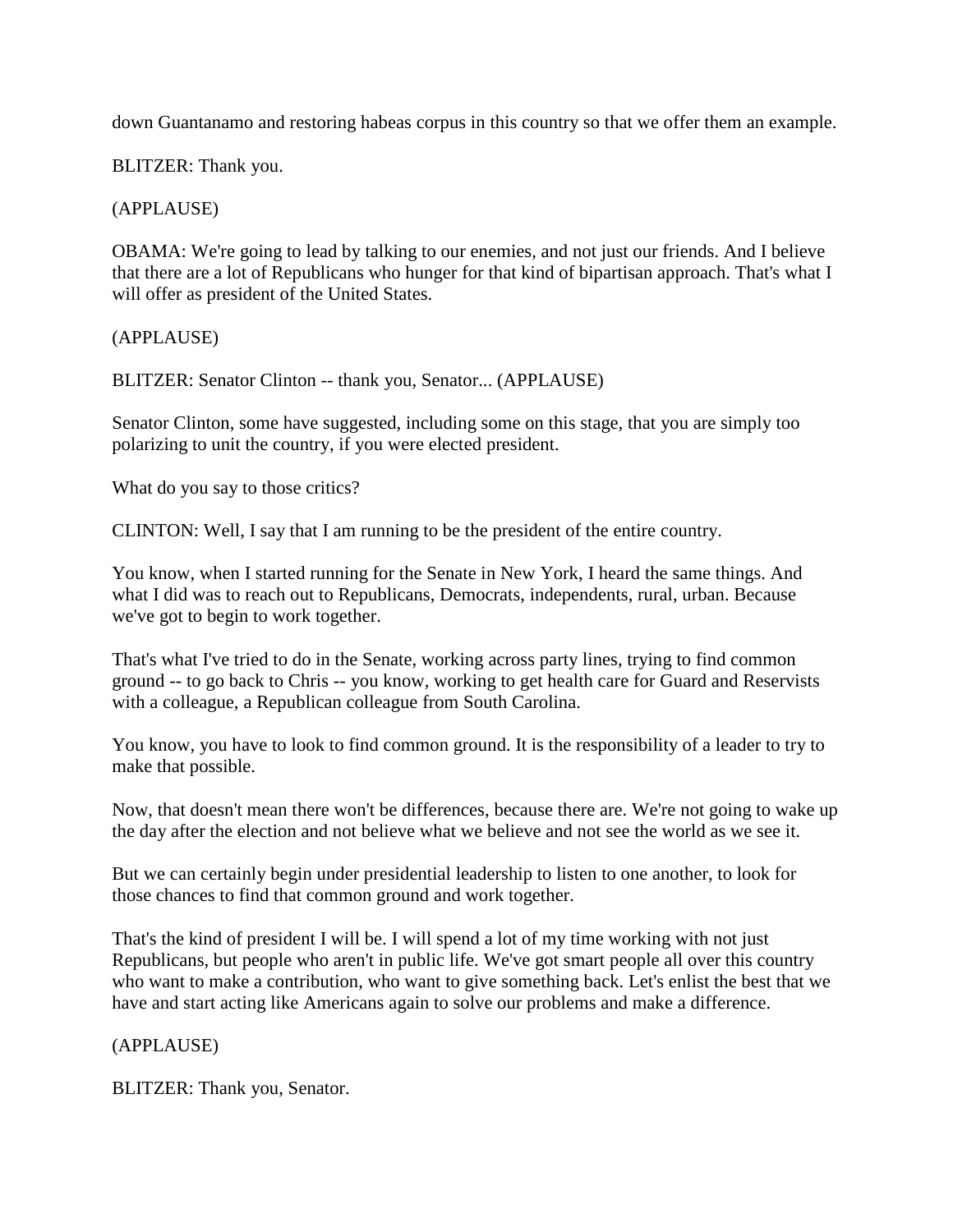down Guantanamo and restoring habeas corpus in this country so that we offer them an example.

BLITZER: Thank you.

(APPLAUSE)

OBAMA: We're going to lead by talking to our enemies, and not just our friends. And I believe that there are a lot of Republicans who hunger for that kind of bipartisan approach. That's what I will offer as president of the United States.

(APPLAUSE)

BLITZER: Senator Clinton -- thank you, Senator... (APPLAUSE)

Senator Clinton, some have suggested, including some on this stage, that you are simply too polarizing to unit the country, if you were elected president.

What do you say to those critics?

CLINTON: Well, I say that I am running to be the president of the entire country.

You know, when I started running for the Senate in New York, I heard the same things. And what I did was to reach out to Republicans, Democrats, independents, rural, urban. Because we've got to begin to work together.

That's what I've tried to do in the Senate, working across party lines, trying to find common ground -- to go back to Chris -- you know, working to get health care for Guard and Reservists with a colleague, a Republican colleague from South Carolina.

You know, you have to look to find common ground. It is the responsibility of a leader to try to make that possible.

Now, that doesn't mean there won't be differences, because there are. We're not going to wake up the day after the election and not believe what we believe and not see the world as we see it.

But we can certainly begin under presidential leadership to listen to one another, to look for those chances to find that common ground and work together.

That's the kind of president I will be. I will spend a lot of my time working with not just Republicans, but people who aren't in public life. We've got smart people all over this country who want to make a contribution, who want to give something back. Let's enlist the best that we have and start acting like Americans again to solve our problems and make a difference.

(APPLAUSE)

BLITZER: Thank you, Senator.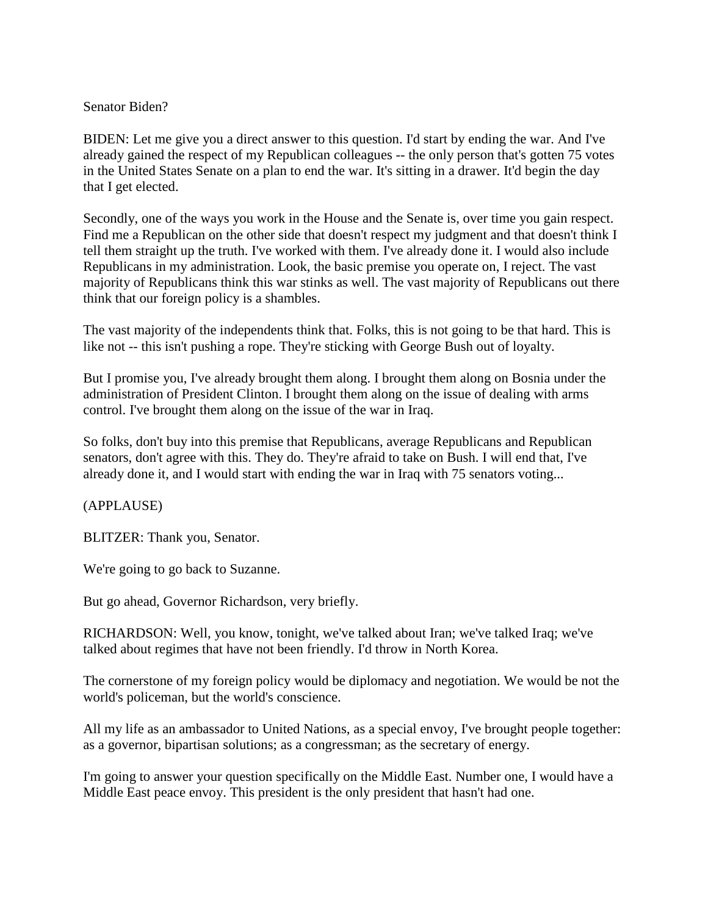Senator Biden?

BIDEN: Let me give you a direct answer to this question. I'd start by ending the war. And I've already gained the respect of my Republican colleagues -- the only person that's gotten 75 votes in the United States Senate on a plan to end the war. It's sitting in a drawer. It'd begin the day that I get elected.

Secondly, one of the ways you work in the House and the Senate is, over time you gain respect. Find me a Republican on the other side that doesn't respect my judgment and that doesn't think I tell them straight up the truth. I've worked with them. I've already done it. I would also include Republicans in my administration. Look, the basic premise you operate on, I reject. The vast majority of Republicans think this war stinks as well. The vast majority of Republicans out there think that our foreign policy is a shambles.

The vast majority of the independents think that. Folks, this is not going to be that hard. This is like not -- this isn't pushing a rope. They're sticking with George Bush out of loyalty.

But I promise you, I've already brought them along. I brought them along on Bosnia under the administration of President Clinton. I brought them along on the issue of dealing with arms control. I've brought them along on the issue of the war in Iraq.

So folks, don't buy into this premise that Republicans, average Republicans and Republican senators, don't agree with this. They do. They're afraid to take on Bush. I will end that, I've already done it, and I would start with ending the war in Iraq with 75 senators voting...

(APPLAUSE)

BLITZER: Thank you, Senator.

We're going to go back to Suzanne.

But go ahead, Governor Richardson, very briefly.

RICHARDSON: Well, you know, tonight, we've talked about Iran; we've talked Iraq; we've talked about regimes that have not been friendly. I'd throw in North Korea.

The cornerstone of my foreign policy would be diplomacy and negotiation. We would be not the world's policeman, but the world's conscience.

All my life as an ambassador to United Nations, as a special envoy, I've brought people together: as a governor, bipartisan solutions; as a congressman; as the secretary of energy.

I'm going to answer your question specifically on the Middle East. Number one, I would have a Middle East peace envoy. This president is the only president that hasn't had one.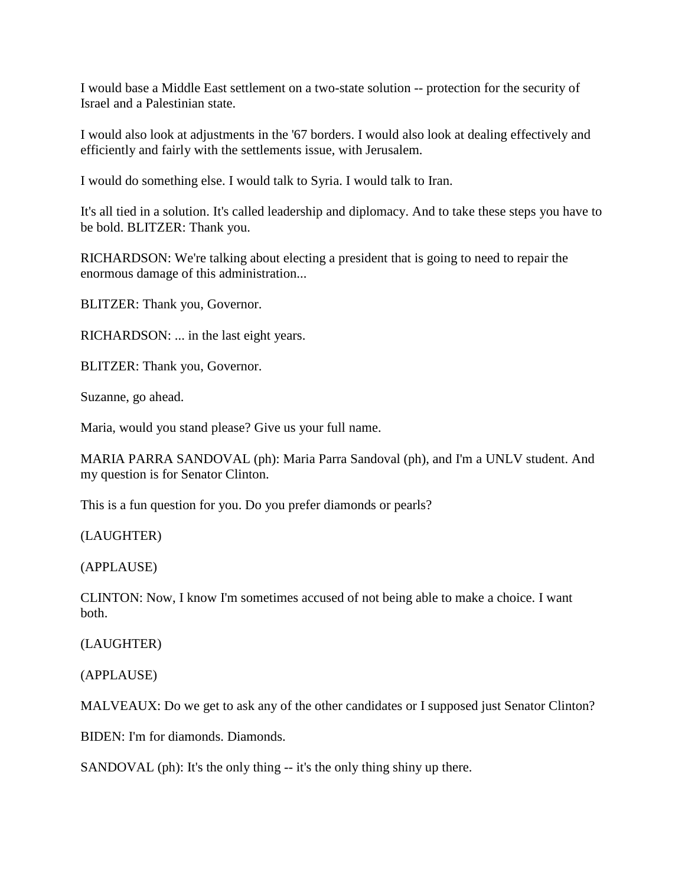I would base a Middle East settlement on a two-state solution -- protection for the security of Israel and a Palestinian state.

I would also look at adjustments in the '67 borders. I would also look at dealing effectively and efficiently and fairly with the settlements issue, with Jerusalem.

I would do something else. I would talk to Syria. I would talk to Iran.

It's all tied in a solution. It's called leadership and diplomacy. And to take these steps you have to be bold. BLITZER: Thank you.

RICHARDSON: We're talking about electing a president that is going to need to repair the enormous damage of this administration...

BLITZER: Thank you, Governor.

RICHARDSON: ... in the last eight years.

BLITZER: Thank you, Governor.

Suzanne, go ahead.

Maria, would you stand please? Give us your full name.

MARIA PARRA SANDOVAL (ph): Maria Parra Sandoval (ph), and I'm a UNLV student. And my question is for Senator Clinton.

This is a fun question for you. Do you prefer diamonds or pearls?

(LAUGHTER)

(APPLAUSE)

CLINTON: Now, I know I'm sometimes accused of not being able to make a choice. I want both.

(LAUGHTER)

(APPLAUSE)

MALVEAUX: Do we get to ask any of the other candidates or I supposed just Senator Clinton?

BIDEN: I'm for diamonds. Diamonds.

SANDOVAL (ph): It's the only thing -- it's the only thing shiny up there.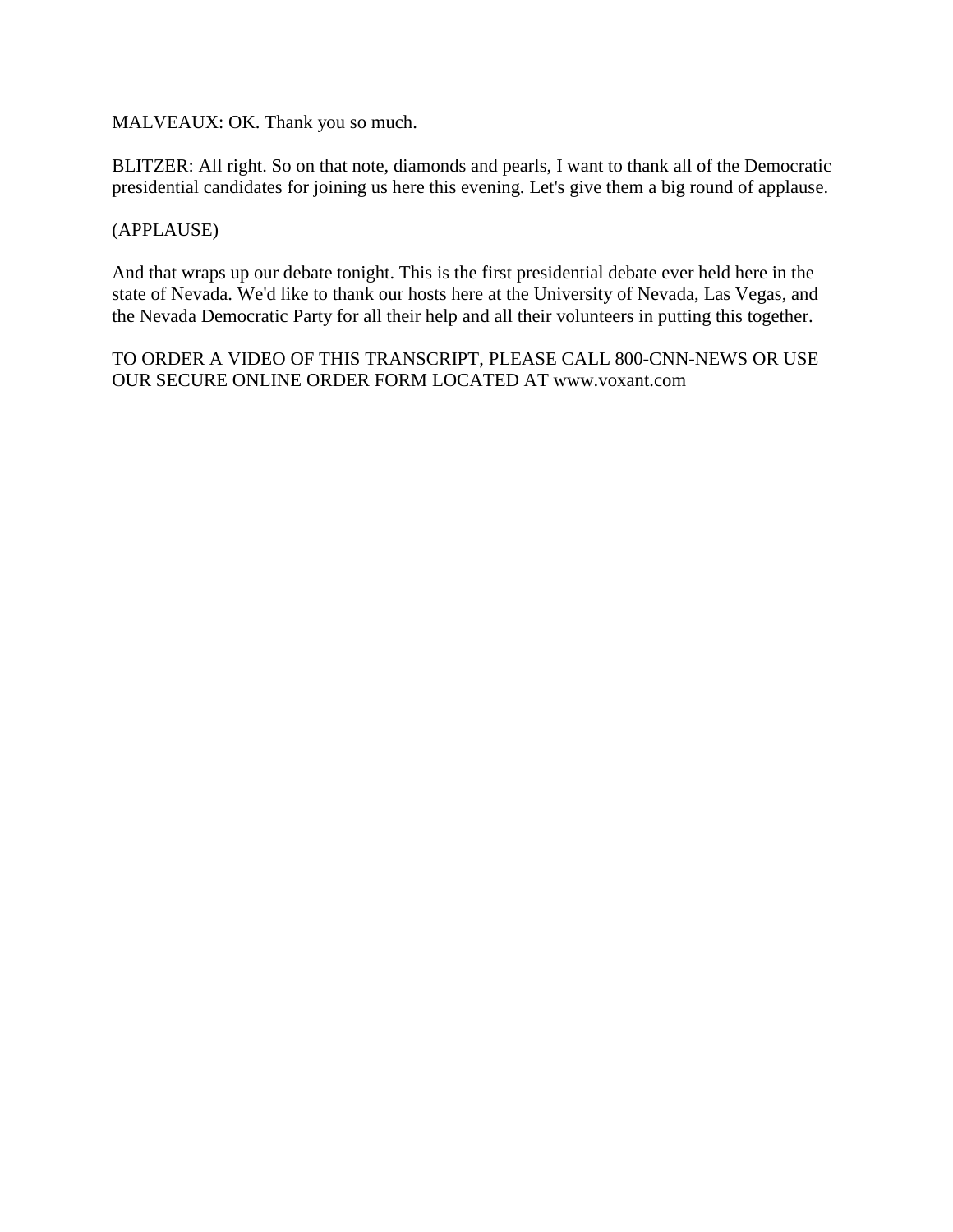MALVEAUX: OK. Thank you so much.

BLITZER: All right. So on that note, diamonds and pearls, I want to thank all of the Democratic presidential candidates for joining us here this evening. Let's give them a big round of applause.

(APPLAUSE)

And that wraps up our debate tonight. This is the first presidential debate ever held here in the state of Nevada. We'd like to thank our hosts here at the University of Nevada, Las Vegas, and the Nevada Democratic Party for all their help and all their volunteers in putting this together.

TO ORDER A VIDEO OF THIS TRANSCRIPT, PLEASE CALL 800-CNN-NEWS OR USE OUR SECURE ONLINE ORDER FORM LOCATED AT www.voxant.com